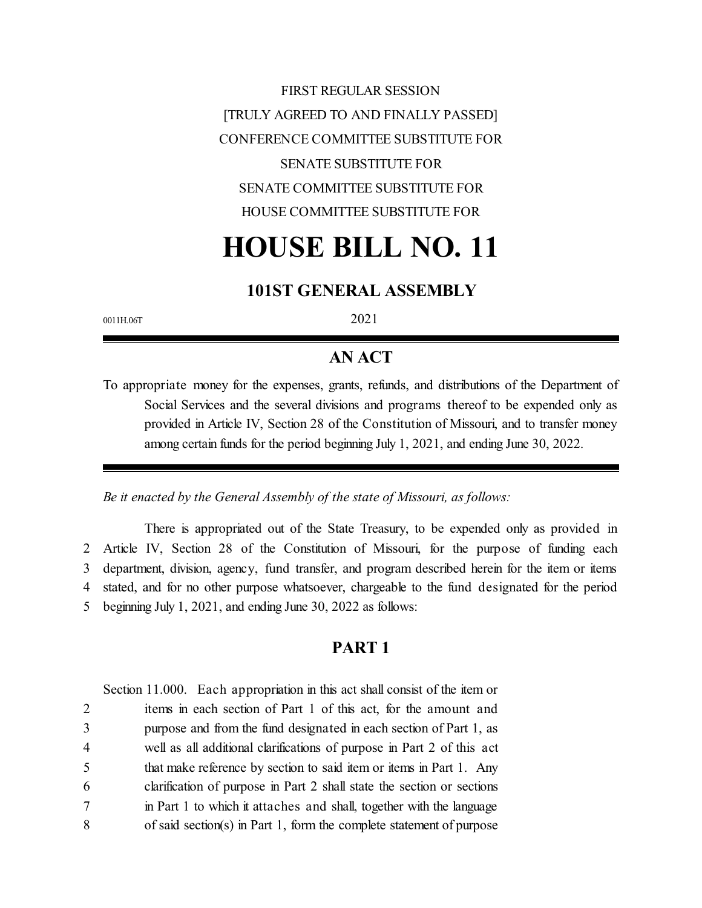FIRST REGULAR SESSION

[TRULY AGREED TO AND FINALLY PASSED]

CONFERENCE COMMITTEE SUBSTITUTE FOR

SENATE SUBSTITUTE FOR

SENATE COMMITTEE SUBSTITUTE FOR

HOUSE COMMITTEE SUBSTITUTE FOR

# HOUSE BILL NO. 11

## 101ST GENERAL ASSEMBLY

0011H.06T 2021

---

## AN ACT

To appropriate money for the expenses, grants, refunds, and distributions of the Department of Social Services and the several divisions and programs thereof to be expended only as provided in Article IV, Section 28 of the Constitution of Missouri, and to transfer money among certain funds for the period beginning July 1, 2021, and ending June 30, 2022.

---

*Be it enacted by the General Assembly of the state of Missouri, as follows:*

There is appropriated out of the State Treasury, to be expended only as provided in Article IV, Section 28 of the Constitution of Missouri, for the purpose of funding each department, division, agency, fund transfer, and program described herein for the item or items stated, and for no other purpose whatsoever, chargeable to the fund designated for the period beginning July 1, 2021, and ending June 30, 2022 as follows:

## PART 1

Section 11.000. Each appropriation in this act shall consist of the item or items in each section of Part 1 of this act, for the amount and purpose and from the fund designated in each section of Part 1, as well as all additional clarifications of purpose in Part 2 of this act that make reference by section to said item or items in Part 1. Any clarification of purpose in Part 2 shall state the section or sections in Part 1 to which it attaches and shall, together with the language of said section(s) in Part 1, form the complete statement of purpose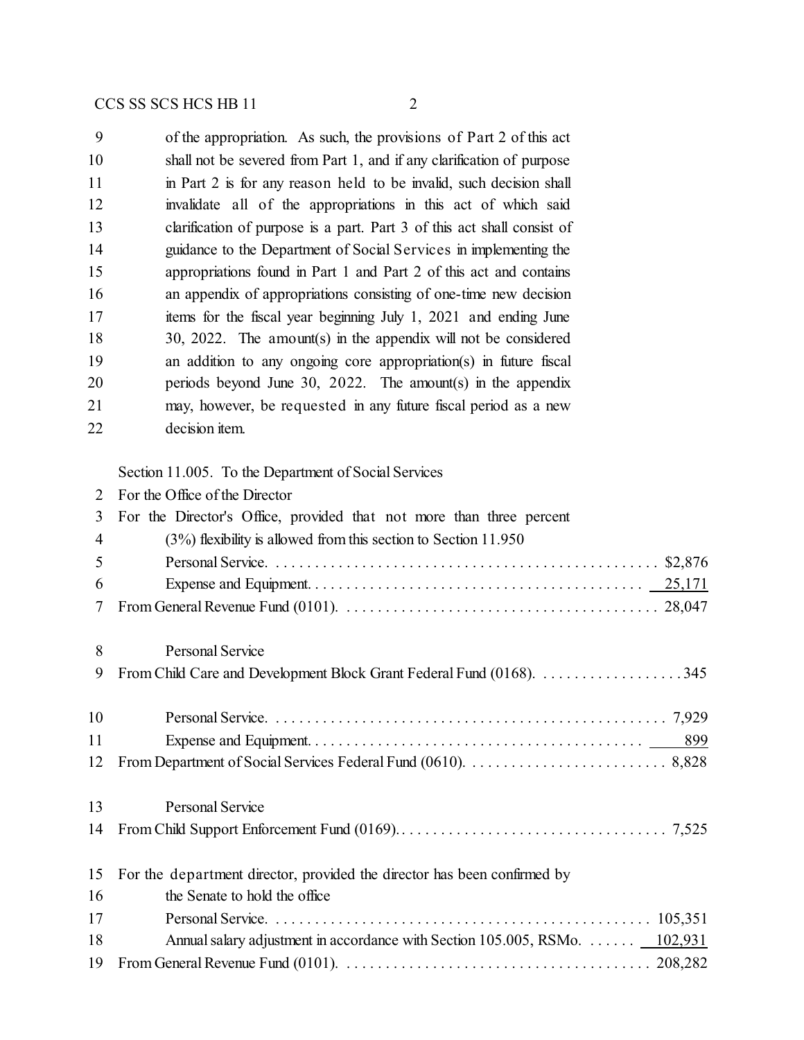of the appropriation. As such, the provisions of Part 2 of this act shall not be severed from Part 1, and if any clarification of purpose in Part 2 is for any reason held to be invalid, such decision shall invalidate all of the appropriations in this act of which said clarification of purpose is a part. Part 3 of this act shall consist of guidance to the Department of Social Services in implementing the appropriations found in Part 1 and Part 2 of this act and contains an appendix of appropriations consisting of one-time new decision items for the fiscal year beginning July 1, 2021 and ending June 30, 2022. The amount(s) in the appendix will not be considered an addition to any ongoing core appropriation(s) in future fiscal periods beyond June 30, 2022. The amount(s) in the appendix may, however, be requested in any future fiscal period as a new decision item.

Section 11.005. To the Department of Social Services
For the Office of the Director
For the Director's Office, provided that not more than three percent (3%) flexibility is allowed from this section to Section 11.950

| | |
|---|---|
| Personal Service | $2,876 |
| Expense and Equipment | 25,171 |
| From General Revenue Fund (0101) | 28,047 |
| Personal Service | |
| From Child Care and Development Block Grant Federal Fund (0168) | 345 |
| Personal Service | 7,929 |
| Expense and Equipment | 899 |
| From Department of Social Services Federal Fund (0610) | 8,828 |
| Personal Service | |
| From Child Support Enforcement Fund (0169) | 7,525 |

For the department director, provided the director has been confirmed by the Senate to hold the office

| | |
|---|---|
| Personal Service | 105,351 |
| Annual salary adjustment in accordance with Section 105.005, RSMo. | 102,931 |
| From General Revenue Fund (0101) | 208,282 |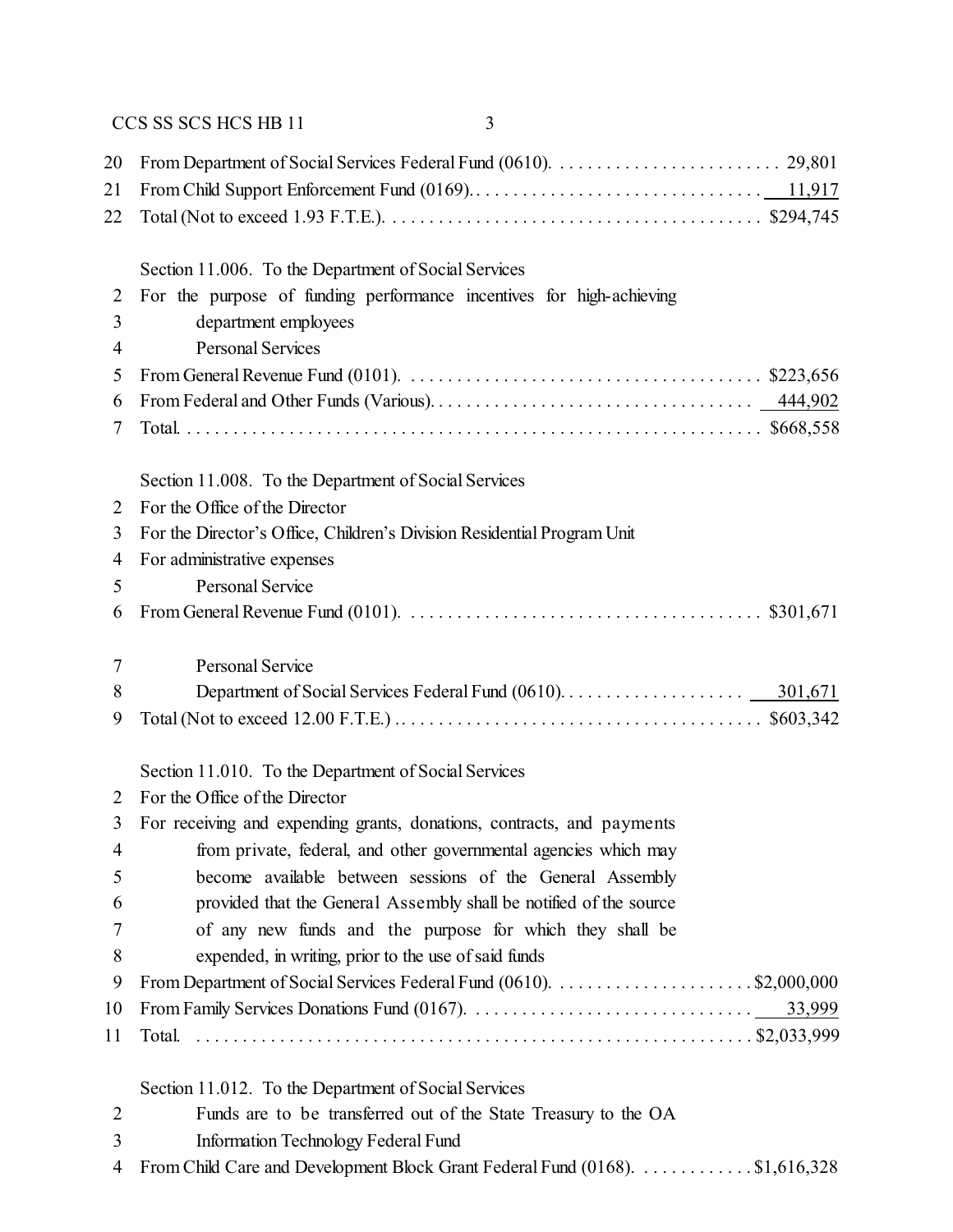20 From Department of Social Services Federal Fund (0610). . . . . . . . . . . . . . . . . . . . . . . . . 29,801
21 From Child Support Enforcement Fund (0169). . . . . . . . . . . . . . . . . . . . . . . . . . . . . . . 11,917
22 Total (Not to exceed 1.93 F.T.E.). . . . . . . . . . . . . . . . . . . . . . . . . . . . . . . . . . . . . . . . $294,745

Section 11.006. To the Department of Social Services
2 For the purpose of funding performance incentives for high-achieving
3 department employees
4 Personal Services
5 From General Revenue Fund (0101). . . . . . . . . . . . . . . . . . . . . . . . . . . . . . . . . . . . . . $223,656
6 From Federal and Other Funds (Various). . . . . . . . . . . . . . . . . . . . . . . . . . . . . . . . . . 444,902
7 Total. . . . . . . . . . . . . . . . . . . . . . . . . . . . . . . . . . . . . . . . . . . . . . . . . . . . . . . . . . . . . $668,558

Section 11.008. To the Department of Social Services
2 For the Office of the Director
3 For the Director's Office, Children's Division Residential Program Unit
4 For administrative expenses
5 Personal Service
6 From General Revenue Fund (0101). . . . . . . . . . . . . . . . . . . . . . . . . . . . . . . . . . . . . . $301,671

7 Personal Service
8 Department of Social Services Federal Fund (0610). . . . . . . . . . . . . . . . . . . . 301,671
9 Total (Not to exceed 12.00 F.T.E.) . . . . . . . . . . . . . . . . . . . . . . . . . . . . . . . . . . . . . . . $603,342

Section 11.010. To the Department of Social Services
2 For the Office of the Director
3 For receiving and expending grants, donations, contracts, and payments
4 from private, federal, and other governmental agencies which may
5 become available between sessions of the General Assembly
6 provided that the General Assembly shall be notified of the source
7 of any new funds and the purpose for which they shall be
8 expended, in writing, prior to the use of said funds
9 From Department of Social Services Federal Fund (0610). . . . . . . . . . . . . . . . . . . . . $2,000,000
10 From Family Services Donations Fund (0167). . . . . . . . . . . . . . . . . . . . . . . . . . . . . . 33,999
11 Total. . . . . . . . . . . . . . . . . . . . . . . . . . . . . . . . . . . . . . . . . . . . . . . . . . . . . . . . . . . . $2,033,999

Section 11.012. To the Department of Social Services
2 Funds are to be transferred out of the State Treasury to the OA
3 Information Technology Federal Fund
4 From Child Care and Development Block Grant Federal Fund (0168). . . . . . . . . . . . $1,616,328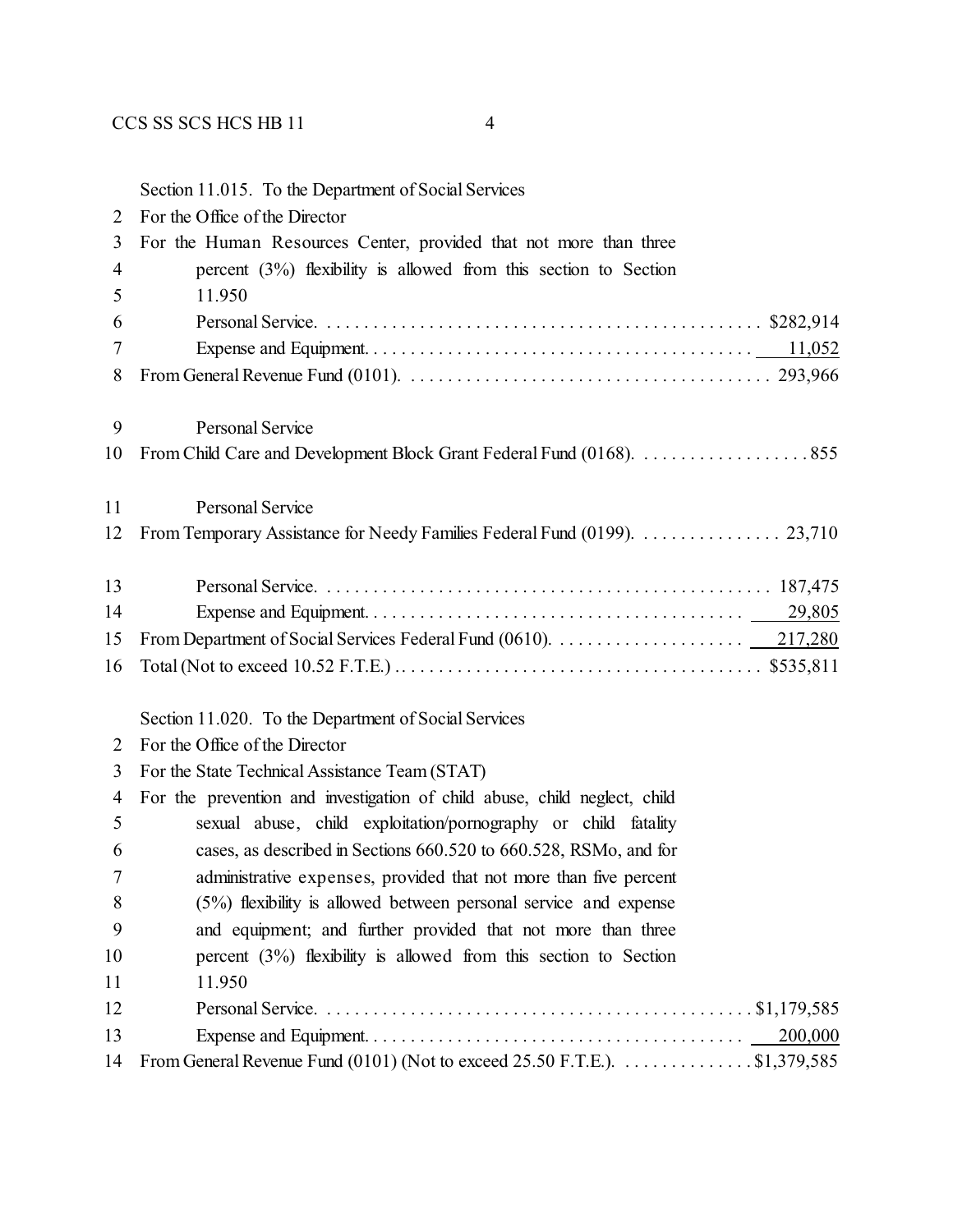Section 11.015. To the Department of Social Services

For the Office of the Director

For the Human Resources Center, provided that not more than three percent (3%) flexibility is allowed from this section to Section 11.950

| | |
|---|---|
| Personal Service | $282,914 |
| Expense and Equipment | 11,052 |
| From General Revenue Fund (0101) | 293,966 |
| | |
| Personal Service | |
| From Child Care and Development Block Grant Federal Fund (0168) | 855 |
| | |
| Personal Service | |
| From Temporary Assistance for Needy Families Federal Fund (0199) | 23,710 |
| | |
| Personal Service | 187,475 |
| Expense and Equipment | 29,805 |
| From Department of Social Services Federal Fund (0610) | 217,280 |
| Total (Not to exceed 10.52 F.T.E.) | $535,811 |

Section 11.020. To the Department of Social Services

For the Office of the Director

For the State Technical Assistance Team (STAT)

For the prevention and investigation of child abuse, child neglect, child sexual abuse, child exploitation/pornography or child fatality cases, as described in Sections 660.520 to 660.528, RSMo, and for administrative expenses, provided that not more than five percent (5%) flexibility is allowed between personal service and expense and equipment; and further provided that not more than three percent (3%) flexibility is allowed from this section to Section 11.950

| | |
|---|---|
| Personal Service | $1,179,585 |
| Expense and Equipment | 200,000 |
| From General Revenue Fund (0101) (Not to exceed 25.50 F.T.E.) | $1,379,585 |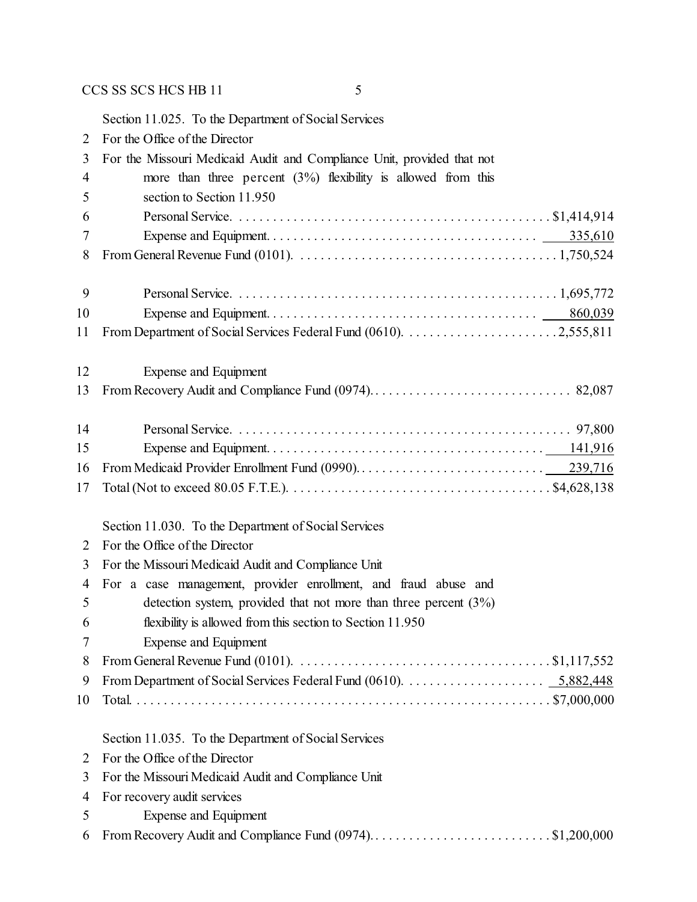Section 11.025. To the Department of Social Services
For the Office of the Director
For the Missouri Medicaid Audit and Compliance Unit, provided that not more than three percent (3%) flexibility is allowed from this section to Section 11.950

| | |
|---|---:|
| Personal Service | $1,414,914 |
| Expense and Equipment | 335,610 |
| From General Revenue Fund (0101) | 1,750,524 |
| | |
| Personal Service | 1,695,772 |
| Expense and Equipment | 860,039 |
| From Department of Social Services Federal Fund (0610) | 2,555,811 |
| | |
| Expense and Equipment | |
| From Recovery Audit and Compliance Fund (0974) | 82,087 |
| | |
| Personal Service | 97,800 |
| Expense and Equipment | 141,916 |
| From Medicaid Provider Enrollment Fund (0990) | 239,716 |
| Total (Not to exceed 80.05 F.T.E.) | $4,628,138 |

Section 11.030. To the Department of Social Services
For the Office of the Director
For the Missouri Medicaid Audit and Compliance Unit
For a case management, provider enrollment, and fraud abuse and detection system, provided that not more than three percent (3%) flexibility is allowed from this section to Section 11.950

| | |
|---|---:|
| Expense and Equipment | |
| From General Revenue Fund (0101) | $1,117,552 |
| From Department of Social Services Federal Fund (0610) | 5,882,448 |
| Total | $7,000,000 |

Section 11.035. To the Department of Social Services
For the Office of the Director
For the Missouri Medicaid Audit and Compliance Unit
For recovery audit services

| | |
|---|---:|
| Expense and Equipment | |
| From Recovery Audit and Compliance Fund (0974) | $1,200,000 |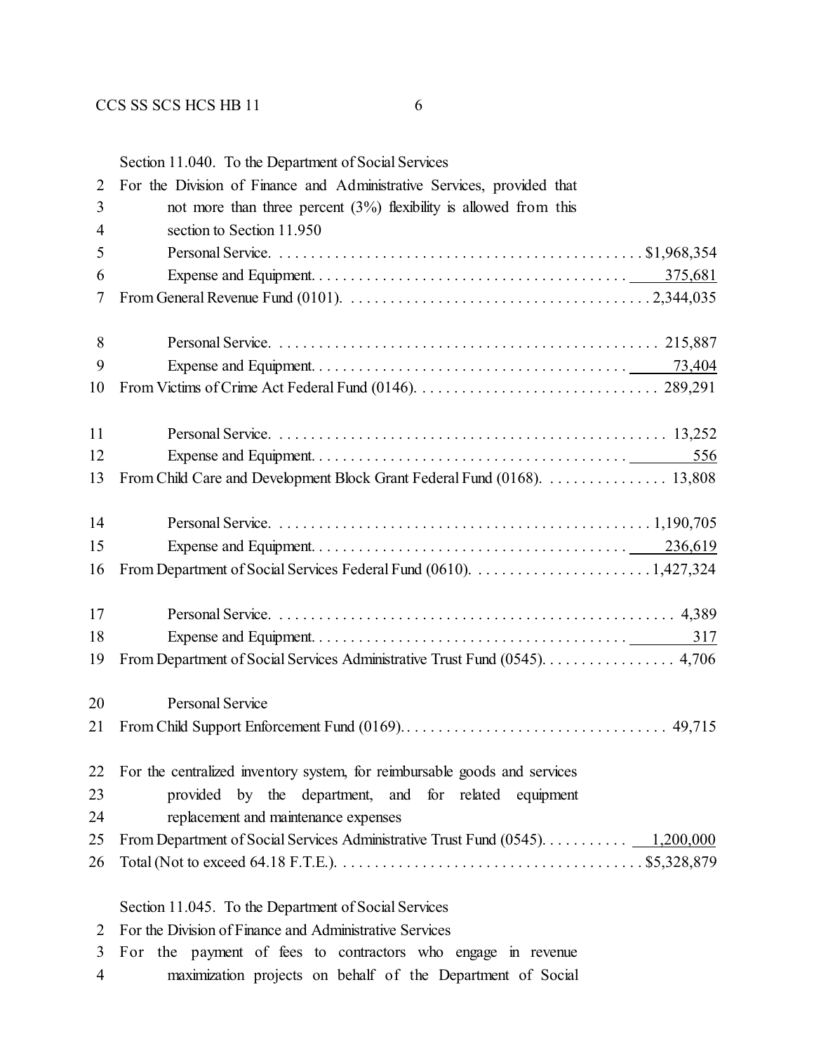Section 11.040. To the Department of Social Services

For the Division of Finance and Administrative Services, provided that not more than three percent (3%) flexibility is allowed from this section to Section 11.950

| | |
|---|---:|
| Personal Service | $1,968,354 |
| Expense and Equipment | 375,681 |
| From General Revenue Fund (0101) | 2,344,035 |
| | |
| Personal Service | 215,887 |
| Expense and Equipment | 73,404 |
| From Victims of Crime Act Federal Fund (0146) | 289,291 |
| | |
| Personal Service | 13,252 |
| Expense and Equipment | 556 |
| From Child Care and Development Block Grant Federal Fund (0168) | 13,808 |
| | |
| Personal Service | 1,190,705 |
| Expense and Equipment | 236,619 |
| From Department of Social Services Federal Fund (0610) | 1,427,324 |
| | |
| Personal Service | 4,389 |
| Expense and Equipment | 317 |
| From Department of Social Services Administrative Trust Fund (0545) | 4,706 |
| | |
| Personal Service | |
| From Child Support Enforcement Fund (0169) | 49,715 |

For the centralized inventory system, for reimbursable goods and services provided by the department, and for related equipment replacement and maintenance expenses

| | |
|---|---:|
| From Department of Social Services Administrative Trust Fund (0545) | 1,200,000 |
| Total (Not to exceed 64.18 F.T.E.) | $5,328,879 |

Section 11.045. To the Department of Social Services

For the Division of Finance and Administrative Services

For the payment of fees to contractors who engage in revenue maximization projects on behalf of the Department of Social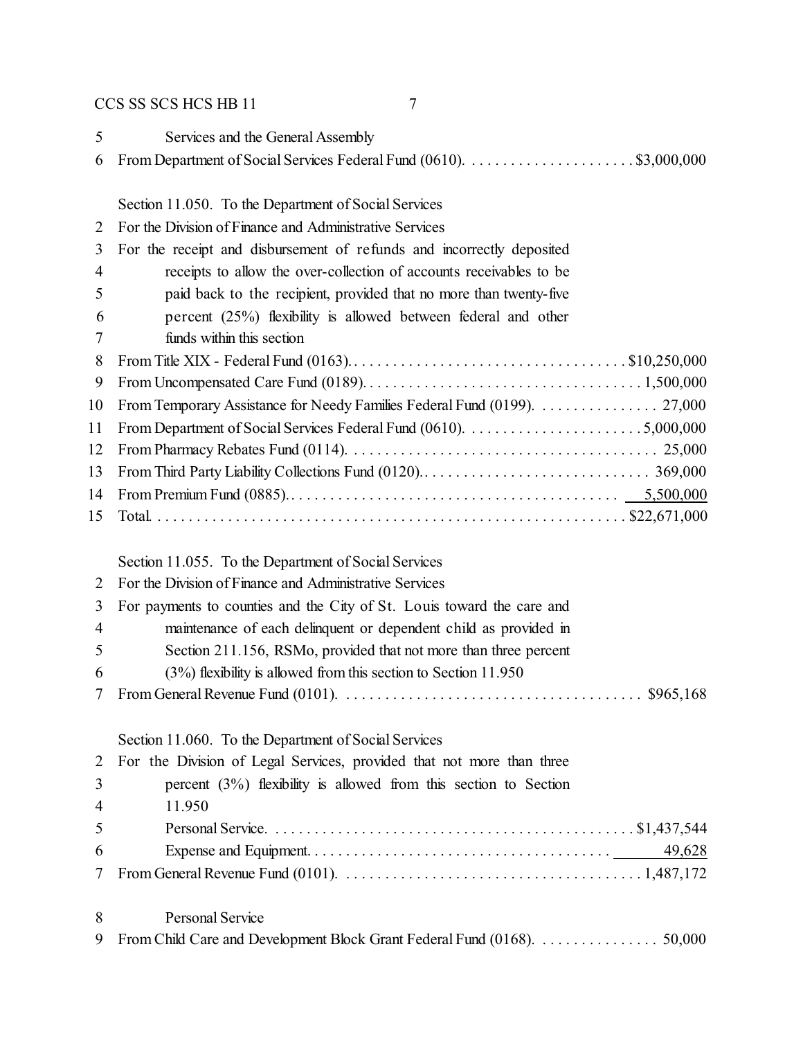5 Services and the General Assembly
6 From Department of Social Services Federal Fund (0610). . . . . . . . . . . . . . . . . . . . . . $3,000,000

Section 11.050. To the Department of Social Services
2 For the Division of Finance and Administrative Services
3 For the receipt and disbursement of refunds and incorrectly deposited
4 receipts to allow the over-collection of accounts receivables to be
5 paid back to the recipient, provided that no more than twenty-five
6 percent (25%) flexibility is allowed between federal and other
7 funds within this section
8 From Title XIX - Federal Fund (0163). . . . . . . . . . . . . . . . . . . . . . . . . . . . . . . . . . . $10,250,000
9 From Uncompensated Care Fund (0189). . . . . . . . . . . . . . . . . . . . . . . . . . . . . . . . . . . 1,500,000
10 From Temporary Assistance for Needy Families Federal Fund (0199). . . . . . . . . . . . . . . . 27,000
11 From Department of Social Services Federal Fund (0610). . . . . . . . . . . . . . . . . . . . . . . 5,000,000
12 From Pharmacy Rebates Fund (0114). . . . . . . . . . . . . . . . . . . . . . . . . . . . . . . . . . . . . . 25,000
13 From Third Party Liability Collections Fund (0120). . . . . . . . . . . . . . . . . . . . . . . . . . . . . 369,000
14 From Premium Fund (0885). . . . . . . . . . . . . . . . . . . . . . . . . . . . . . . . . . . . . . . . . . 5,500,000
15 Total. . . . . . . . . . . . . . . . . . . . . . . . . . . . . . . . . . . . . . . . . . . . . . . . . . . . . . . . . . . $22,671,000

Section 11.055. To the Department of Social Services
2 For the Division of Finance and Administrative Services
3 For payments to counties and the City of St. Louis toward the care and
4 maintenance of each delinquent or dependent child as provided in
5 Section 211.156, RSMo, provided that not more than three percent
6 (3%) flexibility is allowed from this section to Section 11.950
7 From General Revenue Fund (0101). . . . . . . . . . . . . . . . . . . . . . . . . . . . . . . . . . . . . . $965,168

Section 11.060. To the Department of Social Services
2 For the Division of Legal Services, provided that not more than three
3 percent (3%) flexibility is allowed from this section to Section
4 11.950
5 Personal Service. . . . . . . . . . . . . . . . . . . . . . . . . . . . . . . . . . . . . . . . . . . . . $1,437,544
6 Expense and Equipment. . . . . . . . . . . . . . . . . . . . . . . . . . . . . . . . . . . . . . . . 49,628
7 From General Revenue Fund (0101). . . . . . . . . . . . . . . . . . . . . . . . . . . . . . . . . . . . . . 1,487,172

8 Personal Service
9 From Child Care and Development Block Grant Federal Fund (0168). . . . . . . . . . . . . . . . 50,000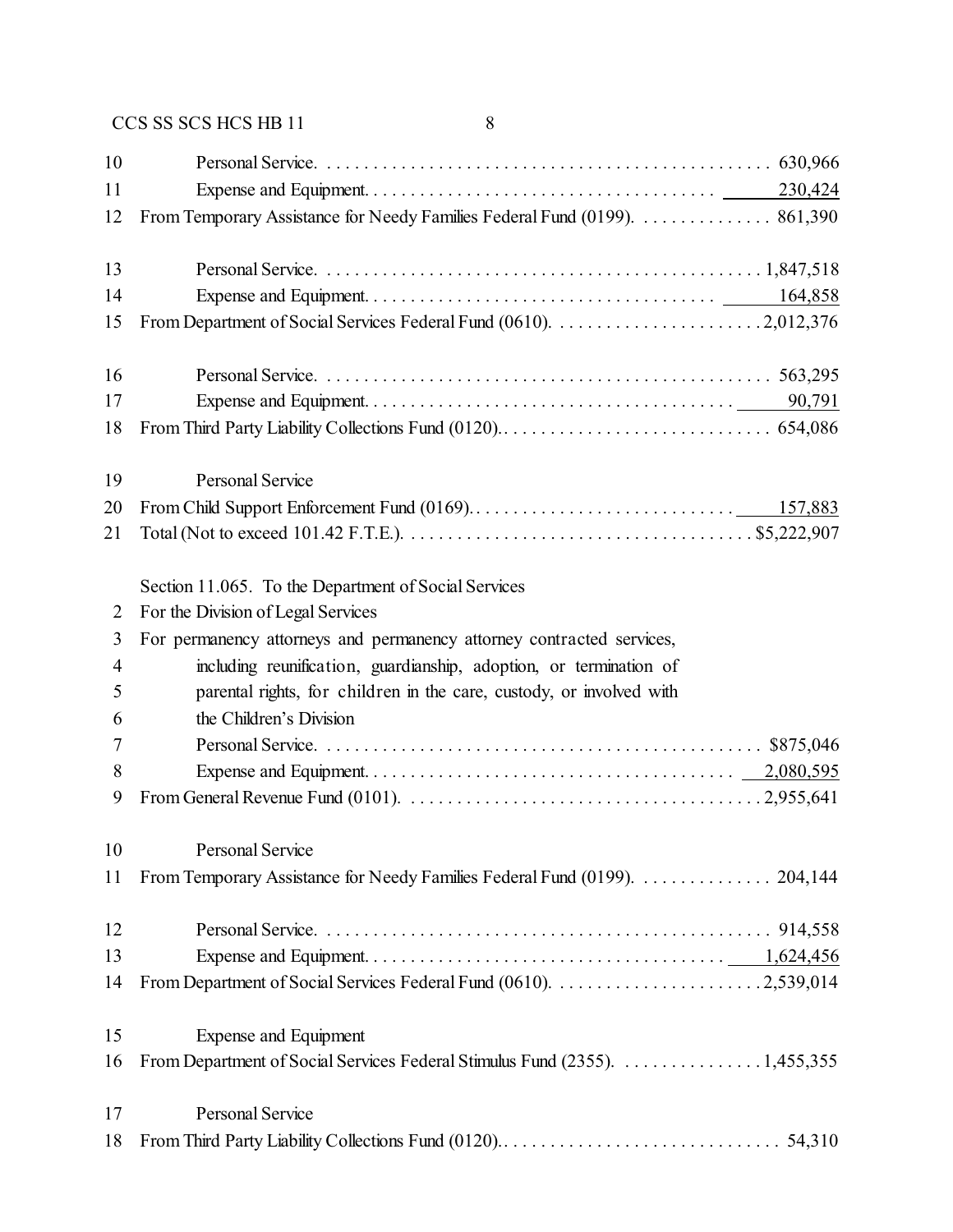| | | |
|---|---|---|
| 10 | Personal Service | 630,966 |
| 11 | Expense and Equipment | 230,424 |
| 12 | From Temporary Assistance for Needy Families Federal Fund (0199) | 861,390 |
| 13 | Personal Service | 1,847,518 |
| 14 | Expense and Equipment | 164,858 |
| 15 | From Department of Social Services Federal Fund (0610) | 2,012,376 |
| 16 | Personal Service | 563,295 |
| 17 | Expense and Equipment | 90,791 |
| 18 | From Third Party Liability Collections Fund (0120) | 654,086 |
| 19 | Personal Service | |
| 20 | From Child Support Enforcement Fund (0169) | 157,883 |
| 21 | Total (Not to exceed 101.42 F.T.E.) | $5,222,907 |

Section 11.065. To the Department of Social Services

| | | |
|---|---|---|
| 2 | For the Division of Legal Services | |
| 3 | For permanency attorneys and permanency attorney contracted services, | |
| 4 | including reunification, guardianship, adoption, or termination of | |
| 5 | parental rights, for children in the care, custody, or involved with | |
| 6 | the Children's Division | |
| 7 | Personal Service | $875,046 |
| 8 | Expense and Equipment | 2,080,595 |
| 9 | From General Revenue Fund (0101) | 2,955,641 |
| 10 | Personal Service | |
| 11 | From Temporary Assistance for Needy Families Federal Fund (0199) | 204,144 |
| 12 | Personal Service | 914,558 |
| 13 | Expense and Equipment | 1,624,456 |
| 14 | From Department of Social Services Federal Fund (0610) | 2,539,014 |
| 15 | Expense and Equipment | |
| 16 | From Department of Social Services Federal Stimulus Fund (2355) | 1,455,355 |
| 17 | Personal Service | |
| 18 | From Third Party Liability Collections Fund (0120) | 54,310 |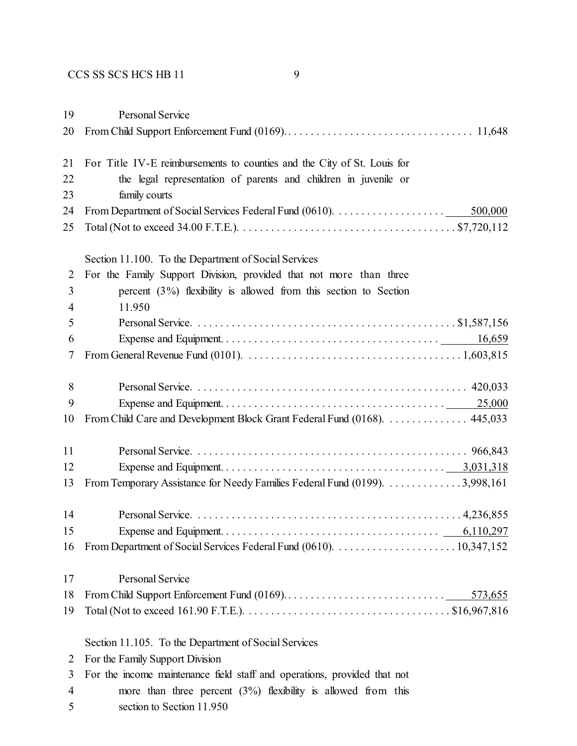19 Personal Service
20 From Child Support Enforcement Fund (0169)................................. 11,648

21 For Title IV-E reimbursements to counties and the City of St. Louis for
22 the legal representation of parents and children in juvenile or
23 family courts
24 From Department of Social Services Federal Fund (0610)................... 500,000
25 Total (Not to exceed 34.00 F.T.E.)...................................... $7,720,112

Section 11.100. To the Department of Social Services
2 For the Family Support Division, provided that not more than three
3 percent (3%) flexibility is allowed from this section to Section
4 11.950
5 Personal Service............................................. $1,587,156
6 Expense and Equipment....................................... 16,659
7 From General Revenue Fund (0101)....................................... 1,603,815

8 Personal Service............................................. 420,033
9 Expense and Equipment....................................... 25,000
10 From Child Care and Development Block Grant Federal Fund (0168)............... 445,033

11 Personal Service............................................. 966,843
12 Expense and Equipment....................................... 3,031,318
13 From Temporary Assistance for Needy Families Federal Fund (0199)............. 3,998,161

14 Personal Service............................................. 4,236,855
15 Expense and Equipment....................................... 6,110,297
16 From Department of Social Services Federal Fund (0610).................... 10,347,152

17 Personal Service
18 From Child Support Enforcement Fund (0169)................................. 573,655
19 Total (Not to exceed 161.90 F.T.E.)..................................... $16,967,816

Section 11.105. To the Department of Social Services
2 For the Family Support Division
3 For the income maintenance field staff and operations, provided that not
4 more than three percent (3%) flexibility is allowed from this
5 section to Section 11.950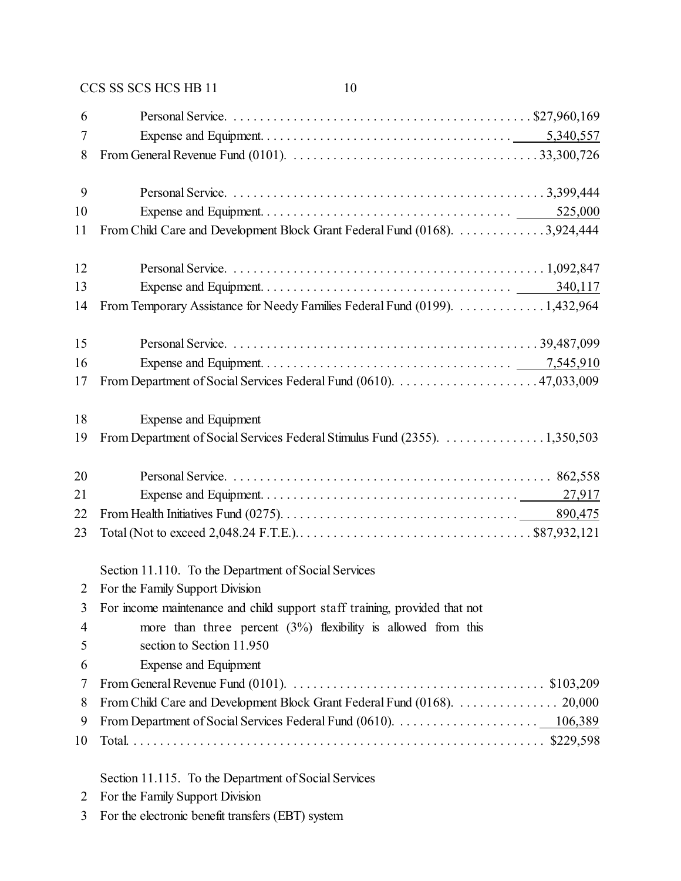| | | |
|---|---|---|
| 6 | Personal Service | $27,960,169 |
| 7 | Expense and Equipment | 5,340,557 |
| 8 | From General Revenue Fund (0101) | 33,300,726 |
| 9 | Personal Service | 3,399,444 |
| 10 | Expense and Equipment | 525,000 |
| 11 | From Child Care and Development Block Grant Federal Fund (0168) | 3,924,444 |
| 12 | Personal Service | 1,092,847 |
| 13 | Expense and Equipment | 340,117 |
| 14 | From Temporary Assistance for Needy Families Federal Fund (0199) | 1,432,964 |
| 15 | Personal Service | 39,487,099 |
| 16 | Expense and Equipment | 7,545,910 |
| 17 | From Department of Social Services Federal Fund (0610) | 47,033,009 |
| 18 | Expense and Equipment | |
| 19 | From Department of Social Services Federal Stimulus Fund (2355) | 1,350,503 |
| 20 | Personal Service | 862,558 |
| 21 | Expense and Equipment | 27,917 |
| 22 | From Health Initiatives Fund (0275) | 890,475 |
| 23 | Total (Not to exceed 2,048.24 F.T.E.) | $87,932,121 |

Section 11.110. To the Department of Social Services
2 For the Family Support Division
3 For income maintenance and child support staff training, provided that not
4 more than three percent (3%) flexibility is allowed from this
5 section to Section 11.950
6 Expense and Equipment

| | | |
|---|---|---|
| 7 | From General Revenue Fund (0101) | $103,209 |
| 8 | From Child Care and Development Block Grant Federal Fund (0168) | 20,000 |
| 9 | From Department of Social Services Federal Fund (0610) | 106,389 |
| 10 | Total | $229,598 |

Section 11.115. To the Department of Social Services
2 For the Family Support Division
3 For the electronic benefit transfers (EBT) system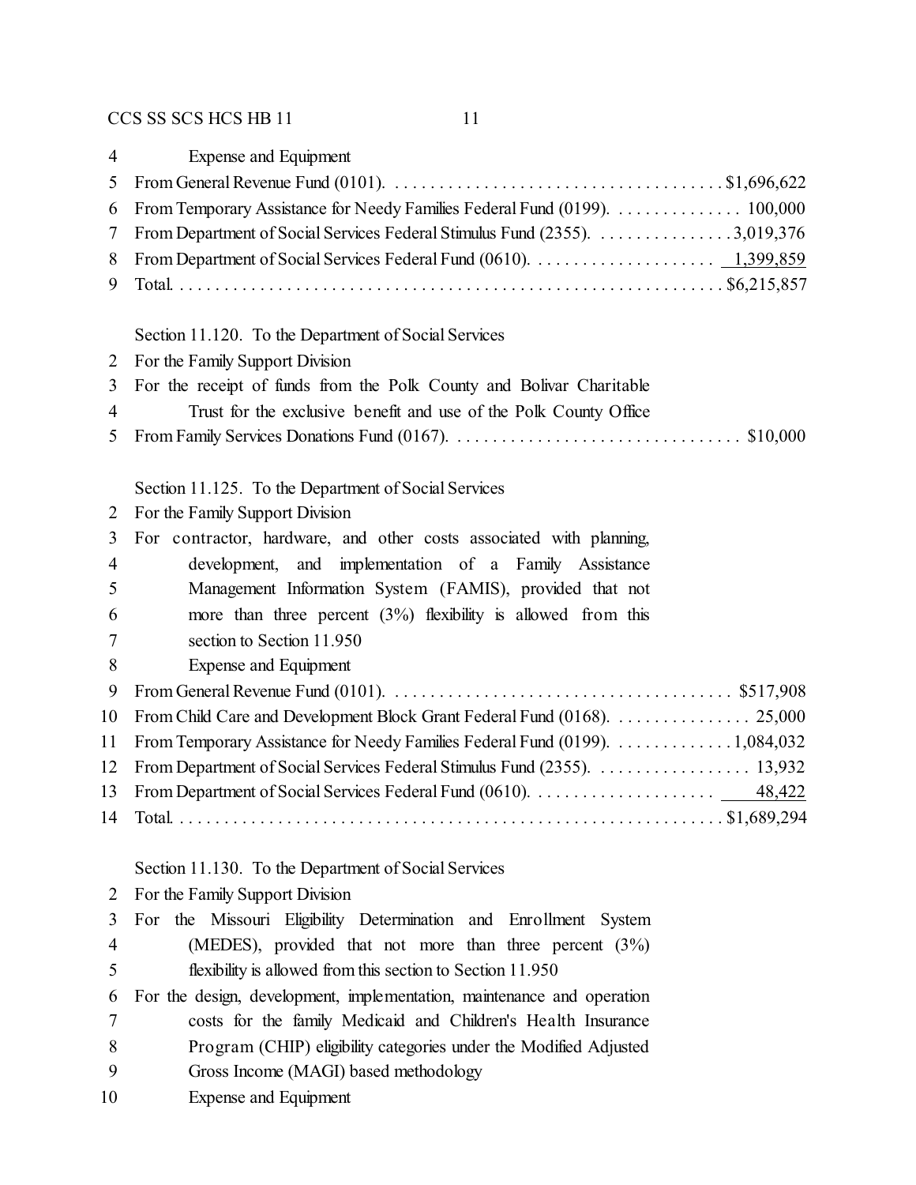Expense and Equipment

From General Revenue Fund (0101). . . . . . . . . . . . . . . . . . . . . . . . . . . . . . . . . . . . . $1,696,622
From Temporary Assistance for Needy Families Federal Fund (0199). . . . . . . . . . . . . . . 100,000
From Department of Social Services Federal Stimulus Fund (2355). . . . . . . . . . . . . . . . 3,019,376
From Department of Social Services Federal Fund (0610). . . . . . . . . . . . . . . . . . . . . 1,399,859
Total. . . . . . . . . . . . . . . . . . . . . . . . . . . . . . . . . . . . . . . . . . . . . . . . . . . . . . . . . . . $6,215,857

Section 11.120. To the Department of Social Services
For the Family Support Division
For the receipt of funds from the Polk County and Bolivar Charitable Trust for the exclusive benefit and use of the Polk County Office
From Family Services Donations Fund (0167). . . . . . . . . . . . . . . . . . . . . . . . . . . . . . . . $10,000

Section 11.125. To the Department of Social Services
For the Family Support Division
For contractor, hardware, and other costs associated with planning, development, and implementation of a Family Assistance Management Information System (FAMIS), provided that not more than three percent (3%) flexibility is allowed from this section to Section 11.950
Expense and Equipment
From General Revenue Fund (0101). . . . . . . . . . . . . . . . . . . . . . . . . . . . . . . . . . . . . . $517,908
From Child Care and Development Block Grant Federal Fund (0168). . . . . . . . . . . . . . . . 25,000
From Temporary Assistance for Needy Families Federal Fund (0199). . . . . . . . . . . . . . 1,084,032
From Department of Social Services Federal Stimulus Fund (2355). . . . . . . . . . . . . . . . . . 13,932
From Department of Social Services Federal Fund (0610). . . . . . . . . . . . . . . . . . . . . 48,422
Total. . . . . . . . . . . . . . . . . . . . . . . . . . . . . . . . . . . . . . . . . . . . . . . . . . . . . . . . . . . $1,689,294

Section 11.130. To the Department of Social Services
For the Family Support Division
For the Missouri Eligibility Determination and Enrollment System (MEDES), provided that not more than three percent (3%) flexibility is allowed from this section to Section 11.950
For the design, development, implementation, maintenance and operation costs for the family Medicaid and Children's Health Insurance Program (CHIP) eligibility categories under the Modified Adjusted Gross Income (MAGI) based methodology
Expense and Equipment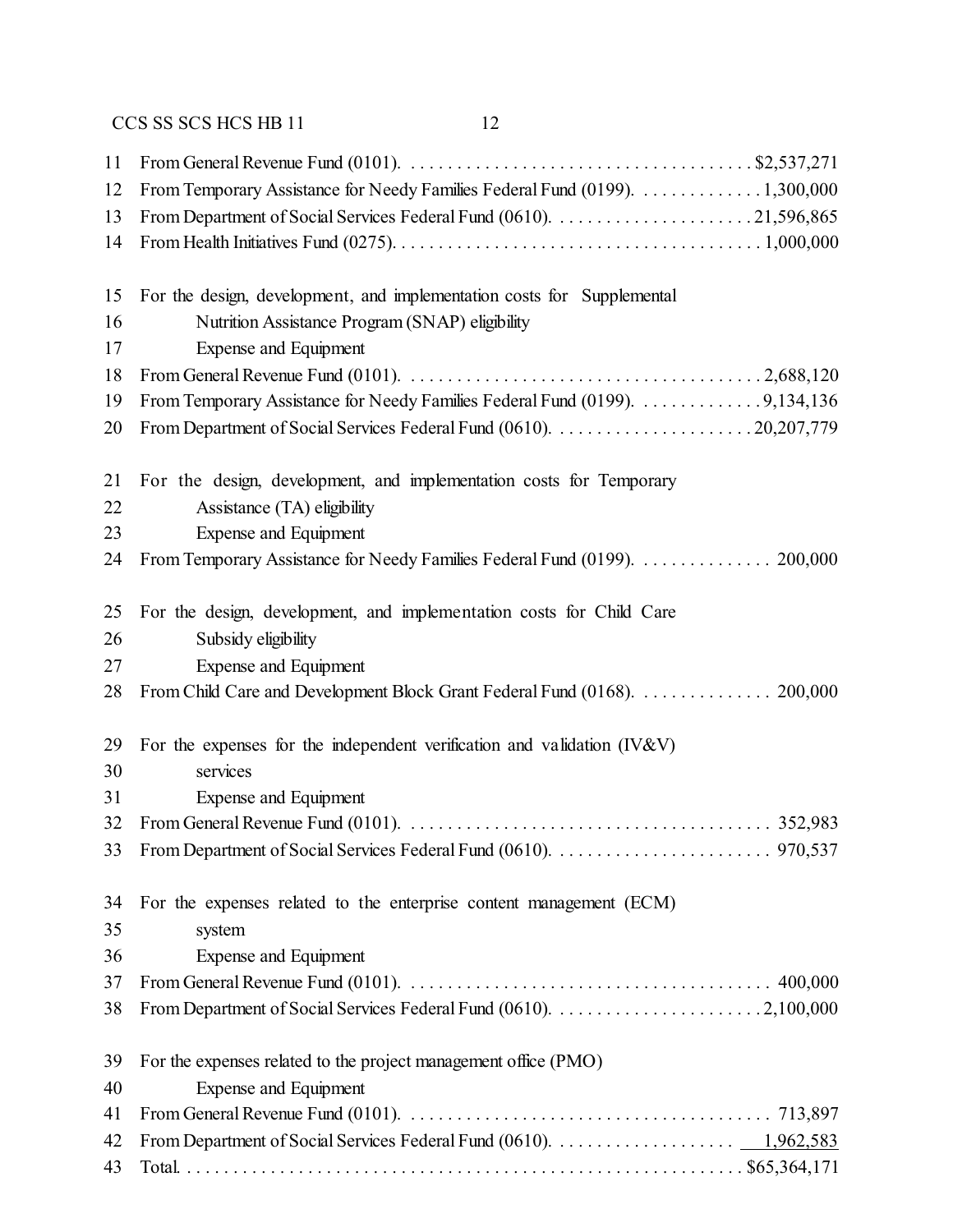11 From General Revenue Fund (0101). . . . . . . . . . . . . . . . . . . . . . . . . . . . . . . . . . . . . $2,537,271
12 From Temporary Assistance for Needy Families Federal Fund (0199). . . . . . . . . . . . . 1,300,000
13 From Department of Social Services Federal Fund (0610). . . . . . . . . . . . . . . . . . . . . 21,596,865
14 From Health Initiatives Fund (0275). . . . . . . . . . . . . . . . . . . . . . . . . . . . . . . . . . . . . . 1,000,000

15 For the design, development, and implementation costs for Supplemental
16 Nutrition Assistance Program (SNAP) eligibility
17 Expense and Equipment
18 From General Revenue Fund (0101). . . . . . . . . . . . . . . . . . . . . . . . . . . . . . . . . . . . . . 2,688,120
19 From Temporary Assistance for Needy Families Federal Fund (0199). . . . . . . . . . . . . 9,134,136
20 From Department of Social Services Federal Fund (0610). . . . . . . . . . . . . . . . . . . . . 20,207,779

21 For the design, development, and implementation costs for Temporary
22 Assistance (TA) eligibility
23 Expense and Equipment
24 From Temporary Assistance for Needy Families Federal Fund (0199). . . . . . . . . . . . . . 200,000

25 For the design, development, and implementation costs for Child Care
26 Subsidy eligibility
27 Expense and Equipment
28 From Child Care and Development Block Grant Federal Fund (0168). . . . . . . . . . . . . . 200,000

29 For the expenses for the independent verification and validation (IV&V)
30 services
31 Expense and Equipment
32 From General Revenue Fund (0101). . . . . . . . . . . . . . . . . . . . . . . . . . . . . . . . . . . . . . . 352,983
33 From Department of Social Services Federal Fund (0610). . . . . . . . . . . . . . . . . . . . . . . 970,537

34 For the expenses related to the enterprise content management (ECM)
35 system
36 Expense and Equipment
37 From General Revenue Fund (0101). . . . . . . . . . . . . . . . . . . . . . . . . . . . . . . . . . . . . . . 400,000
38 From Department of Social Services Federal Fund (0610). . . . . . . . . . . . . . . . . . . . . . 2,100,000

39 For the expenses related to the project management office (PMO)
40 Expense and Equipment
41 From General Revenue Fund (0101). . . . . . . . . . . . . . . . . . . . . . . . . . . . . . . . . . . . . . . 713,897
42 From Department of Social Services Federal Fund (0610). . . . . . . . . . . . . . . . . . . 1,962,583
43 Total. . . . . . . . . . . . . . . . . . . . . . . . . . . . . . . . . . . . . . . . . . . . . . . . . . . . . . . . . . $65,364,171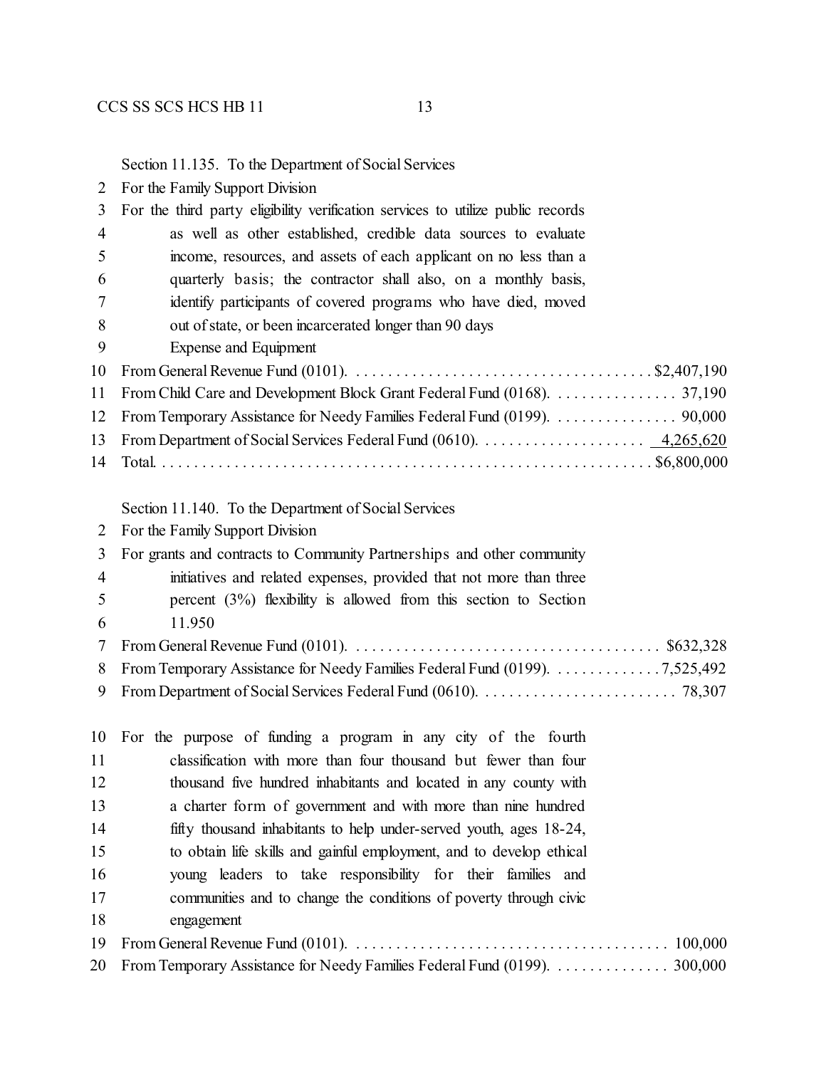Section 11.135. To the Department of Social Services

For the Family Support Division

For the third party eligibility verification services to utilize public records as well as other established, credible data sources to evaluate income, resources, and assets of each applicant on no less than a quarterly basis; the contractor shall also, on a monthly basis, identify participants of covered programs who have died, moved out of state, or been incarcerated longer than 90 days

Expense and Equipment

| | |
|---|---|
| From General Revenue Fund (0101) | $2,407,190 |
| From Child Care and Development Block Grant Federal Fund (0168) | 37,190 |
| From Temporary Assistance for Needy Families Federal Fund (0199) | 90,000 |
| From Department of Social Services Federal Fund (0610) | 4,265,620 |
| Total | $6,800,000 |

Section 11.140. To the Department of Social Services

For the Family Support Division

For grants and contracts to Community Partnerships and other community initiatives and related expenses, provided that not more than three percent (3%) flexibility is allowed from this section to Section 11.950

| | |
|---|---|
| From General Revenue Fund (0101) | $632,328 |
| From Temporary Assistance for Needy Families Federal Fund (0199) | 7,525,492 |
| From Department of Social Services Federal Fund (0610) | 78,307 |

For the purpose of funding a program in any city of the fourth classification with more than four thousand but fewer than four thousand five hundred inhabitants and located in any county with a charter form of government and with more than nine hundred fifty thousand inhabitants to help under-served youth, ages 18-24, to obtain life skills and gainful employment, and to develop ethical young leaders to take responsibility for their families and communities and to change the conditions of poverty through civic engagement

| | |
|---|---|
| From General Revenue Fund (0101) | 100,000 |
| From Temporary Assistance for Needy Families Federal Fund (0199) | 300,000 |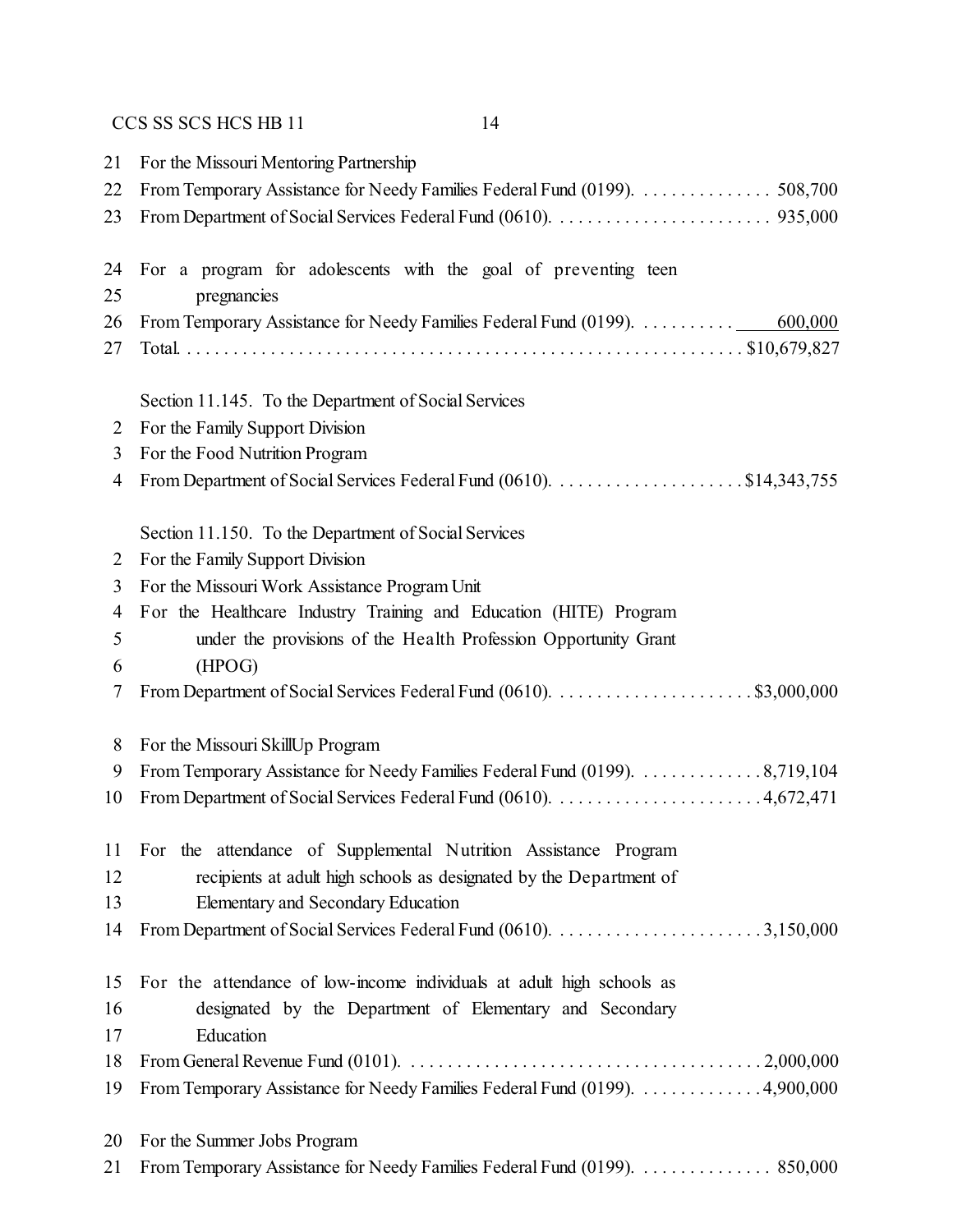21 For the Missouri Mentoring Partnership
22 From Temporary Assistance for Needy Families Federal Fund (0199). . . . . . . . . . . . . . . 508,700
23 From Department of Social Services Federal Fund (0610). . . . . . . . . . . . . . . . . . . . . . . . 935,000

24 For a program for adolescents with the goal of preventing teen
25 pregnancies
26 From Temporary Assistance for Needy Families Federal Fund (0199). . . . . . . . . . . 600,000
27 Total. . . . . . . . . . . . . . . . . . . . . . . . . . . . . . . . . . . . . . . . . . . . . . . . . . . . . . . . . . . $10,679,827

Section 11.145. To the Department of Social Services
2 For the Family Support Division
3 For the Food Nutrition Program
4 From Department of Social Services Federal Fund (0610). . . . . . . . . . . . . . . . . . . . . $14,343,755

Section 11.150. To the Department of Social Services
2 For the Family Support Division
3 For the Missouri Work Assistance Program Unit
4 For the Healthcare Industry Training and Education (HITE) Program
5 under the provisions of the Health Profession Opportunity Grant
6 (HPOG)
7 From Department of Social Services Federal Fund (0610). . . . . . . . . . . . . . . . . . . . . . $3,000,000

8 For the Missouri SkillUp Program
9 From Temporary Assistance for Needy Families Federal Fund (0199). . . . . . . . . . . . . 8,719,104
10 From Department of Social Services Federal Fund (0610). . . . . . . . . . . . . . . . . . . . . . . 4,672,471

11 For the attendance of Supplemental Nutrition Assistance Program
12 recipients at adult high schools as designated by the Department of
13 Elementary and Secondary Education
14 From Department of Social Services Federal Fund (0610). . . . . . . . . . . . . . . . . . . . . . . 3,150,000

15 For the attendance of low-income individuals at adult high schools as
16 designated by the Department of Elementary and Secondary
17 Education
18 From General Revenue Fund (0101). . . . . . . . . . . . . . . . . . . . . . . . . . . . . . . . . . . . . . 2,000,000
19 From Temporary Assistance for Needy Families Federal Fund (0199). . . . . . . . . . . . . 4,900,000

20 For the Summer Jobs Program
21 From Temporary Assistance for Needy Families Federal Fund (0199). . . . . . . . . . . . . . . 850,000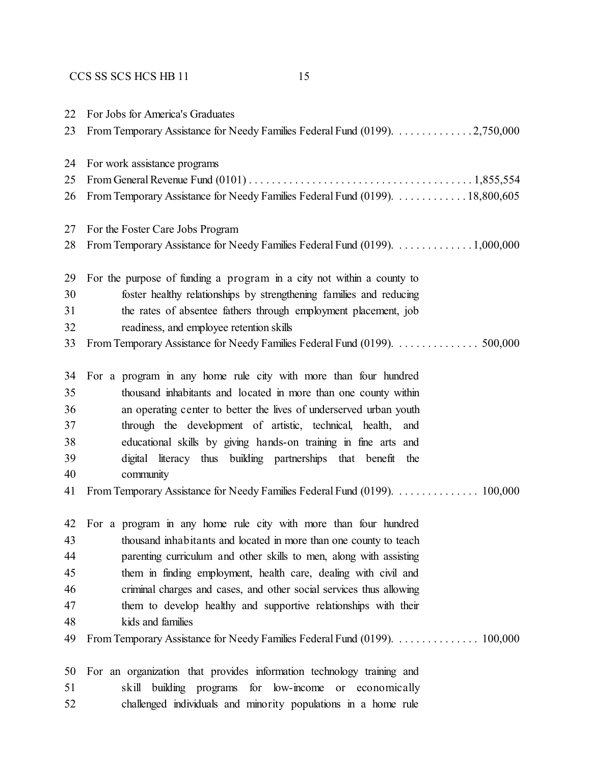22 For Jobs for America's Graduates
23 From Temporary Assistance for Needy Families Federal Fund (0199). . . . . . . . . . . . . . 2,750,000

24 For work assistance programs
25 From General Revenue Fund (0101) . . . . . . . . . . . . . . . . . . . . . . . . . . . . . . . . . . . . . . . 1,855,554
26 From Temporary Assistance for Needy Families Federal Fund (0199). . . . . . . . . . . . . 18,800,605

27 For the Foster Care Jobs Program
28 From Temporary Assistance for Needy Families Federal Fund (0199). . . . . . . . . . . . . . 1,000,000

29 For the purpose of funding a program in a city not within a county to
30 foster healthy relationships by strengthening families and reducing
31 the rates of absentee fathers through employment placement, job
32 readiness, and employee retention skills
33 From Temporary Assistance for Needy Families Federal Fund (0199). . . . . . . . . . . . . . . 500,000

34 For a program in any home rule city with more than four hundred
35 thousand inhabitants and located in more than one county within
36 an operating center to better the lives of underserved urban youth
37 through the development of artistic, technical, health, and
38 educational skills by giving hands-on training in fine arts and
39 digital literacy thus building partnerships that benefit the
40 community
41 From Temporary Assistance for Needy Families Federal Fund (0199). . . . . . . . . . . . . . . 100,000

42 For a program in any home rule city with more than four hundred
43 thousand inhabitants and located in more than one county to teach
44 parenting curriculum and other skills to men, along with assisting
45 them in finding employment, health care, dealing with civil and
46 criminal charges and cases, and other social services thus allowing
47 them to develop healthy and supportive relationships with their
48 kids and families
49 From Temporary Assistance for Needy Families Federal Fund (0199). . . . . . . . . . . . . . . 100,000

50 For an organization that provides information technology training and
51 skill building programs for low-income or economically
52 challenged individuals and minority populations in a home rule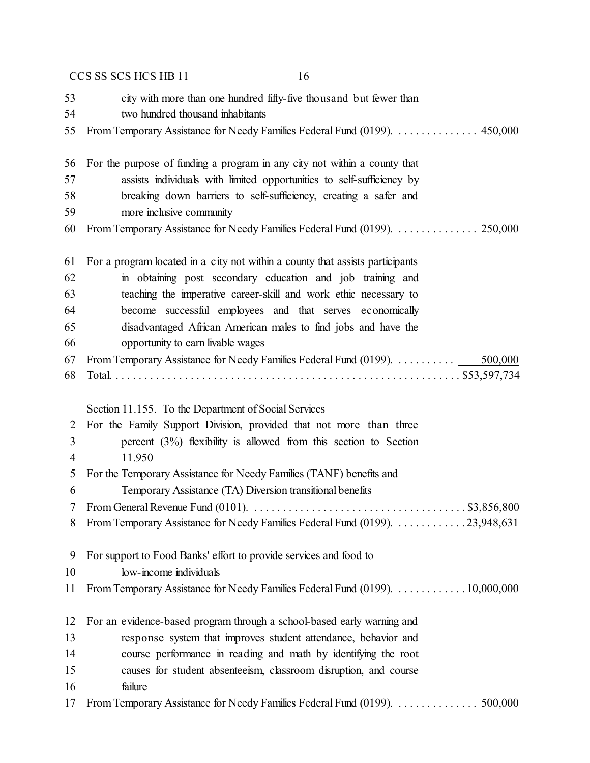53 city with more than one hundred fifty-five thousand but fewer than
54 two hundred thousand inhabitants
55 From Temporary Assistance for Needy Families Federal Fund (0199). . . . . . . . . . . . . . . 450,000

56 For the purpose of funding a program in any city not within a county that
57 assists individuals with limited opportunities to self-sufficiency by
58 breaking down barriers to self-sufficiency, creating a safer and
59 more inclusive community
60 From Temporary Assistance for Needy Families Federal Fund (0199). . . . . . . . . . . . . . . 250,000

61 For a program located in a city not within a county that assists participants
62 in obtaining post secondary education and job training and
63 teaching the imperative career-skill and work ethic necessary to
64 become successful employees and that serves economically
65 disadvantaged African American males to find jobs and have the
66 opportunity to earn livable wages
67 From Temporary Assistance for Needy Families Federal Fund (0199). . . . . . . . . . . 500,000
68 Total. . . . . . . . . . . . . . . . . . . . . . . . . . . . . . . . . . . . . . . . . . . . . . . . . . . . . . . . . $53,597,734

Section 11.155. To the Department of Social Services
2 For the Family Support Division, provided that not more than three
3 percent (3%) flexibility is allowed from this section to Section
4 11.950
5 For the Temporary Assistance for Needy Families (TANF) benefits and
6 Temporary Assistance (TA) Diversion transitional benefits
7 From General Revenue Fund (0101). . . . . . . . . . . . . . . . . . . . . . . . . . . . . . . . . . . . . . $3,856,800
8 From Temporary Assistance for Needy Families Federal Fund (0199). . . . . . . . . . . . . 23,948,631

9 For support to Food Banks' effort to provide services and food to
10 low-income individuals
11 From Temporary Assistance for Needy Families Federal Fund (0199). . . . . . . . . . . . . 10,000,000

12 For an evidence-based program through a school-based early warning and
13 response system that improves student attendance, behavior and
14 course performance in reading and math by identifying the root
15 causes for student absenteeism, classroom disruption, and course
16 failure
17 From Temporary Assistance for Needy Families Federal Fund (0199). . . . . . . . . . . . . . . 500,000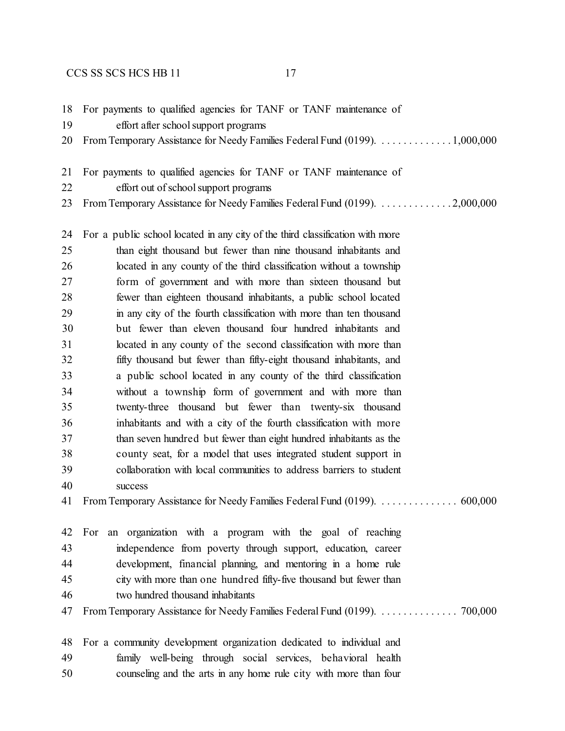18 For payments to qualified agencies for TANF or TANF maintenance of
19 effort after school support programs
20 From Temporary Assistance for Needy Families Federal Fund (0199). . . . . . . . . . . . . . 1,000,000

21 For payments to qualified agencies for TANF or TANF maintenance of
22 effort out of school support programs
23 From Temporary Assistance for Needy Families Federal Fund (0199). . . . . . . . . . . . . . 2,000,000

24 For a public school located in any city of the third classification with more
25 than eight thousand but fewer than nine thousand inhabitants and
26 located in any county of the third classification without a township
27 form of government and with more than sixteen thousand but
28 fewer than eighteen thousand inhabitants, a public school located
29 in any city of the fourth classification with more than ten thousand
30 but fewer than eleven thousand four hundred inhabitants and
31 located in any county of the second classification with more than
32 fifty thousand but fewer than fifty-eight thousand inhabitants, and
33 a public school located in any county of the third classification
34 without a township form of government and with more than
35 twenty-three thousand but fewer than twenty-six thousand
36 inhabitants and with a city of the fourth classification with more
37 than seven hundred but fewer than eight hundred inhabitants as the
38 county seat, for a model that uses integrated student support in
39 collaboration with local communities to address barriers to student
40 success
41 From Temporary Assistance for Needy Families Federal Fund (0199). . . . . . . . . . . . . . . 600,000

42 For an organization with a program with the goal of reaching
43 independence from poverty through support, education, career
44 development, financial planning, and mentoring in a home rule
45 city with more than one hundred fifty-five thousand but fewer than
46 two hundred thousand inhabitants
47 From Temporary Assistance for Needy Families Federal Fund (0199). . . . . . . . . . . . . . . 700,000

48 For a community development organization dedicated to individual and
49 family well-being through social services, behavioral health
50 counseling and the arts in any home rule city with more than four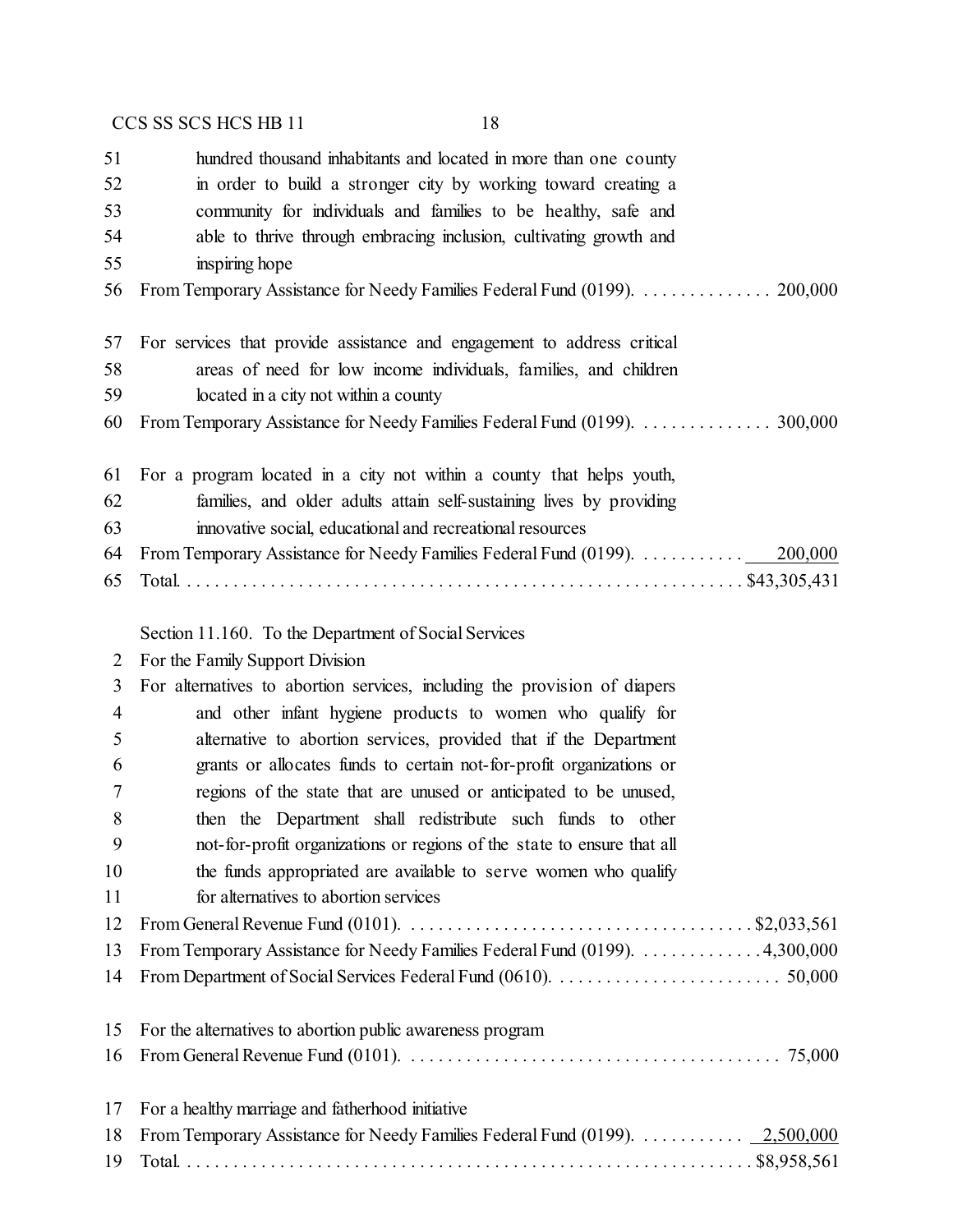51 hundred thousand inhabitants and located in more than one county
52 in order to build a stronger city by working toward creating a
53 community for individuals and families to be healthy, safe and
54 able to thrive through embracing inclusion, cultivating growth and
55 inspiring hope
56 From Temporary Assistance for Needy Families Federal Fund (0199). . . . . . . . . . . . . . . 200,000

57 For services that provide assistance and engagement to address critical
58 areas of need for low income individuals, families, and children
59 located in a city not within a county
60 From Temporary Assistance for Needy Families Federal Fund (0199). . . . . . . . . . . . . . . 300,000

61 For a program located in a city not within a county that helps youth,
62 families, and older adults attain self-sustaining lives by providing
63 innovative social, educational and recreational resources
64 From Temporary Assistance for Needy Families Federal Fund (0199). . . . . . . . . . . . 200,000
65 Total. . . . . . . . . . . . . . . . . . . . . . . . . . . . . . . . . . . . . . . . . . . . . . . . . . . . . . . . . . $43,305,431

Section 11.160. To the Department of Social Services
2 For the Family Support Division
3 For alternatives to abortion services, including the provision of diapers
4 and other infant hygiene products to women who qualify for
5 alternative to abortion services, provided that if the Department
6 grants or allocates funds to certain not-for-profit organizations or
7 regions of the state that are unused or anticipated to be unused,
8 then the Department shall redistribute such funds to other
9 not-for-profit organizations or regions of the state to ensure that all
10 the funds appropriated are available to serve women who qualify
11 for alternatives to abortion services
12 From General Revenue Fund (0101). . . . . . . . . . . . . . . . . . . . . . . . . . . . . . . . . . . . . . $2,033,561
13 From Temporary Assistance for Needy Families Federal Fund (0199). . . . . . . . . . . . . . 4,300,000
14 From Department of Social Services Federal Fund (0610). . . . . . . . . . . . . . . . . . . . . . . . . 50,000

15 For the alternatives to abortion public awareness program
16 From General Revenue Fund (0101). . . . . . . . . . . . . . . . . . . . . . . . . . . . . . . . . . . . . . . . 75,000

17 For a healthy marriage and fatherhood initiative
18 From Temporary Assistance for Needy Families Federal Fund (0199). . . . . . . . . . . . 2,500,000
19 Total. . . . . . . . . . . . . . . . . . . . . . . . . . . . . . . . . . . . . . . . . . . . . . . . . . . . . . . . . . . $8,958,561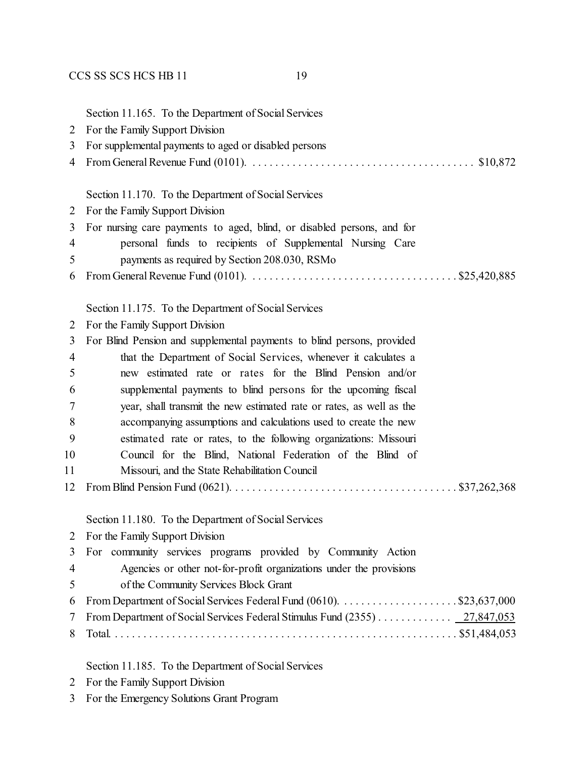Section 11.165. To the Department of Social Services
2 For the Family Support Division
3 For supplemental payments to aged or disabled persons
4 From General Revenue Fund (0101). . . . . . . . . . . . . . . . . . . . . . . . . . . . . . . . . . . . . . . $10,872

Section 11.170. To the Department of Social Services
2 For the Family Support Division
3 For nursing care payments to aged, blind, or disabled persons, and for
4 personal funds to recipients of Supplemental Nursing Care
5 payments as required by Section 208.030, RSMo
6 From General Revenue Fund (0101). . . . . . . . . . . . . . . . . . . . . . . . . . . . . . . . . . . $25,420,885

Section 11.175. To the Department of Social Services
2 For the Family Support Division
3 For Blind Pension and supplemental payments to blind persons, provided
4 that the Department of Social Services, whenever it calculates a
5 new estimated rate or rates for the Blind Pension and/or
6 supplemental payments to blind persons for the upcoming fiscal
7 year, shall transmit the new estimated rate or rates, as well as the
8 accompanying assumptions and calculations used to create the new
9 estimated rate or rates, to the following organizations: Missouri
10 Council for the Blind, National Federation of the Blind of
11 Missouri, and the State Rehabilitation Council
12 From Blind Pension Fund (0621). . . . . . . . . . . . . . . . . . . . . . . . . . . . . . . . . . . . . . $37,262,368

Section 11.180. To the Department of Social Services
2 For the Family Support Division
3 For community services programs provided by Community Action
4 Agencies or other not-for-profit organizations under the provisions
5 of the Community Services Block Grant
6 From Department of Social Services Federal Fund (0610). . . . . . . . . . . . . . . . . . . . $23,637,000
7 From Department of Social Services Federal Stimulus Fund (2355) . . . . . . . . . . . . . 27,847,053
8 Total. . . . . . . . . . . . . . . . . . . . . . . . . . . . . . . . . . . . . . . . . . . . . . . . . . . . . . . . . . $51,484,053

Section 11.185. To the Department of Social Services
2 For the Family Support Division
3 For the Emergency Solutions Grant Program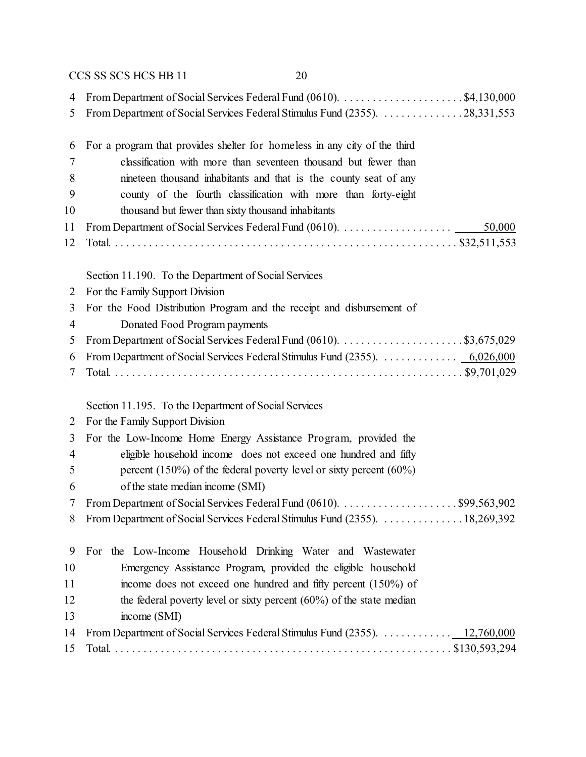From Department of Social Services Federal Fund (0610). . . . . . . . . . . . . . . . . . . . . . $4,130,000
From Department of Social Services Federal Stimulus Fund (2355). . . . . . . . . . . . . . . 28,331,553

For a program that provides shelter for homeless in any city of the third classification with more than seventeen thousand but fewer than nineteen thousand inhabitants and that is the county seat of any county of the fourth classification with more than forty-eight thousand but fewer than sixty thousand inhabitants
From Department of Social Services Federal Fund (0610). . . . . . . . . . . . . . . . . . . . 50,000
Total. . . . . . . . . . . . . . . . . . . . . . . . . . . . . . . . . . . . . . . . . . . . . . . . . . . . . . . . . $32,511,553

Section 11.190. To the Department of Social Services
For the Family Support Division
For the Food Distribution Program and the receipt and disbursement of Donated Food Program payments
From Department of Social Services Federal Fund (0610). . . . . . . . . . . . . . . . . . . . . . $3,675,029
From Department of Social Services Federal Stimulus Fund (2355). . . . . . . . . . . . . . 6,026,000
Total. . . . . . . . . . . . . . . . . . . . . . . . . . . . . . . . . . . . . . . . . . . . . . . . . . . . . . . . . $9,701,029

Section 11.195. To the Department of Social Services
For the Family Support Division
For the Low-Income Home Energy Assistance Program, provided the eligible household income does not exceed one hundred and fifty percent (150%) of the federal poverty level or sixty percent (60%) of the state median income (SMI)
From Department of Social Services Federal Fund (0610). . . . . . . . . . . . . . . . . . . . . $99,563,902
From Department of Social Services Federal Stimulus Fund (2355). . . . . . . . . . . . . . . 18,269,392

For the Low-Income Household Drinking Water and Wastewater Emergency Assistance Program, provided the eligible household income does not exceed one hundred and fifty percent (150%) of the federal poverty level or sixty percent (60%) of the state median income (SMI)
From Department of Social Services Federal Stimulus Fund (2355). . . . . . . . . . . . . 12,760,000
Total. . . . . . . . . . . . . . . . . . . . . . . . . . . . . . . . . . . . . . . . . . . . . . . . . . . . . . . . . $130,593,294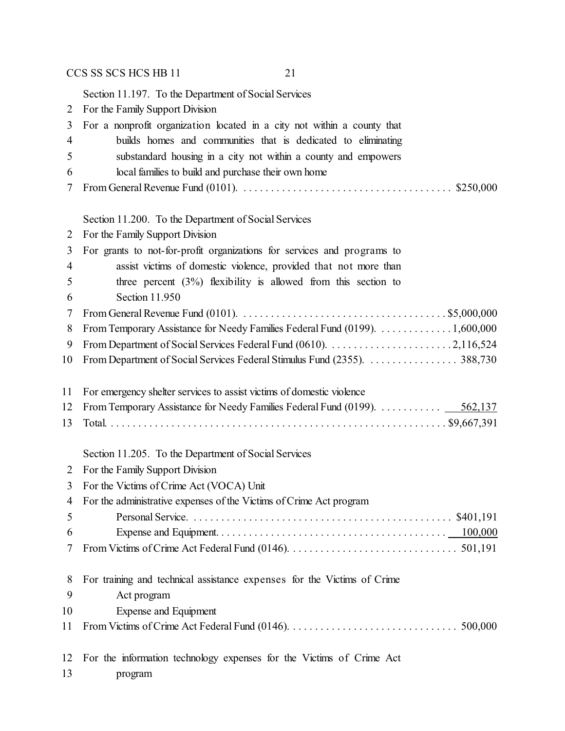Section 11.197. To the Department of Social Services

2 For the Family Support Division

3 For a nonprofit organization located in a city not within a county that

4 builds homes and communities that is dedicated to eliminating

5 substandard housing in a city not within a county and empowers

6 local families to build and purchase their own home

7 From General Revenue Fund (0101). . . . . . . . . . . . . . . . . . . . . . . . . . . . . . . . . . . . . . $250,000

Section 11.200. To the Department of Social Services

2 For the Family Support Division

3 For grants to not-for-profit organizations for services and programs to

4 assist victims of domestic violence, provided that not more than

5 three percent (3%) flexibility is allowed from this section to

6 Section 11.950

7 From General Revenue Fund (0101). . . . . . . . . . . . . . . . . . . . . . . . . . . . . . . . . . . . . $5,000,000

8 From Temporary Assistance for Needy Families Federal Fund (0199). . . . . . . . . . . . . 1,600,000

9 From Department of Social Services Federal Fund (0610). . . . . . . . . . . . . . . . . . . . . . . 2,116,524

10 From Department of Social Services Federal Stimulus Fund (2355). . . . . . . . . . . . . . . . . 388,730

11 For emergency shelter services to assist victims of domestic violence

12 From Temporary Assistance for Needy Families Federal Fund (0199). . . . . . . . . . . . 562,137

13 Total. . . . . . . . . . . . . . . . . . . . . . . . . . . . . . . . . . . . . . . . . . . . . . . . . . . . . . . . . . . $9,667,391

Section 11.205. To the Department of Social Services

2 For the Family Support Division

3 For the Victims of Crime Act (VOCA) Unit

4 For the administrative expenses of the Victims of Crime Act program

5 Personal Service. . . . . . . . . . . . . . . . . . . . . . . . . . . . . . . . . . . . . . . . . . . . . . . . $401,191

6 Expense and Equipment. . . . . . . . . . . . . . . . . . . . . . . . . . . . . . . . . . . . . . . . . . 100,000

7 From Victims of Crime Act Federal Fund (0146). . . . . . . . . . . . . . . . . . . . . . . . . . . . . . . 501,191

8 For training and technical assistance expenses for the Victims of Crime

9 Act program

10 Expense and Equipment

11 From Victims of Crime Act Federal Fund (0146). . . . . . . . . . . . . . . . . . . . . . . . . . . . . . . 500,000

12 For the information technology expenses for the Victims of Crime Act

13 program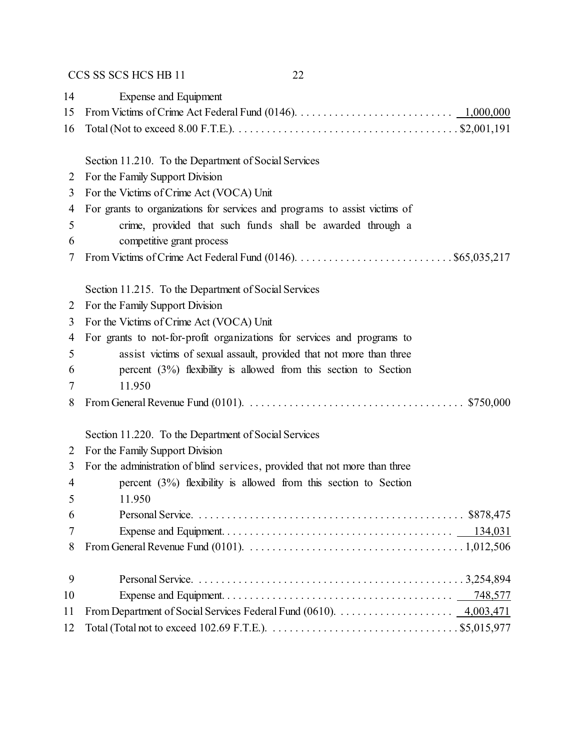14 Expense and Equipment
15 From Victims of Crime Act Federal Fund (0146). . . . . . . . . . . . . . . . . . . . . . . . . . . . 1,000,000
16 Total (Not to exceed 8.00 F.T.E.). . . . . . . . . . . . . . . . . . . . . . . . . . . . . . . . . . . . . . . $2,001,191

Section 11.210. To the Department of Social Services
2 For the Family Support Division
3 For the Victims of Crime Act (VOCA) Unit
4 For grants to organizations for services and programs to assist victims of
5 crime, provided that such funds shall be awarded through a
6 competitive grant process
7 From Victims of Crime Act Federal Fund (0146). . . . . . . . . . . . . . . . . . . . . . . . . . . . $65,035,217

Section 11.215. To the Department of Social Services
2 For the Family Support Division
3 For the Victims of Crime Act (VOCA) Unit
4 For grants to not-for-profit organizations for services and programs to
5 assist victims of sexual assault, provided that not more than three
6 percent (3%) flexibility is allowed from this section to Section
7 11.950
8 From General Revenue Fund (0101). . . . . . . . . . . . . . . . . . . . . . . . . . . . . . . . . . . . . . $750,000

Section 11.220. To the Department of Social Services
2 For the Family Support Division
3 For the administration of blind services, provided that not more than three
4 percent (3%) flexibility is allowed from this section to Section
5 11.950
6 Personal Service. . . . . . . . . . . . . . . . . . . . . . . . . . . . . . . . . . . . . . . . . . . . . . . $878,475
7 Expense and Equipment. . . . . . . . . . . . . . . . . . . . . . . . . . . . . . . . . . . . . . . . . 134,031
8 From General Revenue Fund (0101). . . . . . . . . . . . . . . . . . . . . . . . . . . . . . . . . . . . . . 1,012,506

9 Personal Service. . . . . . . . . . . . . . . . . . . . . . . . . . . . . . . . . . . . . . . . . . . . . . . 3,254,894
10 Expense and Equipment. . . . . . . . . . . . . . . . . . . . . . . . . . . . . . . . . . . . . . . . . 748,577
11 From Department of Social Services Federal Fund (0610). . . . . . . . . . . . . . . . . . . . . 4,003,471
12 Total (Total not to exceed 102.69 F.T.E.). . . . . . . . . . . . . . . . . . . . . . . . . . . . . . . . . $5,015,977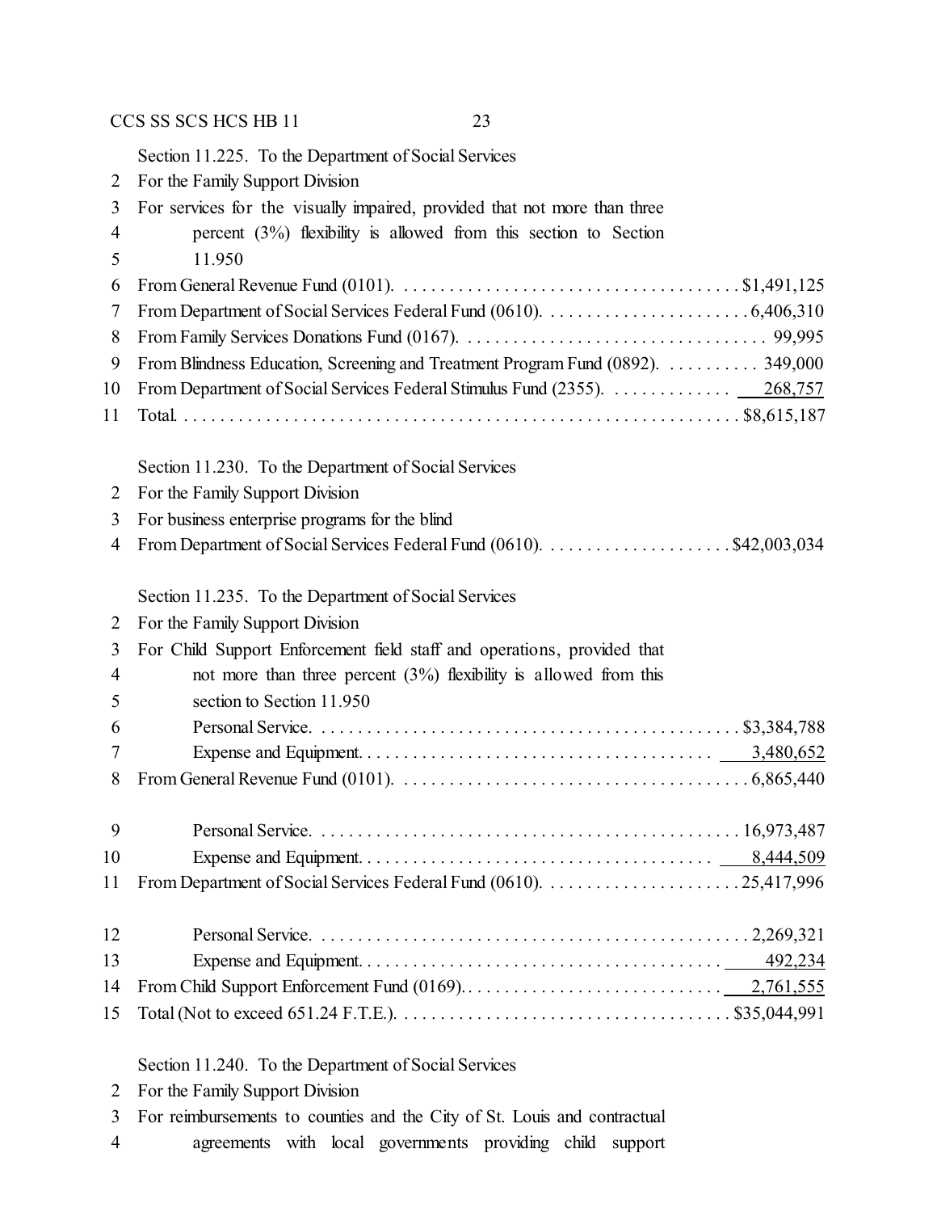Section 11.225. To the Department of Social Services
For the Family Support Division
For services for the visually impaired, provided that not more than three percent (3%) flexibility is allowed from this section to Section 11.950

| | |
|---|---|
| From General Revenue Fund (0101) | $1,491,125 |
| From Department of Social Services Federal Fund (0610) | 6,406,310 |
| From Family Services Donations Fund (0167) | 99,995 |
| From Blindness Education, Screening and Treatment Program Fund (0892) | 349,000 |
| From Department of Social Services Federal Stimulus Fund (2355) | 268,757 |
| Total | $8,615,187 |

Section 11.230. To the Department of Social Services
For the Family Support Division
For business enterprise programs for the blind

| | |
|---|---|
| From Department of Social Services Federal Fund (0610) | $42,003,034 |

Section 11.235. To the Department of Social Services
For the Family Support Division
For Child Support Enforcement field staff and operations, provided that not more than three percent (3%) flexibility is allowed from this section to Section 11.950

| | |
|---|---|
| Personal Service | $3,384,788 |
| Expense and Equipment | 3,480,652 |
| From General Revenue Fund (0101) | 6,865,440 |
| | |
| Personal Service | 16,973,487 |
| Expense and Equipment | 8,444,509 |
| From Department of Social Services Federal Fund (0610) | 25,417,996 |
| | |
| Personal Service | 2,269,321 |
| Expense and Equipment | 492,234 |
| From Child Support Enforcement Fund (0169) | 2,761,555 |
| Total (Not to exceed 651.24 F.T.E.) | $35,044,991 |

Section 11.240. To the Department of Social Services
For the Family Support Division
For reimbursements to counties and the City of St. Louis and contractual agreements with local governments providing child support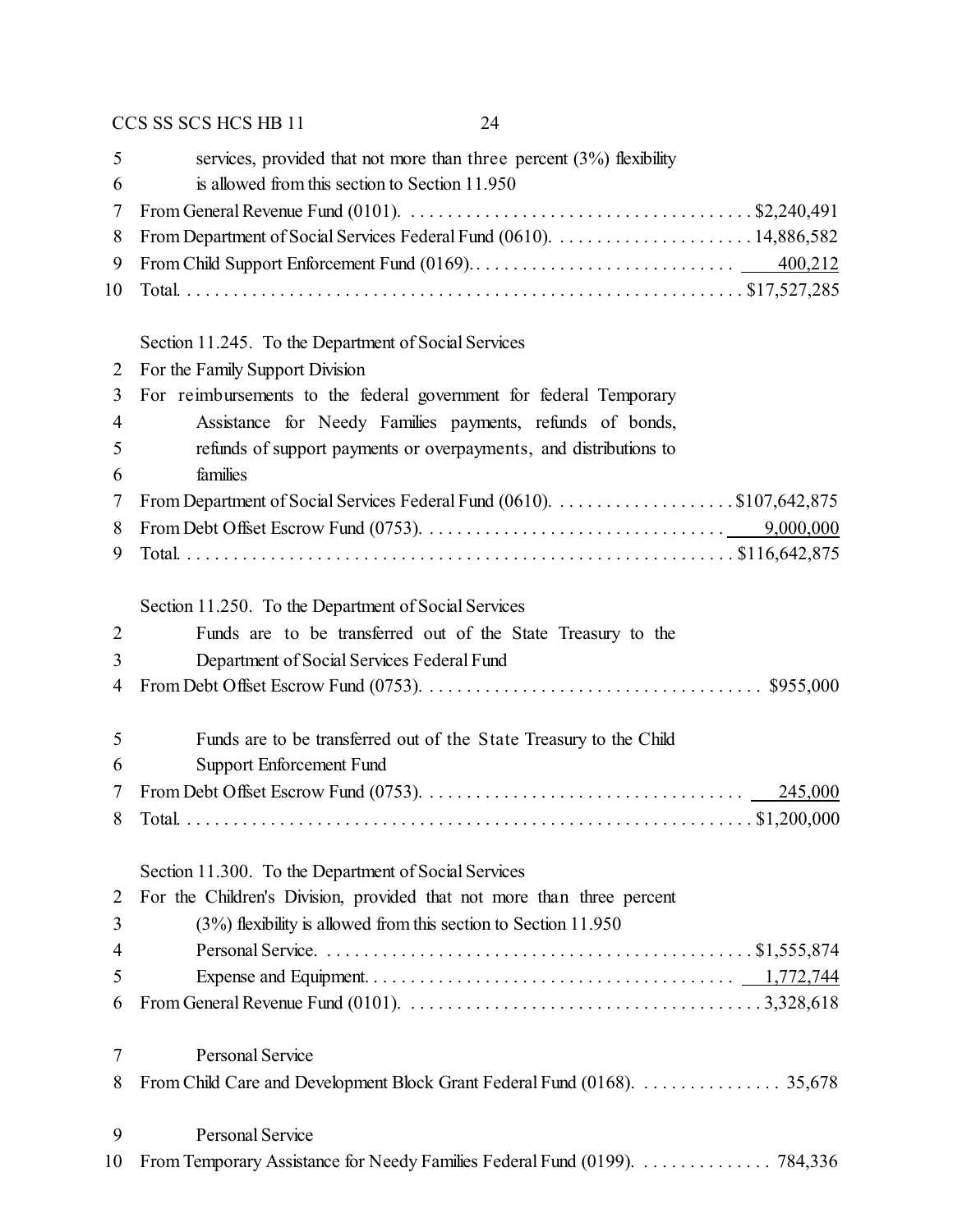services, provided that not more than three percent (3%) flexibility is allowed from this section to Section 11.950

From General Revenue Fund (0101). . . . . . . . . . . . . . . . . . . . . . . . . . . . . . . . . . . . . $2,240,491
From Department of Social Services Federal Fund (0610). . . . . . . . . . . . . . . . . . . . . . 14,886,582
From Child Support Enforcement Fund (0169). . . . . . . . . . . . . . . . . . . . . . . . . . . . . 400,212
Total. . . . . . . . . . . . . . . . . . . . . . . . . . . . . . . . . . . . . . . . . . . . . . . . . . . . . . . . . . . $17,527,285

Section 11.245. To the Department of Social Services
For the Family Support Division
For reimbursements to the federal government for federal Temporary Assistance for Needy Families payments, refunds of bonds, refunds of support payments or overpayments, and distributions to families

From Department of Social Services Federal Fund (0610). . . . . . . . . . . . . . . . . . . . $107,642,875
From Debt Offset Escrow Fund (0753). . . . . . . . . . . . . . . . . . . . . . . . . . . . . . . . . 9,000,000
Total. . . . . . . . . . . . . . . . . . . . . . . . . . . . . . . . . . . . . . . . . . . . . . . . . . . . . . . . . $116,642,875

Section 11.250. To the Department of Social Services
Funds are to be transferred out of the State Treasury to the Department of Social Services Federal Fund

From Debt Offset Escrow Fund (0753). . . . . . . . . . . . . . . . . . . . . . . . . . . . . . . . . . . . $955,000

Funds are to be transferred out of the State Treasury to the Child Support Enforcement Fund

From Debt Offset Escrow Fund (0753). . . . . . . . . . . . . . . . . . . . . . . . . . . . . . . . . . 245,000
Total. . . . . . . . . . . . . . . . . . . . . . . . . . . . . . . . . . . . . . . . . . . . . . . . . . . . . . . . . . . $1,200,000

Section 11.300. To the Department of Social Services
For the Children's Division, provided that not more than three percent (3%) flexibility is allowed from this section to Section 11.950

Personal Service. . . . . . . . . . . . . . . . . . . . . . . . . . . . . . . . . . . . . . . . . . . . . $1,555,874
Expense and Equipment. . . . . . . . . . . . . . . . . . . . . . . . . . . . . . . . . . . . . . . 1,772,744
From General Revenue Fund (0101). . . . . . . . . . . . . . . . . . . . . . . . . . . . . . . . . . . . . 3,328,618

Personal Service
From Child Care and Development Block Grant Federal Fund (0168). . . . . . . . . . . . . . . . 35,678

Personal Service
From Temporary Assistance for Needy Families Federal Fund (0199). . . . . . . . . . . . . . 784,336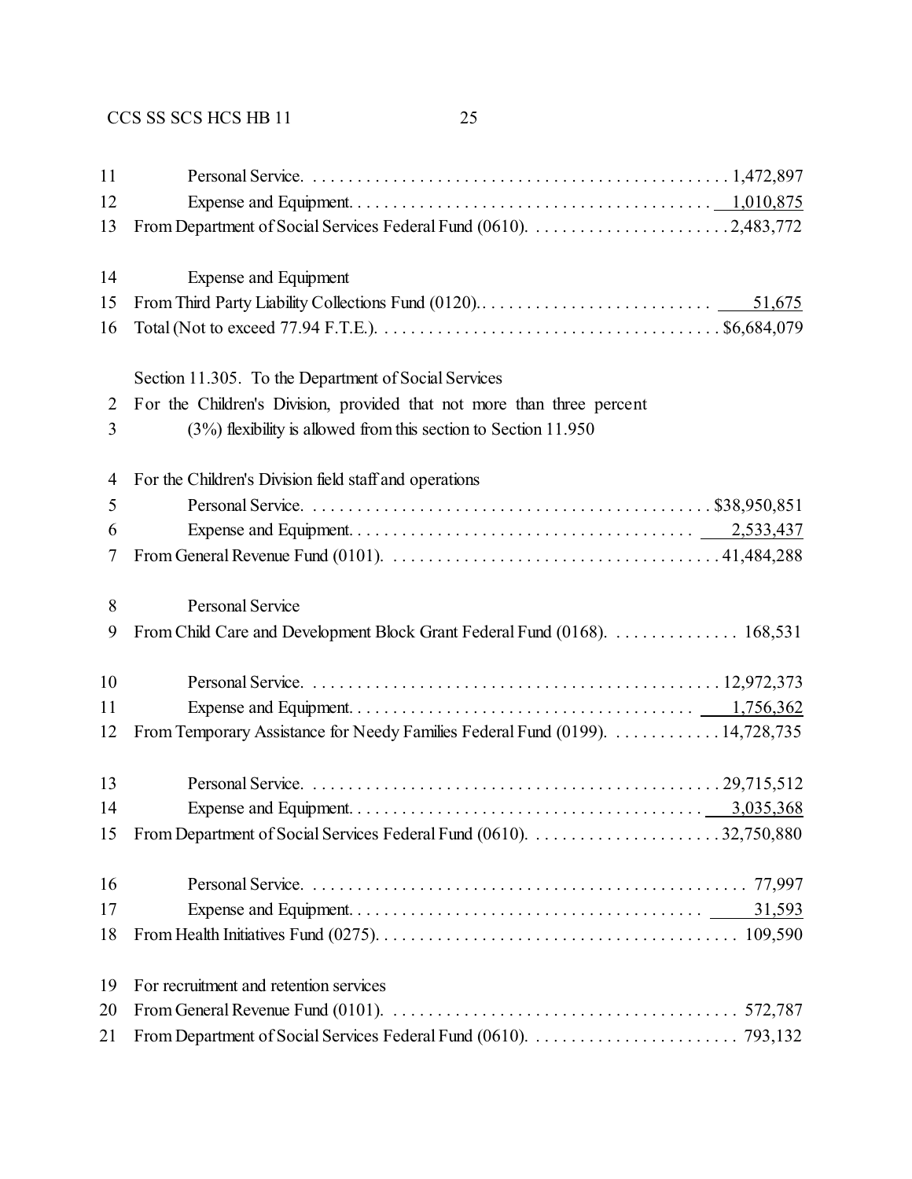11 Personal Service. . . . . . . . . . . . . . . . . . . . . . . . . . . . . . . . . . . . . . . . . . . . . . 1,472,897
12 Expense and Equipment. . . . . . . . . . . . . . . . . . . . . . . . . . . . . . . . . . . . . . . 1,010,875
13 From Department of Social Services Federal Fund (0610). . . . . . . . . . . . . . . . . . . . . . . 2,483,772

14 Expense and Equipment
15 From Third Party Liability Collections Fund (0120). . . . . . . . . . . . . . . . . . . . . . . . . . . 51,675
16 Total (Not to exceed 77.94 F.T.E.). . . . . . . . . . . . . . . . . . . . . . . . . . . . . . . . . . . . . . $6,684,079

Section 11.305. To the Department of Social Services
2 For the Children's Division, provided that not more than three percent
3 (3%) flexibility is allowed from this section to Section 11.950

4 For the Children's Division field staff and operations
5 Personal Service. . . . . . . . . . . . . . . . . . . . . . . . . . . . . . . . . . . . . . . . . . . . $38,950,851
6 Expense and Equipment. . . . . . . . . . . . . . . . . . . . . . . . . . . . . . . . . . . . . . 2,533,437
7 From General Revenue Fund (0101). . . . . . . . . . . . . . . . . . . . . . . . . . . . . . . . . . . . 41,484,288

8 Personal Service
9 From Child Care and Development Block Grant Federal Fund (0168). . . . . . . . . . . . . . 168,531

10 Personal Service. . . . . . . . . . . . . . . . . . . . . . . . . . . . . . . . . . . . . . . . . . . . . 12,972,373
11 Expense and Equipment. . . . . . . . . . . . . . . . . . . . . . . . . . . . . . . . . . . . . . 1,756,362
12 From Temporary Assistance for Needy Families Federal Fund (0199). . . . . . . . . . . . 14,728,735

13 Personal Service. . . . . . . . . . . . . . . . . . . . . . . . . . . . . . . . . . . . . . . . . . . . . 29,715,512
14 Expense and Equipment. . . . . . . . . . . . . . . . . . . . . . . . . . . . . . . . . . . . . . . 3,035,368
15 From Department of Social Services Federal Fund (0610). . . . . . . . . . . . . . . . . . . . . 32,750,880

16 Personal Service. . . . . . . . . . . . . . . . . . . . . . . . . . . . . . . . . . . . . . . . . . . . . . . 77,997
17 Expense and Equipment. . . . . . . . . . . . . . . . . . . . . . . . . . . . . . . . . . . . . . . 31,593
18 From Health Initiatives Fund (0275). . . . . . . . . . . . . . . . . . . . . . . . . . . . . . . . . . . . . . 109,590

19 For recruitment and retention services
20 From General Revenue Fund (0101). . . . . . . . . . . . . . . . . . . . . . . . . . . . . . . . . . . . . . 572,787
21 From Department of Social Services Federal Fund (0610). . . . . . . . . . . . . . . . . . . . . . . 793,132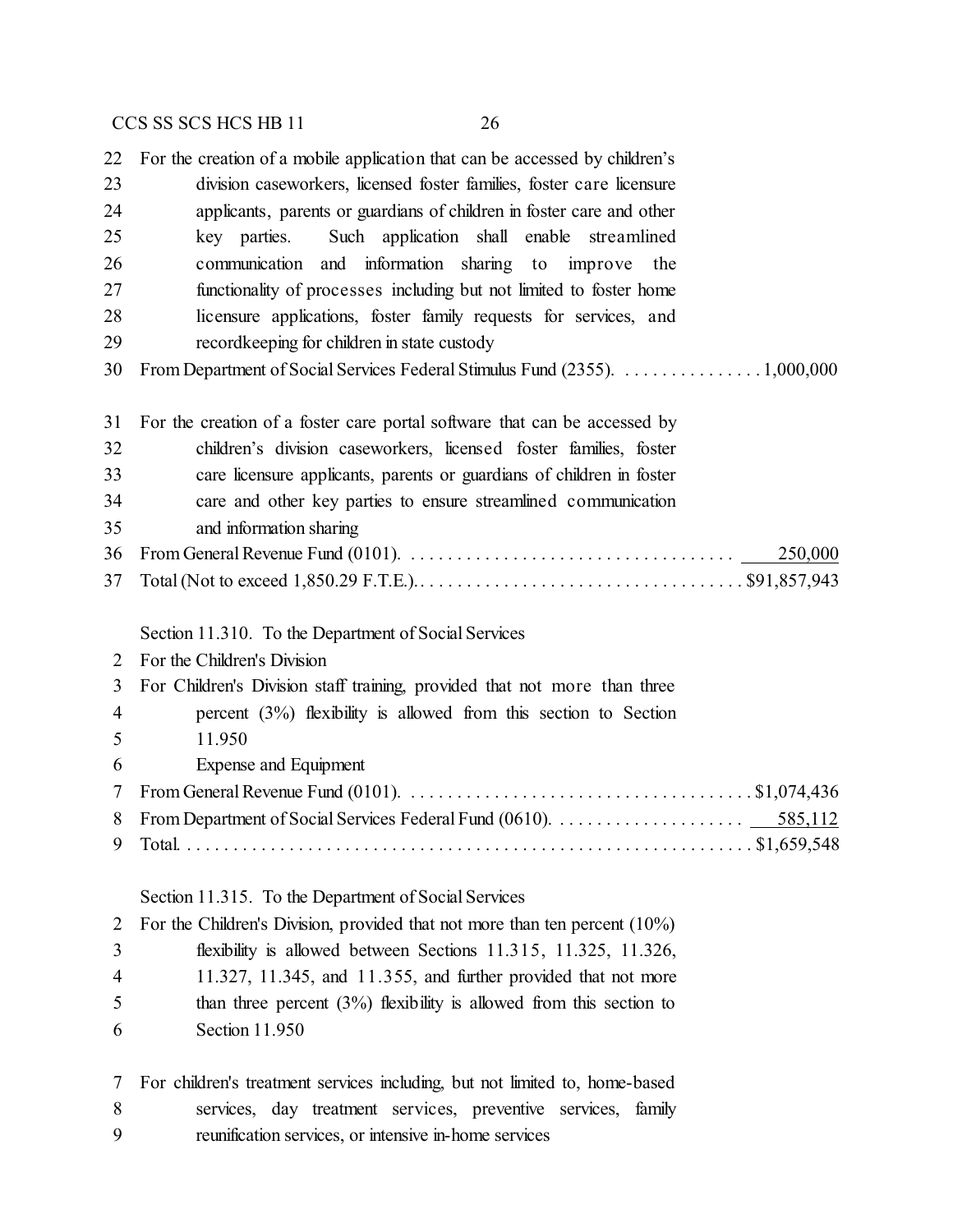22 For the creation of a mobile application that can be accessed by children's
23 division caseworkers, licensed foster families, foster care licensure
24 applicants, parents or guardians of children in foster care and other
25 key parties. Such application shall enable streamlined
26 communication and information sharing to improve the
27 functionality of processes including but not limited to foster home
28 licensure applications, foster family requests for services, and
29 recordkeeping for children in state custody
30 From Department of Social Services Federal Stimulus Fund (2355). . . . . . . . . . . . . . . . 1,000,000

31 For the creation of a foster care portal software that can be accessed by
32 children's division caseworkers, licensed foster families, foster
33 care licensure applicants, parents or guardians of children in foster
34 care and other key parties to ensure streamlined communication
35 and information sharing
36 From General Revenue Fund (0101). . . . . . . . . . . . . . . . . . . . . . . . . . . . . . . . . . . . 250,000
37 Total (Not to exceed 1,850.29 F.T.E.). . . . . . . . . . . . . . . . . . . . . . . . . . . . . . . . . . . . $91,857,943

Section 11.310. To the Department of Social Services
2 For the Children's Division
3 For Children's Division staff training, provided that not more than three
4 percent (3%) flexibility is allowed from this section to Section
5 11.950
6 Expense and Equipment
7 From General Revenue Fund (0101). . . . . . . . . . . . . . . . . . . . . . . . . . . . . . . . . . . . . $1,074,436
8 From Department of Social Services Federal Fund (0610). . . . . . . . . . . . . . . . . . . . 585,112
9 Total. . . . . . . . . . . . . . . . . . . . . . . . . . . . . . . . . . . . . . . . . . . . . . . . . . . . . . . . . . . . $1,659,548

Section 11.315. To the Department of Social Services
2 For the Children's Division, provided that not more than ten percent (10%)
3 flexibility is allowed between Sections 11.315, 11.325, 11.326,
4 11.327, 11.345, and 11.355, and further provided that not more
5 than three percent (3%) flexibility is allowed from this section to
6 Section 11.950

7 For children's treatment services including, but not limited to, home-based
8 services, day treatment services, preventive services, family
9 reunification services, or intensive in-home services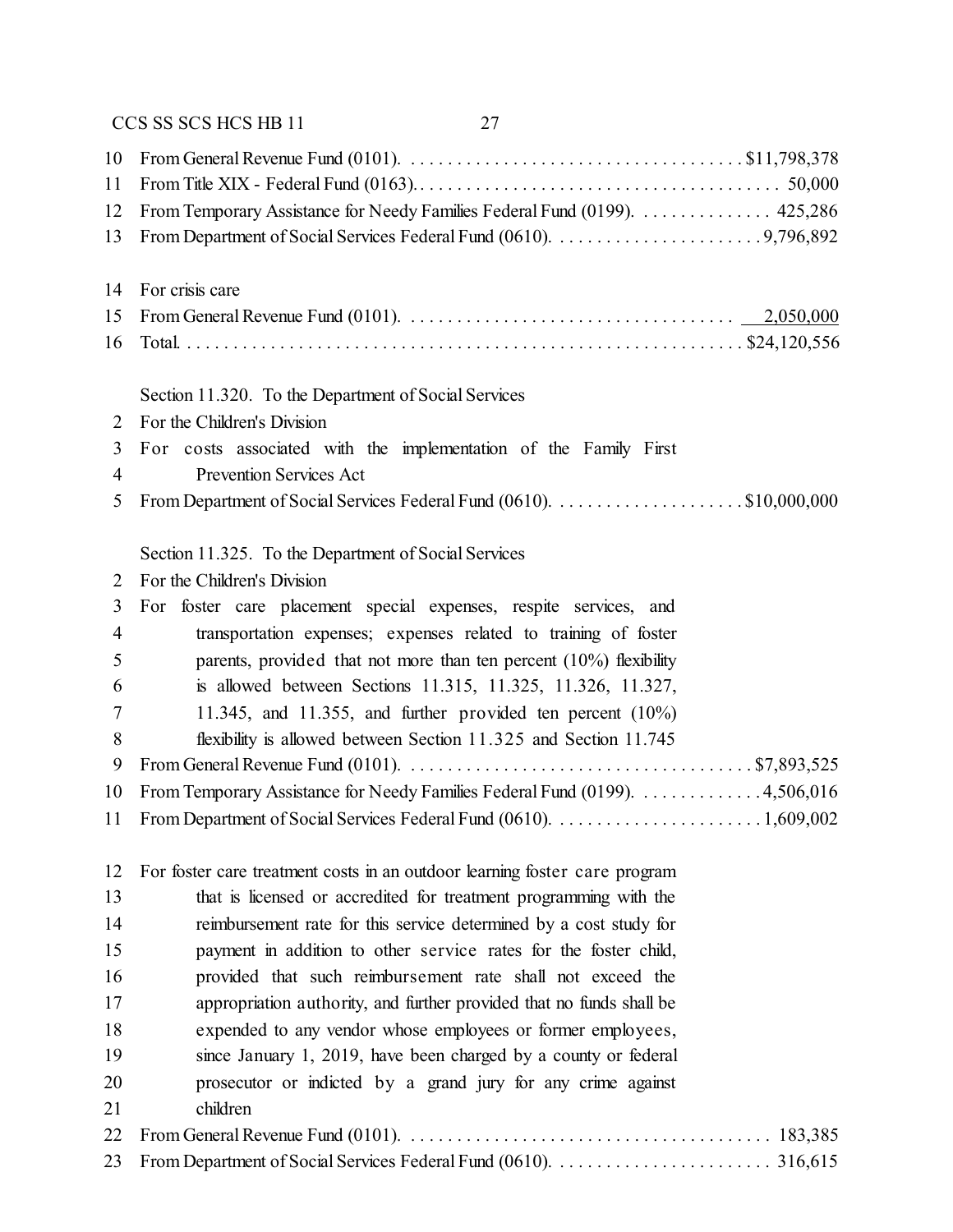10 From General Revenue Fund (0101). . . . . . . . . . . . . . . . . . . . . . . . . . . . . . . . . . . . . $11,798,378
11 From Title XIX - Federal Fund (0163). . . . . . . . . . . . . . . . . . . . . . . . . . . . . . . . . . . . . . . 50,000
12 From Temporary Assistance for Needy Families Federal Fund (0199). . . . . . . . . . . . . . . 425,286
13 From Department of Social Services Federal Fund (0610). . . . . . . . . . . . . . . . . . . . . . . 9,796,892

14 For crisis care
15 From General Revenue Fund (0101). . . . . . . . . . . . . . . . . . . . . . . . . . . . . . . . . . . 2,050,000
16 Total. . . . . . . . . . . . . . . . . . . . . . . . . . . . . . . . . . . . . . . . . . . . . . . . . . . . . . . . . . . $24,120,556

Section 11.320. To the Department of Social Services
2 For the Children's Division
3 For costs associated with the implementation of the Family First
4 Prevention Services Act
5 From Department of Social Services Federal Fund (0610). . . . . . . . . . . . . . . . . . . . . $10,000,000

Section 11.325. To the Department of Social Services
2 For the Children's Division
3 For foster care placement special expenses, respite services, and
4 transportation expenses; expenses related to training of foster
5 parents, provided that not more than ten percent (10%) flexibility
6 is allowed between Sections 11.315, 11.325, 11.326, 11.327,
7 11.345, and 11.355, and further provided ten percent (10%)
8 flexibility is allowed between Section 11.325 and Section 11.745
9 From General Revenue Fund (0101). . . . . . . . . . . . . . . . . . . . . . . . . . . . . . . . . . . . . $7,893,525
10 From Temporary Assistance for Needy Families Federal Fund (0199). . . . . . . . . . . . . 4,506,016
11 From Department of Social Services Federal Fund (0610). . . . . . . . . . . . . . . . . . . . . . . 1,609,002

12 For foster care treatment costs in an outdoor learning foster care program
13 that is licensed or accredited for treatment programming with the
14 reimbursement rate for this service determined by a cost study for
15 payment in addition to other service rates for the foster child,
16 provided that such reimbursement rate shall not exceed the
17 appropriation authority, and further provided that no funds shall be
18 expended to any vendor whose employees or former employees,
19 since January 1, 2019, have been charged by a county or federal
20 prosecutor or indicted by a grand jury for any crime against
21 children
22 From General Revenue Fund (0101). . . . . . . . . . . . . . . . . . . . . . . . . . . . . . . . . . . . . . . 183,385
23 From Department of Social Services Federal Fund (0610). . . . . . . . . . . . . . . . . . . . . . . 316,615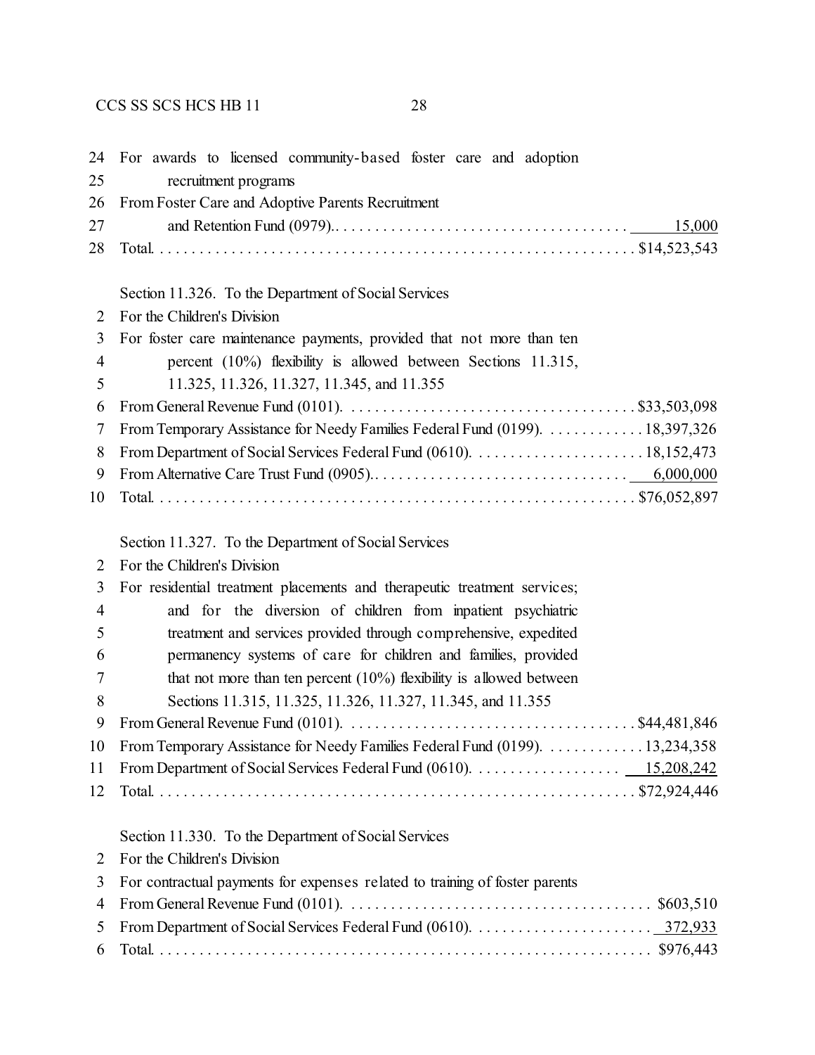24 For awards to licensed community-based foster care and adoption
25 recruitment programs
26 From Foster Care and Adoptive Parents Recruitment
27 and Retention Fund (0979).. . . . . . . . . . . . . . . . . . . . . . . . . . . . . . . . . . . . 15,000
28 Total. . . . . . . . . . . . . . . . . . . . . . . . . . . . . . . . . . . . . . . . . . . . . . . . . . . . . . . . . . $14,523,543

Section 11.326. To the Department of Social Services
2 For the Children's Division
3 For foster care maintenance payments, provided that not more than ten
4 percent (10%) flexibility is allowed between Sections 11.315,
5 11.325, 11.326, 11.327, 11.345, and 11.355
6 From General Revenue Fund (0101). . . . . . . . . . . . . . . . . . . . . . . . . . . . . . . . . . . . $33,503,098
7 From Temporary Assistance for Needy Families Federal Fund (0199). . . . . . . . . . . . . 18,397,326
8 From Department of Social Services Federal Fund (0610). . . . . . . . . . . . . . . . . . . . . . 18,152,473
9 From Alternative Care Trust Fund (0905).. . . . . . . . . . . . . . . . . . . . . . . . . . . . . . . . 6,000,000
10 Total. . . . . . . . . . . . . . . . . . . . . . . . . . . . . . . . . . . . . . . . . . . . . . . . . . . . . . . . . . $76,052,897

Section 11.327. To the Department of Social Services
2 For the Children's Division
3 For residential treatment placements and therapeutic treatment services;
4 and for the diversion of children from inpatient psychiatric
5 treatment and services provided through comprehensive, expedited
6 permanency systems of care for children and families, provided
7 that not more than ten percent (10%) flexibility is allowed between
8 Sections 11.315, 11.325, 11.326, 11.327, 11.345, and 11.355
9 From General Revenue Fund (0101). . . . . . . . . . . . . . . . . . . . . . . . . . . . . . . . . . . . $44,481,846
10 From Temporary Assistance for Needy Families Federal Fund (0199). . . . . . . . . . . . . 13,234,358
11 From Department of Social Services Federal Fund (0610). . . . . . . . . . . . . . . . . . . 15,208,242
12 Total. . . . . . . . . . . . . . . . . . . . . . . . . . . . . . . . . . . . . . . . . . . . . . . . . . . . . . . . . $72,924,446

Section 11.330. To the Department of Social Services
2 For the Children's Division
3 For contractual payments for expenses related to training of foster parents
4 From General Revenue Fund (0101). . . . . . . . . . . . . . . . . . . . . . . . . . . . . . . . . . . . . . $603,510
5 From Department of Social Services Federal Fund (0610). . . . . . . . . . . . . . . . . . . . . . 372,933
6 Total. . . . . . . . . . . . . . . . . . . . . . . . . . . . . . . . . . . . . . . . . . . . . . . . . . . . . . . . . . . $976,443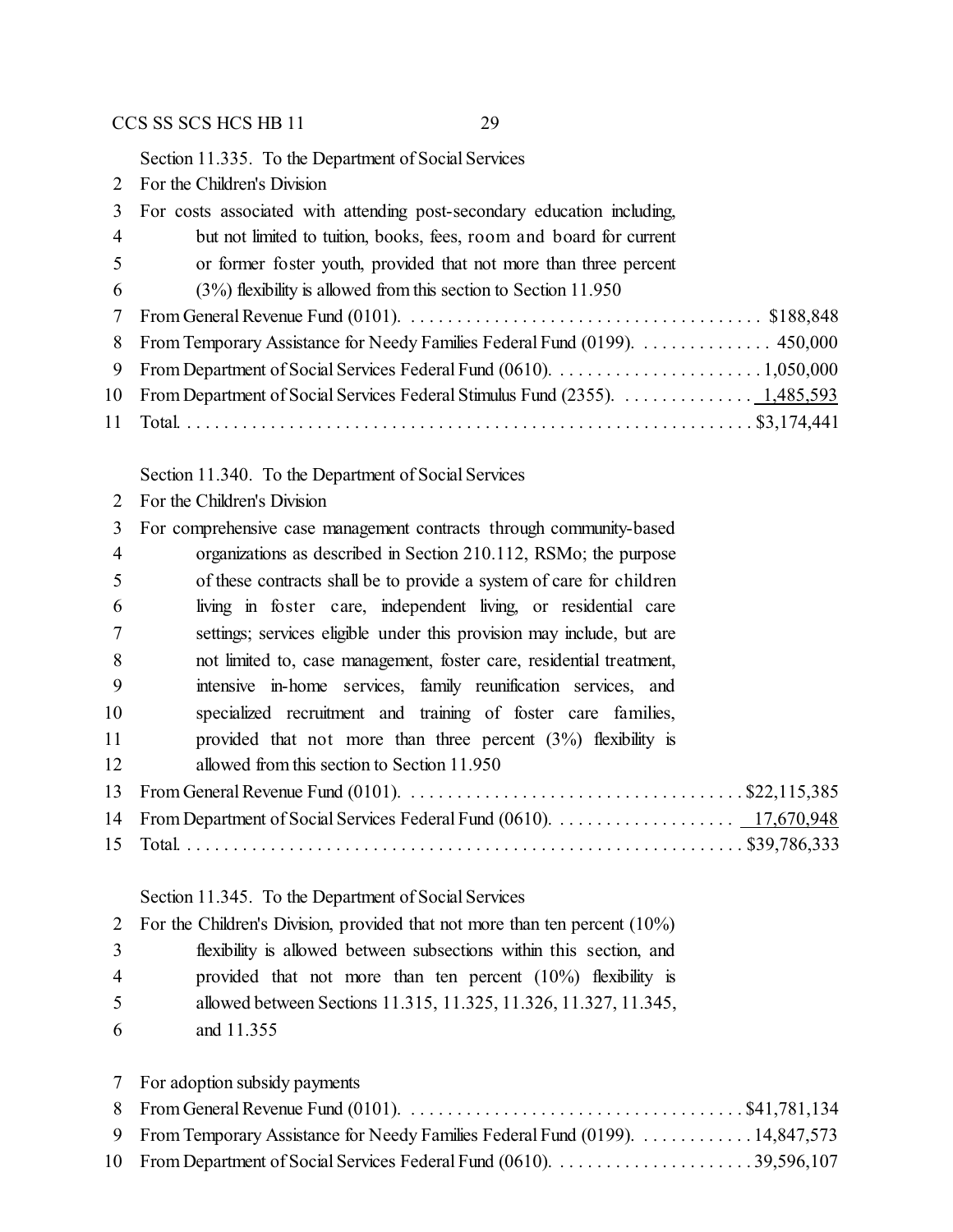Section 11.335. To the Department of Social Services

For the Children's Division

For costs associated with attending post-secondary education including, but not limited to tuition, books, fees, room and board for current or former foster youth, provided that not more than three percent (3%) flexibility is allowed from this section to Section 11.950

| | |
|---|---|
| From General Revenue Fund (0101). | $188,848 |
| From Temporary Assistance for Needy Families Federal Fund (0199). | 450,000 |
| From Department of Social Services Federal Fund (0610). | 1,050,000 |
| From Department of Social Services Federal Stimulus Fund (2355). | 1,485,593 |
| Total. | $3,174,441 |

Section 11.340. To the Department of Social Services

For the Children's Division

For comprehensive case management contracts through community-based organizations as described in Section 210.112, RSMo; the purpose of these contracts shall be to provide a system of care for children living in foster care, independent living, or residential care settings; services eligible under this provision may include, but are not limited to, case management, foster care, residential treatment, intensive in-home services, family reunification services, and specialized recruitment and training of foster care families, provided that not more than three percent (3%) flexibility is allowed from this section to Section 11.950

| | |
|---|---|
| From General Revenue Fund (0101). | $22,115,385 |
| From Department of Social Services Federal Fund (0610). | 17,670,948 |
| Total. | $39,786,333 |

Section 11.345. To the Department of Social Services

For the Children's Division, provided that not more than ten percent (10%) flexibility is allowed between subsections within this section, and provided that not more than ten percent (10%) flexibility is allowed between Sections 11.315, 11.325, 11.326, 11.327, 11.345, and 11.355

For adoption subsidy payments

| | |
|---|---|
| From General Revenue Fund (0101). | $41,781,134 |
| From Temporary Assistance for Needy Families Federal Fund (0199). | 14,847,573 |
| From Department of Social Services Federal Fund (0610). | 39,596,107 |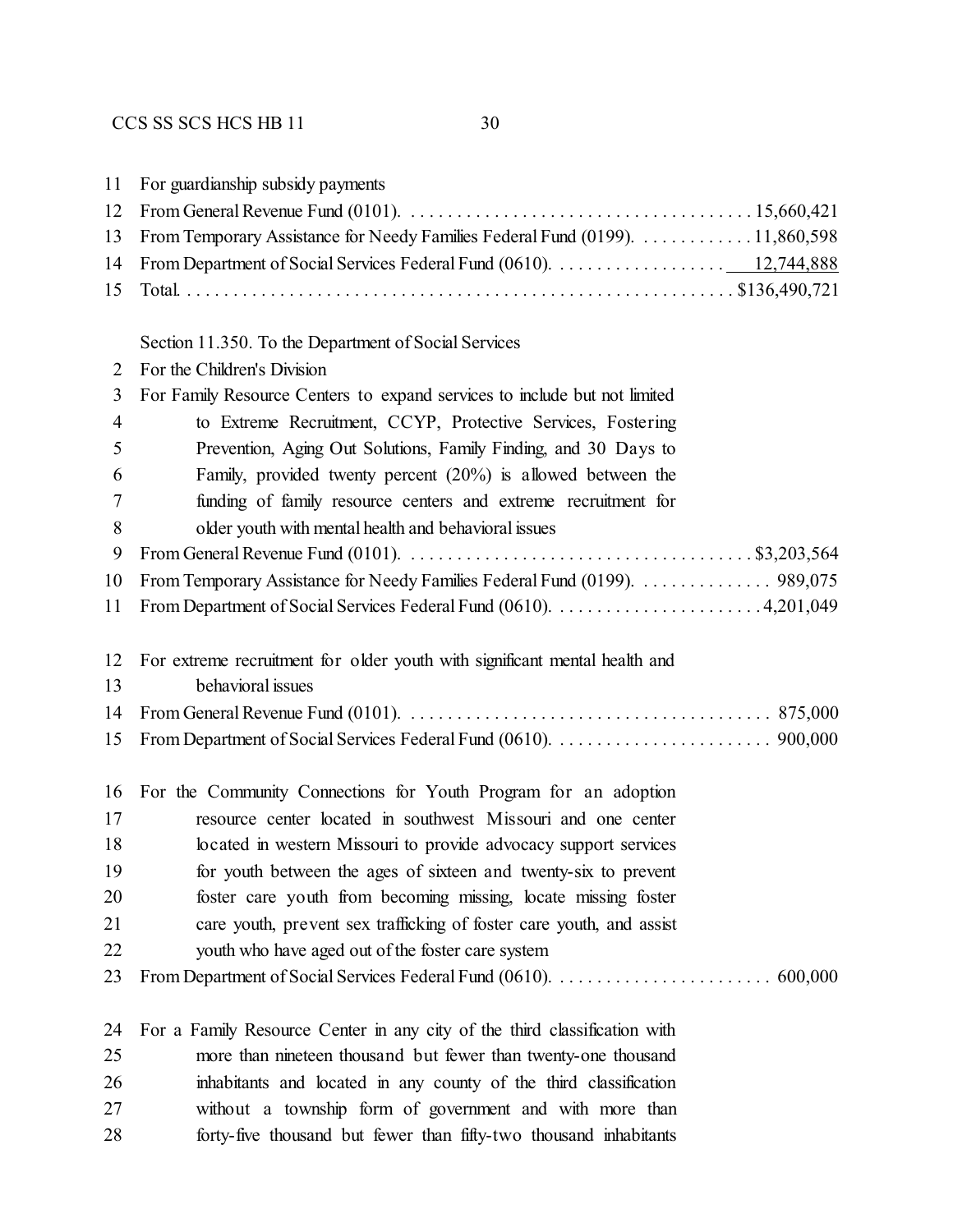For guardianship subsidy payments
From General Revenue Fund (0101). . . . . . . . . . . . . . . . . . . . . . . . . . . . . . . . . . . . . 15,660,421
From Temporary Assistance for Needy Families Federal Fund (0199). . . . . . . . . . . . . 11,860,598
From Department of Social Services Federal Fund (0610). . . . . . . . . . . . . . . . . . . 12,744,888
Total. . . . . . . . . . . . . . . . . . . . . . . . . . . . . . . . . . . . . . . . . . . . . . . . . . . . . . . . . . . $136,490,721

Section 11.350. To the Department of Social Services
For the Children's Division
For Family Resource Centers to expand services to include but not limited to Extreme Recruitment, CCYP, Protective Services, Fostering Prevention, Aging Out Solutions, Family Finding, and 30 Days to Family, provided twenty percent (20%) is allowed between the funding of family resource centers and extreme recruitment for older youth with mental health and behavioral issues
From General Revenue Fund (0101). . . . . . . . . . . . . . . . . . . . . . . . . . . . . . . . . . . . . $3,203,564
From Temporary Assistance for Needy Families Federal Fund (0199). . . . . . . . . . . . . . . 989,075
From Department of Social Services Federal Fund (0610). . . . . . . . . . . . . . . . . . . . . . . 4,201,049

For extreme recruitment for older youth with significant mental health and behavioral issues
From General Revenue Fund (0101). . . . . . . . . . . . . . . . . . . . . . . . . . . . . . . . . . . . . . . . 875,000
From Department of Social Services Federal Fund (0610). . . . . . . . . . . . . . . . . . . . . . . . 900,000

For the Community Connections for Youth Program for an adoption resource center located in southwest Missouri and one center located in western Missouri to provide advocacy support services for youth between the ages of sixteen and twenty-six to prevent foster care youth from becoming missing, locate missing foster care youth, prevent sex trafficking of foster care youth, and assist youth who have aged out of the foster care system
From Department of Social Services Federal Fund (0610). . . . . . . . . . . . . . . . . . . . . . . . 600,000

For a Family Resource Center in any city of the third classification with more than nineteen thousand but fewer than twenty-one thousand inhabitants and located in any county of the third classification without a township form of government and with more than forty-five thousand but fewer than fifty-two thousand inhabitants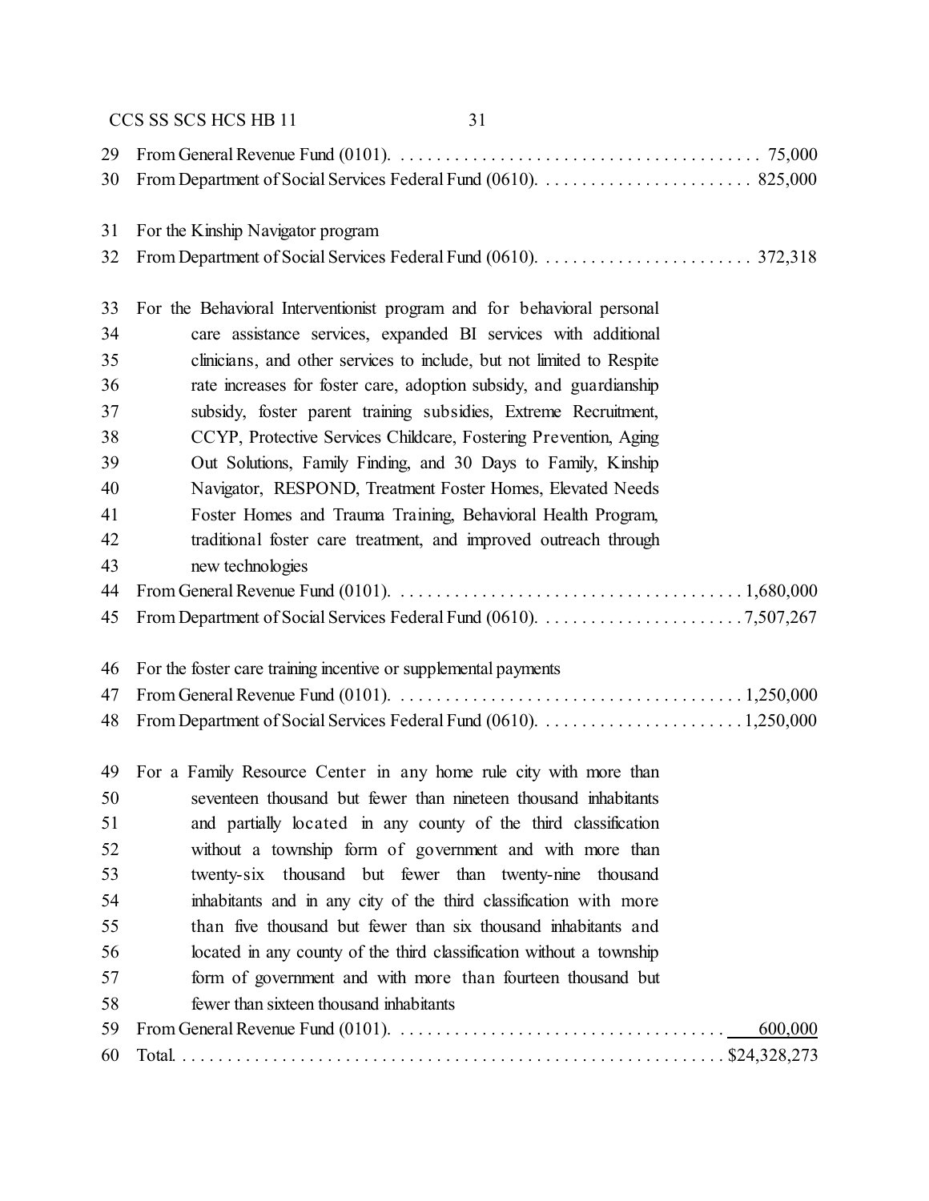From General Revenue Fund (0101). . . . . . . . . . . . . . . . . . . . . . . . . . . . . . . . . . . . . . . . 75,000
From Department of Social Services Federal Fund (0610). . . . . . . . . . . . . . . . . . . . . . . . 825,000

For the Kinship Navigator program
From Department of Social Services Federal Fund (0610). . . . . . . . . . . . . . . . . . . . . . . . 372,318

For the Behavioral Interventionist program and for behavioral personal care assistance services, expanded BI services with additional clinicians, and other services to include, but not limited to Respite rate increases for foster care, adoption subsidy, and guardianship subsidy, foster parent training subsidies, Extreme Recruitment, CCYP, Protective Services Childcare, Fostering Prevention, Aging Out Solutions, Family Finding, and 30 Days to Family, Kinship Navigator, RESPOND, Treatment Foster Homes, Elevated Needs Foster Homes and Trauma Training, Behavioral Health Program, traditional foster care treatment, and improved outreach through new technologies
From General Revenue Fund (0101). . . . . . . . . . . . . . . . . . . . . . . . . . . . . . . . . . . . . . . 1,680,000
From Department of Social Services Federal Fund (0610). . . . . . . . . . . . . . . . . . . . . . . 7,507,267

For the foster care training incentive or supplemental payments
From General Revenue Fund (0101). . . . . . . . . . . . . . . . . . . . . . . . . . . . . . . . . . . . . . . 1,250,000
From Department of Social Services Federal Fund (0610). . . . . . . . . . . . . . . . . . . . . . . 1,250,000

For a Family Resource Center in any home rule city with more than seventeen thousand but fewer than nineteen thousand inhabitants and partially located in any county of the third classification without a township form of government and with more than twenty-six thousand but fewer than twenty-nine thousand inhabitants and in any city of the third classification with more than five thousand but fewer than six thousand inhabitants and located in any county of the third classification without a township form of government and with more than fourteen thousand but fewer than sixteen thousand inhabitants
From General Revenue Fund (0101). . . . . . . . . . . . . . . . . . . . . . . . . . . . . . . . . . . . . 600,000
Total. . . . . . . . . . . . . . . . . . . . . . . . . . . . . . . . . . . . . . . . . . . . . . . . . . . . . . . . . . . $24,328,273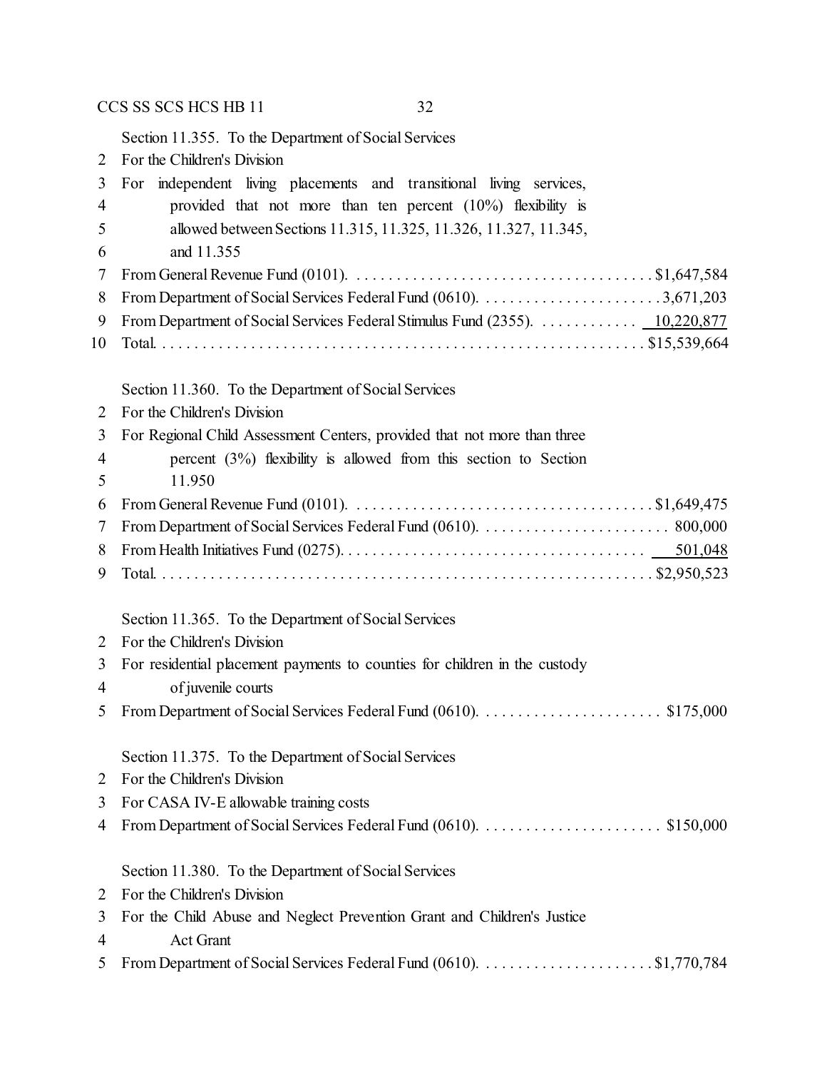Section 11.355. To the Department of Social Services
For the Children's Division
For independent living placements and transitional living services, provided that not more than ten percent (10%) flexibility is allowed between Sections 11.315, 11.325, 11.326, 11.327, 11.345, and 11.355

From General Revenue Fund (0101). . . . . . . . . . . . . . . . . . . . . . . . . . . . . . . . . . . . . . $1,647,584
From Department of Social Services Federal Fund (0610). . . . . . . . . . . . . . . . . . . . . . . 3,671,203
From Department of Social Services Federal Stimulus Fund (2355). . . . . . . . . . . . . 10,220,877
Total. . . . . . . . . . . . . . . . . . . . . . . . . . . . . . . . . . . . . . . . . . . . . . . . . . . . . . . . . . . $15,539,664

Section 11.360. To the Department of Social Services
For the Children's Division
For Regional Child Assessment Centers, provided that not more than three percent (3%) flexibility is allowed from this section to Section 11.950

From General Revenue Fund (0101). . . . . . . . . . . . . . . . . . . . . . . . . . . . . . . . . . . . . . $1,649,475
From Department of Social Services Federal Fund (0610). . . . . . . . . . . . . . . . . . . . . . . . 800,000
From Health Initiatives Fund (0275). . . . . . . . . . . . . . . . . . . . . . . . . . . . . . . . . . . . . . 501,048
Total. . . . . . . . . . . . . . . . . . . . . . . . . . . . . . . . . . . . . . . . . . . . . . . . . . . . . . . . . . . $2,950,523

Section 11.365. To the Department of Social Services
For the Children's Division
For residential placement payments to counties for children in the custody of juvenile courts

From Department of Social Services Federal Fund (0610). . . . . . . . . . . . . . . . . . . . . . . $175,000

Section 11.375. To the Department of Social Services
For the Children's Division
For CASA IV-E allowable training costs

From Department of Social Services Federal Fund (0610). . . . . . . . . . . . . . . . . . . . . . . $150,000

Section 11.380. To the Department of Social Services
For the Children's Division
For the Child Abuse and Neglect Prevention Grant and Children's Justice Act Grant

From Department of Social Services Federal Fund (0610). . . . . . . . . . . . . . . . . . . . . $1,770,784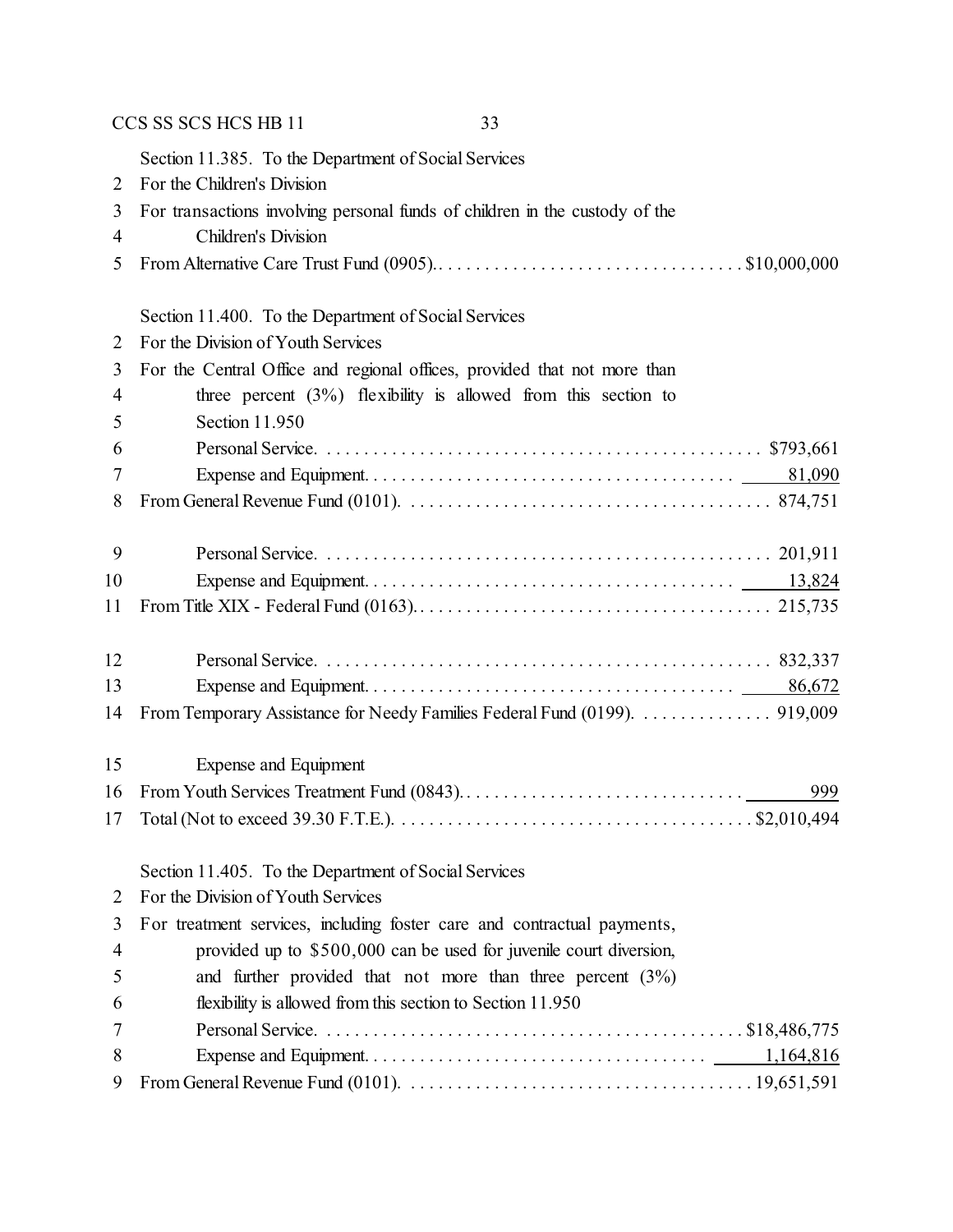Section 11.385. To the Department of Social Services
2 For the Children's Division
3 For transactions involving personal funds of children in the custody of the
4 Children's Division
5 From Alternative Care Trust Fund (0905). . . . . . . . . . . . . . . . . . . . . . . . . . . . . . . . . $10,000,000

Section 11.400. To the Department of Social Services
2 For the Division of Youth Services
3 For the Central Office and regional offices, provided that not more than
4 three percent (3%) flexibility is allowed from this section to
5 Section 11.950
6 Personal Service. . . . . . . . . . . . . . . . . . . . . . . . . . . . . . . . . . . . . . . . . . . . . . . $793,661
7 Expense and Equipment. . . . . . . . . . . . . . . . . . . . . . . . . . . . . . . . . . . . . . . 81,090
8 From General Revenue Fund (0101). . . . . . . . . . . . . . . . . . . . . . . . . . . . . . . . . . . . . . . 874,751

9 Personal Service. . . . . . . . . . . . . . . . . . . . . . . . . . . . . . . . . . . . . . . . . . . . . . . . 201,911
10 Expense and Equipment. . . . . . . . . . . . . . . . . . . . . . . . . . . . . . . . . . . . . . . 13,824
11 From Title XIX - Federal Fund (0163). . . . . . . . . . . . . . . . . . . . . . . . . . . . . . . . . . . . . . 215,735

12 Personal Service. . . . . . . . . . . . . . . . . . . . . . . . . . . . . . . . . . . . . . . . . . . . . . . . 832,337
13 Expense and Equipment. . . . . . . . . . . . . . . . . . . . . . . . . . . . . . . . . . . . . . . 86,672
14 From Temporary Assistance for Needy Families Federal Fund (0199). . . . . . . . . . . . . . . 919,009

15 Expense and Equipment
16 From Youth Services Treatment Fund (0843). . . . . . . . . . . . . . . . . . . . . . . . . . . . . . . 999
17 Total (Not to exceed 39.30 F.T.E.). . . . . . . . . . . . . . . . . . . . . . . . . . . . . . . . . . . . . . . $2,010,494

Section 11.405. To the Department of Social Services
2 For the Division of Youth Services
3 For treatment services, including foster care and contractual payments,
4 provided up to $500,000 can be used for juvenile court diversion,
5 and further provided that not more than three percent (3%)
6 flexibility is allowed from this section to Section 11.950
7 Personal Service. . . . . . . . . . . . . . . . . . . . . . . . . . . . . . . . . . . . . . . . . . . . . $18,486,775
8 Expense and Equipment. . . . . . . . . . . . . . . . . . . . . . . . . . . . . . . . . . . . . 1,164,816
9 From General Revenue Fund (0101). . . . . . . . . . . . . . . . . . . . . . . . . . . . . . . . . . . . . 19,651,591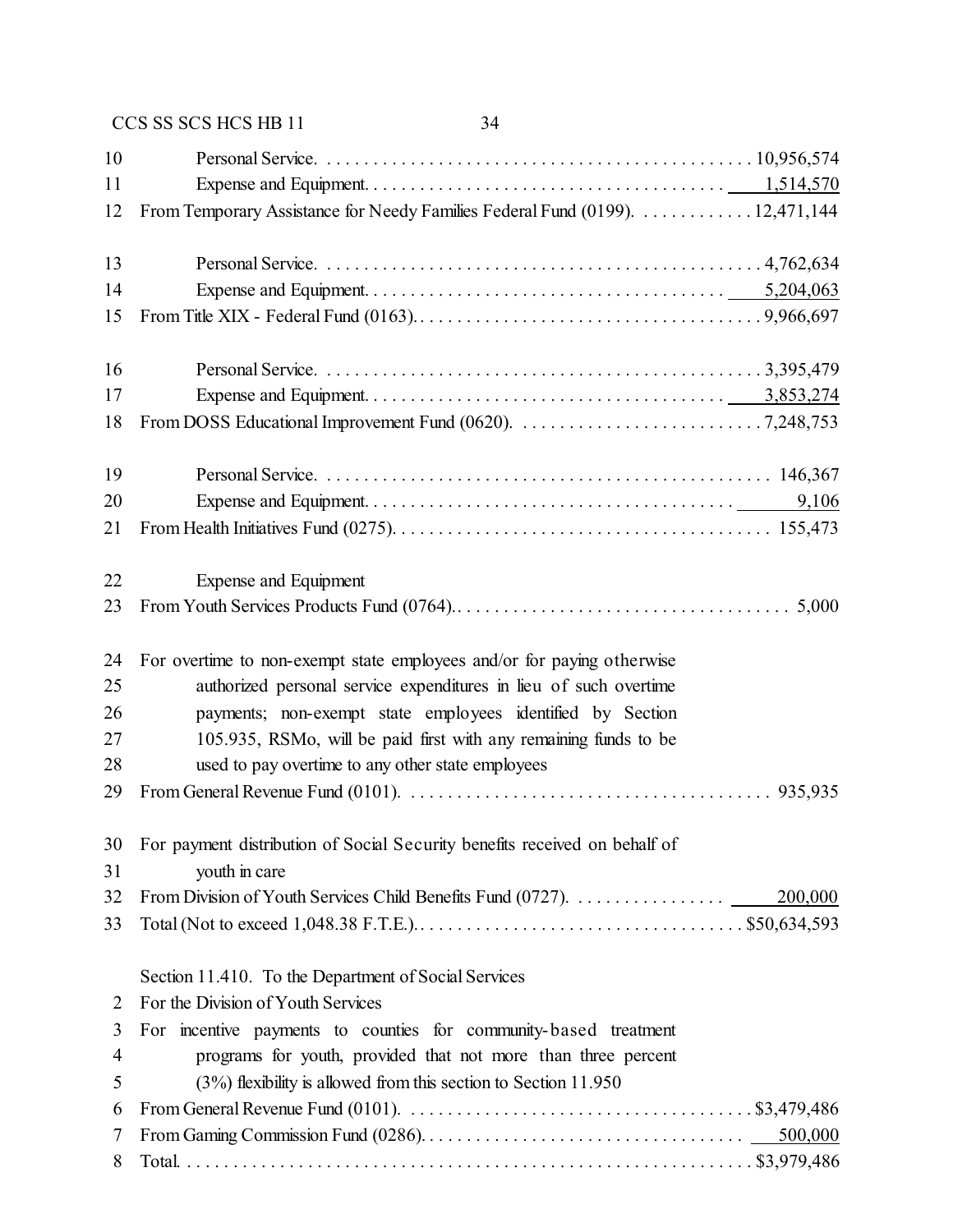| | | |
|---|---|---|
| 10 | Personal Service | 10,956,574 |
| 11 | Expense and Equipment | 1,514,570 |
| 12 | From Temporary Assistance for Needy Families Federal Fund (0199) | 12,471,144 |
| | | |
| 13 | Personal Service | 4,762,634 |
| 14 | Expense and Equipment | 5,204,063 |
| 15 | From Title XIX - Federal Fund (0163) | 9,966,697 |
| | | |
| 16 | Personal Service | 3,395,479 |
| 17 | Expense and Equipment | 3,853,274 |
| 18 | From DOSS Educational Improvement Fund (0620) | 7,248,753 |
| | | |
| 19 | Personal Service | 146,367 |
| 20 | Expense and Equipment | 9,106 |
| 21 | From Health Initiatives Fund (0275) | 155,473 |
| | | |
| 22 | Expense and Equipment | |
| 23 | From Youth Services Products Fund (0764) | 5,000 |
| | | |
| 24 | For overtime to non-exempt state employees and/or for paying otherwise | |
| 25 | authorized personal service expenditures in lieu of such overtime | |
| 26 | payments; non-exempt state employees identified by Section | |
| 27 | 105.935, RSMo, will be paid first with any remaining funds to be | |
| 28 | used to pay overtime to any other state employees | |
| 29 | From General Revenue Fund (0101) | 935,935 |
| | | |
| 30 | For payment distribution of Social Security benefits received on behalf of | |
| 31 | youth in care | |
| 32 | From Division of Youth Services Child Benefits Fund (0727) | 200,000 |
| 33 | Total (Not to exceed 1,048.38 F.T.E.) | $50,634,593 |

Section 11.410. To the Department of Social Services

| | | |
|---|---|---|
| 2 | For the Division of Youth Services | |
| 3 | For incentive payments to counties for community-based treatment | |
| 4 | programs for youth, provided that not more than three percent | |
| 5 | (3%) flexibility is allowed from this section to Section 11.950 | |
| 6 | From General Revenue Fund (0101) | $3,479,486 |
| 7 | From Gaming Commission Fund (0286) | 500,000 |
| 8 | Total | $3,979,486 |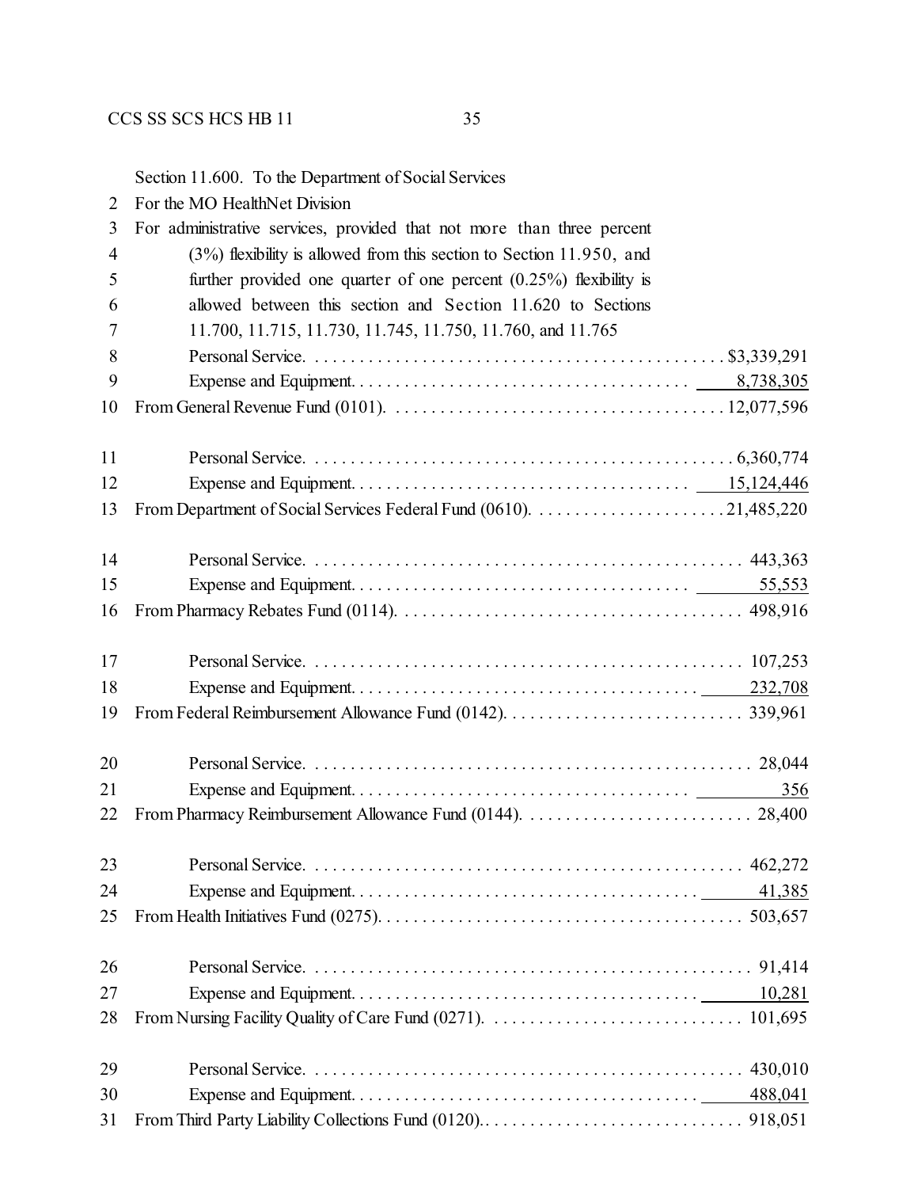Section 11.600. To the Department of Social Services
For the MO HealthNet Division
For administrative services, provided that not more than three percent (3%) flexibility is allowed from this section to Section 11.950, and further provided one quarter of one percent (0.25%) flexibility is allowed between this section and Section 11.620 to Sections 11.700, 11.715, 11.730, 11.745, 11.750, 11.760, and 11.765

| | |
|---|---|
| Personal Service | $3,339,291 |
| Expense and Equipment | 8,738,305 |
| From General Revenue Fund (0101) | 12,077,596 |
| | |
| Personal Service | 6,360,774 |
| Expense and Equipment | 15,124,446 |
| From Department of Social Services Federal Fund (0610) | 21,485,220 |
| | |
| Personal Service | 443,363 |
| Expense and Equipment | 55,553 |
| From Pharmacy Rebates Fund (0114) | 498,916 |
| | |
| Personal Service | 107,253 |
| Expense and Equipment | 232,708 |
| From Federal Reimbursement Allowance Fund (0142) | 339,961 |
| | |
| Personal Service | 28,044 |
| Expense and Equipment | 356 |
| From Pharmacy Reimbursement Allowance Fund (0144) | 28,400 |
| | |
| Personal Service | 462,272 |
| Expense and Equipment | 41,385 |
| From Health Initiatives Fund (0275) | 503,657 |
| | |
| Personal Service | 91,414 |
| Expense and Equipment | 10,281 |
| From Nursing Facility Quality of Care Fund (0271) | 101,695 |
| | |
| Personal Service | 430,010 |
| Expense and Equipment | 488,041 |
| From Third Party Liability Collections Fund (0120) | 918,051 |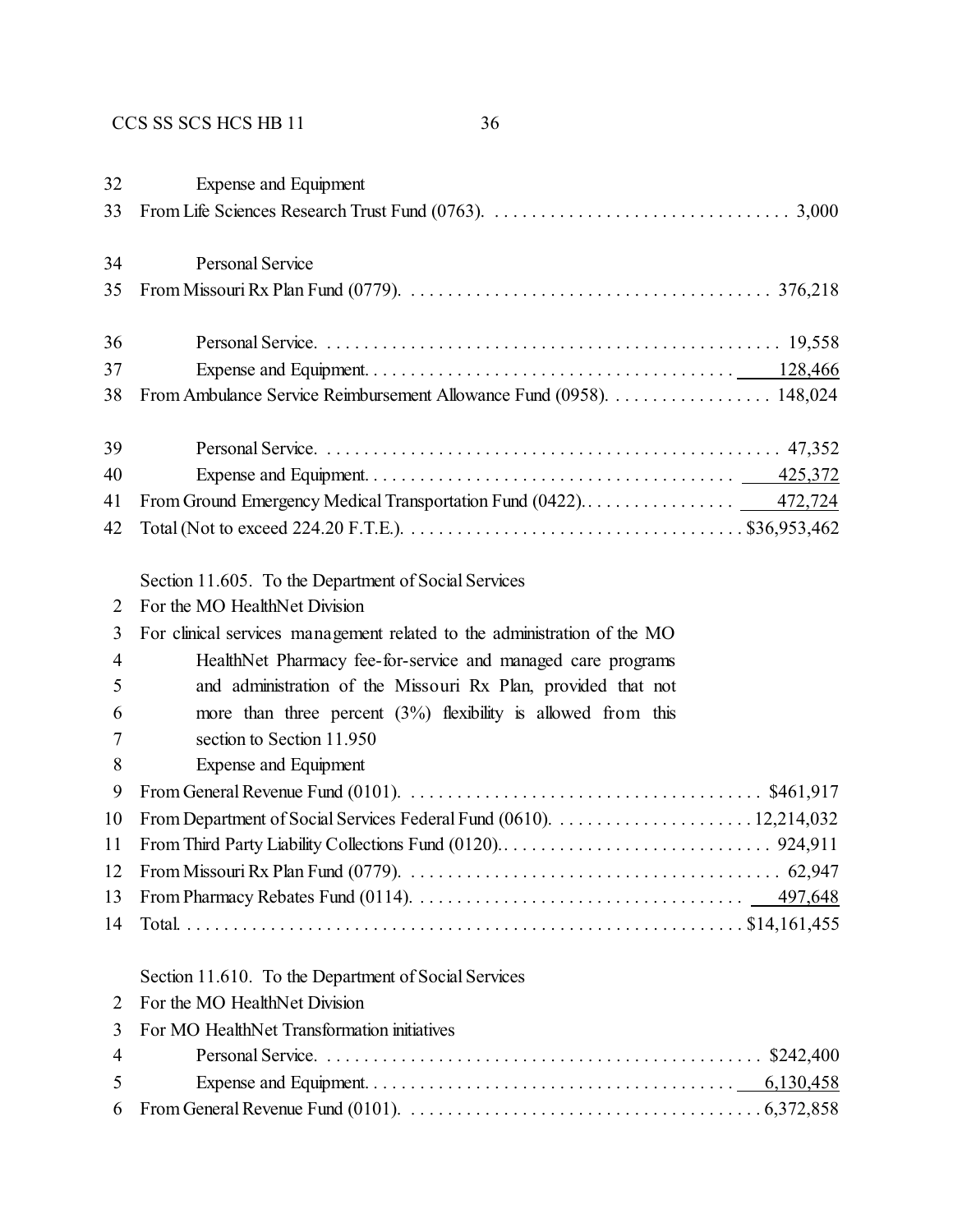32 Expense and Equipment
33 From Life Sciences Research Trust Fund (0763). . . . . . . . . . . . . . . . . . . . . . . . . . . . . . . . 3,000

34 Personal Service
35 From Missouri Rx Plan Fund (0779). . . . . . . . . . . . . . . . . . . . . . . . . . . . . . . . . . . . . . . 376,218

36 Personal Service. . . . . . . . . . . . . . . . . . . . . . . . . . . . . . . . . . . . . . . . . . . . . . . . . . 19,558
37 Expense and Equipment. . . . . . . . . . . . . . . . . . . . . . . . . . . . . . . . . . . . . . . . 128,466
38 From Ambulance Service Reimbursement Allowance Fund (0958). . . . . . . . . . . . . . . . . . 148,024

39 Personal Service. . . . . . . . . . . . . . . . . . . . . . . . . . . . . . . . . . . . . . . . . . . . . . . . . 47,352
40 Expense and Equipment. . . . . . . . . . . . . . . . . . . . . . . . . . . . . . . . . . . . . . . . 425,372
41 From Ground Emergency Medical Transportation Fund (0422). . . . . . . . . . . . . . . . . . 472,724
42 Total (Not to exceed 224.20 F.T.E.). . . . . . . . . . . . . . . . . . . . . . . . . . . . . . . . . . . . $36,953,462

Section 11.605. To the Department of Social Services
2 For the MO HealthNet Division
3 For clinical services management related to the administration of the MO
4 HealthNet Pharmacy fee-for-service and managed care programs
5 and administration of the Missouri Rx Plan, provided that not
6 more than three percent (3%) flexibility is allowed from this
7 section to Section 11.950
8 Expense and Equipment
9 From General Revenue Fund (0101). . . . . . . . . . . . . . . . . . . . . . . . . . . . . . . . . . . . . . $461,917
10 From Department of Social Services Federal Fund (0610). . . . . . . . . . . . . . . . . . . . . . 12,214,032
11 From Third Party Liability Collections Fund (0120). . . . . . . . . . . . . . . . . . . . . . . . . . . . . 924,911
12 From Missouri Rx Plan Fund (0779). . . . . . . . . . . . . . . . . . . . . . . . . . . . . . . . . . . . . . . . 62,947
13 From Pharmacy Rebates Fund (0114). . . . . . . . . . . . . . . . . . . . . . . . . . . . . . . . . . . 497,648
14 Total. . . . . . . . . . . . . . . . . . . . . . . . . . . . . . . . . . . . . . . . . . . . . . . . . . . . . . . . . . . $14,161,455

Section 11.610. To the Department of Social Services
2 For the MO HealthNet Division
3 For MO HealthNet Transformation initiatives
4 Personal Service. . . . . . . . . . . . . . . . . . . . . . . . . . . . . . . . . . . . . . . . . . . . . . . $242,400
5 Expense and Equipment. . . . . . . . . . . . . . . . . . . . . . . . . . . . . . . . . . . . . . . 6,130,458
6 From General Revenue Fund (0101). . . . . . . . . . . . . . . . . . . . . . . . . . . . . . . . . . . . . . 6,372,858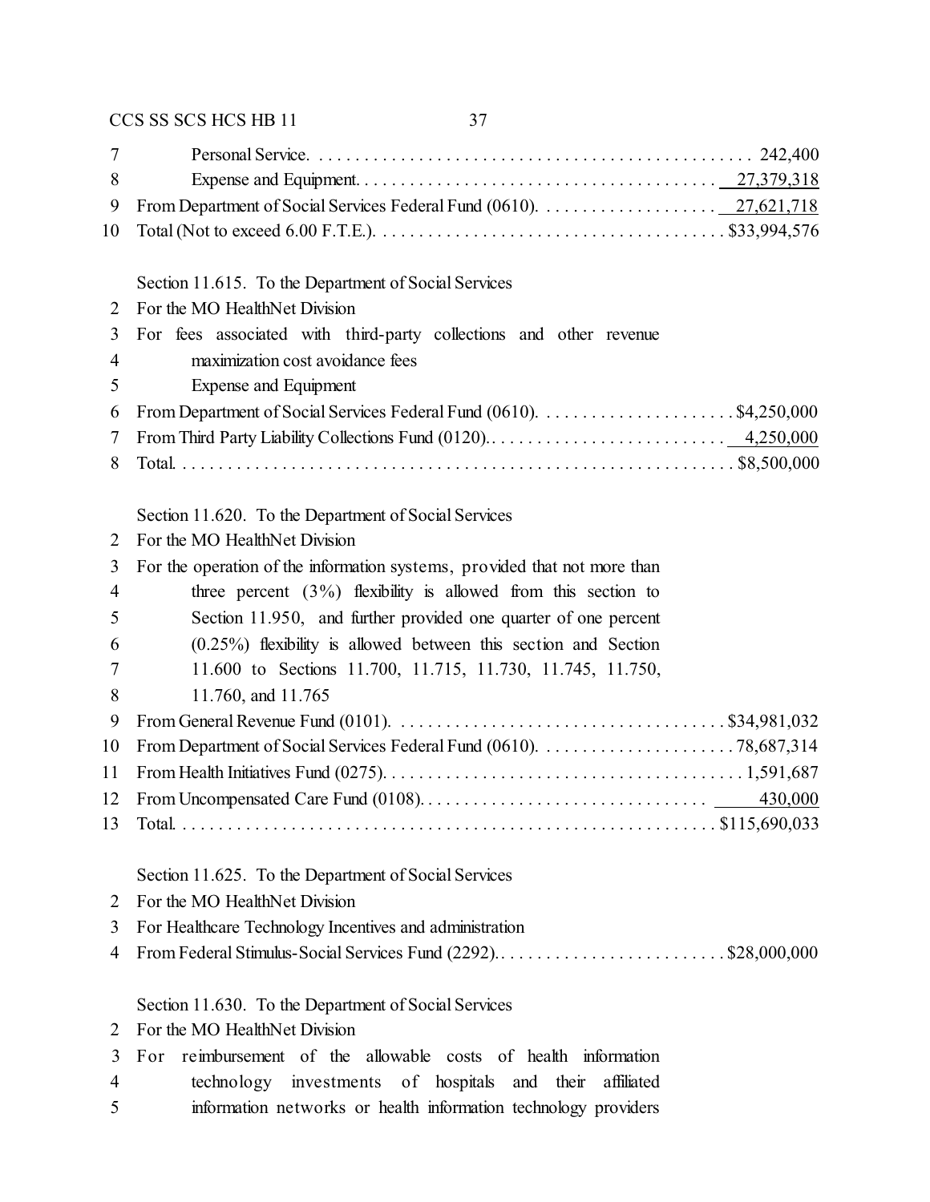Personal Service. . . . . . . . . . . . . . . . . . . . . . . . . . . . . . . . . . . . . . . . . . . . . . . . 242,400
Expense and Equipment. . . . . . . . . . . . . . . . . . . . . . . . . . . . . . . . . . . . . . . 27,379,318
From Department of Social Services Federal Fund (0610). . . . . . . . . . . . . . . . . . . . 27,621,718
Total (Not to exceed 6.00 F.T.E.). . . . . . . . . . . . . . . . . . . . . . . . . . . . . . . . . . . . . $33,994,576

Section 11.615. To the Department of Social Services
For the MO HealthNet Division
For fees associated with third-party collections and other revenue maximization cost avoidance fees
Expense and Equipment
From Department of Social Services Federal Fund (0610). . . . . . . . . . . . . . . . . . . . . $4,250,000
From Third Party Liability Collections Fund (0120). . . . . . . . . . . . . . . . . . . . . . . . . . 4,250,000
Total. . . . . . . . . . . . . . . . . . . . . . . . . . . . . . . . . . . . . . . . . . . . . . . . . . . . . . . . . . . . $8,500,000

Section 11.620. To the Department of Social Services
For the MO HealthNet Division
For the operation of the information systems, provided that not more than three percent (3%) flexibility is allowed from this section to Section 11.950, and further provided one quarter of one percent (0.25%) flexibility is allowed between this section and Section 11.600 to Sections 11.700, 11.715, 11.730, 11.745, 11.750, 11.760, and 11.765
From General Revenue Fund (0101). . . . . . . . . . . . . . . . . . . . . . . . . . . . . . . . . . . . $34,981,032
From Department of Social Services Federal Fund (0610). . . . . . . . . . . . . . . . . . . . . 78,687,314
From Health Initiatives Fund (0275). . . . . . . . . . . . . . . . . . . . . . . . . . . . . . . . . . . . . . 1,591,687
From Uncompensated Care Fund (0108). . . . . . . . . . . . . . . . . . . . . . . . . . . . . . . 430,000
Total. . . . . . . . . . . . . . . . . . . . . . . . . . . . . . . . . . . . . . . . . . . . . . . . . . . . . . . . . . $115,690,033

Section 11.625. To the Department of Social Services
For the MO HealthNet Division
For Healthcare Technology Incentives and administration
From Federal Stimulus-Social Services Fund (2292). . . . . . . . . . . . . . . . . . . . . . . . . $28,000,000

Section 11.630. To the Department of Social Services
For the MO HealthNet Division
For reimbursement of the allowable costs of health information technology investments of hospitals and their affiliated information networks or health information technology providers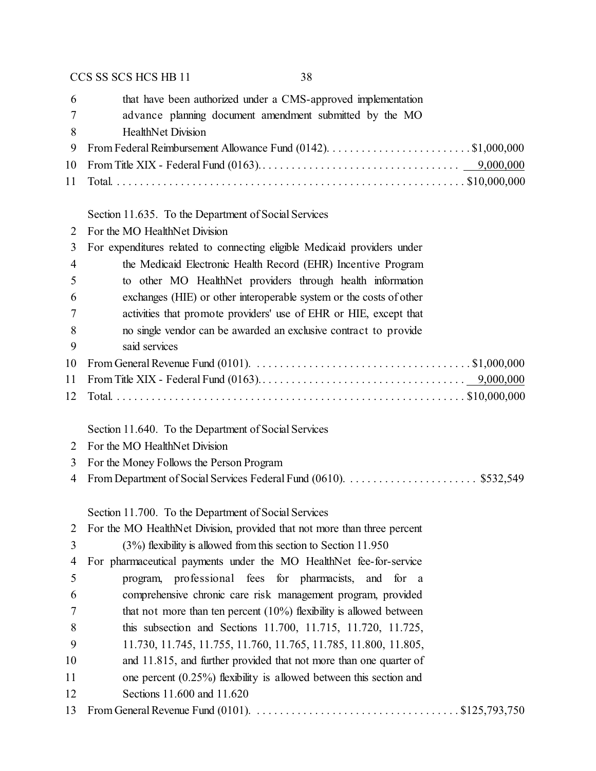that have been authorized under a CMS-approved implementation advance planning document amendment submitted by the MO HealthNet Division

From Federal Reimbursement Allowance Fund (0142). . . . . . . . . . . . . . . . . . . . . . . . . . $1,000,000
From Title XIX - Federal Fund (0163). . . . . . . . . . . . . . . . . . . . . . . . . . . . . . . . . . . 9,000,000
Total. . . . . . . . . . . . . . . . . . . . . . . . . . . . . . . . . . . . . . . . . . . . . . . . . . . . . . . . . . . $10,000,000

Section 11.635. To the Department of Social Services
For the MO HealthNet Division
For expenditures related to connecting eligible Medicaid providers under the Medicaid Electronic Health Record (EHR) Incentive Program to other MO HealthNet providers through health information exchanges (HIE) or other interoperable system or the costs of other activities that promote providers' use of EHR or HIE, except that no single vendor can be awarded an exclusive contract to provide said services
From General Revenue Fund (0101). . . . . . . . . . . . . . . . . . . . . . . . . . . . . . . . . . . . . $1,000,000
From Title XIX - Federal Fund (0163). . . . . . . . . . . . . . . . . . . . . . . . . . . . . . . . . . . 9,000,000
Total. . . . . . . . . . . . . . . . . . . . . . . . . . . . . . . . . . . . . . . . . . . . . . . . . . . . . . . . . . . $10,000,000

Section 11.640. To the Department of Social Services
For the MO HealthNet Division
For the Money Follows the Person Program
From Department of Social Services Federal Fund (0610). . . . . . . . . . . . . . . . . . . . . . . $532,549

Section 11.700. To the Department of Social Services
For the MO HealthNet Division, provided that not more than three percent (3%) flexibility is allowed from this section to Section 11.950
For pharmaceutical payments under the MO HealthNet fee-for-service program, professional fees for pharmacists, and for a comprehensive chronic care risk management program, provided that not more than ten percent (10%) flexibility is allowed between this subsection and Sections 11.700, 11.715, 11.720, 11.725, 11.730, 11.745, 11.755, 11.760, 11.765, 11.785, 11.800, 11.805, and 11.815, and further provided that not more than one quarter of one percent (0.25%) flexibility is allowed between this section and Sections 11.600 and 11.620
From General Revenue Fund (0101). . . . . . . . . . . . . . . . . . . . . . . . . . . . . . . . . . . $125,793,750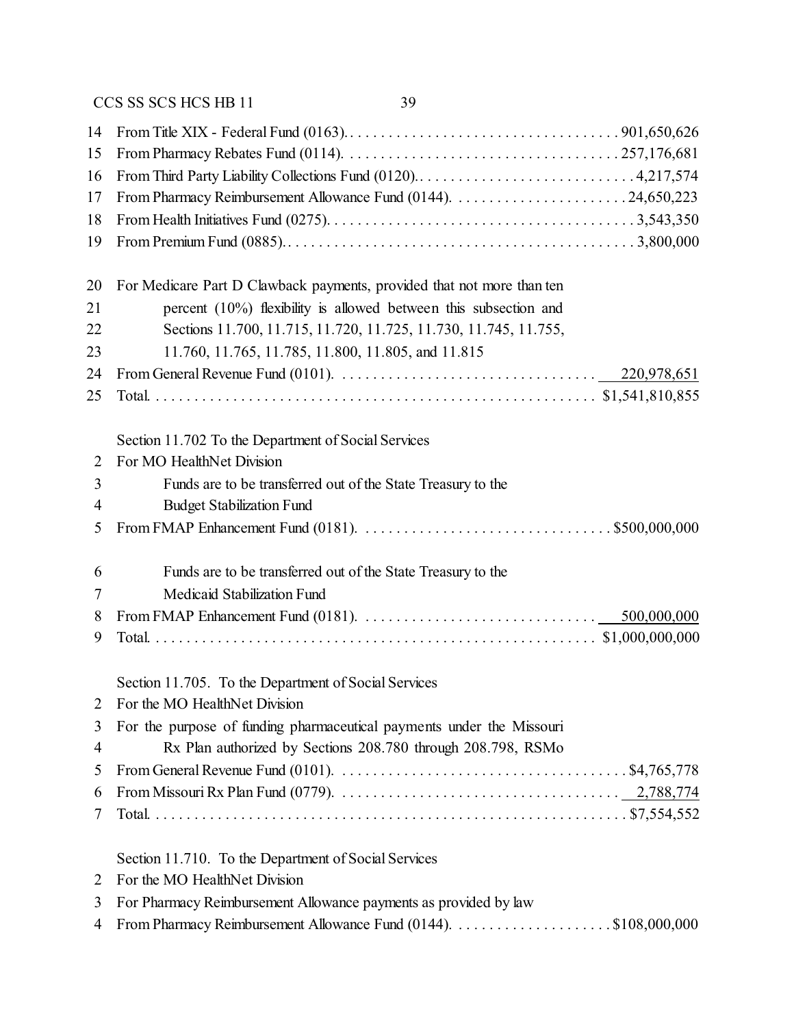14 From Title XIX - Federal Fund (0163). . . . . . . . . . . . . . . . . . . . . . . . . . . . . . . . . . . . 901,650,626
15 From Pharmacy Rebates Fund (0114). . . . . . . . . . . . . . . . . . . . . . . . . . . . . . . . . . . . 257,176,681
16 From Third Party Liability Collections Fund (0120). . . . . . . . . . . . . . . . . . . . . . . . . . . . . 4,217,574
17 From Pharmacy Reimbursement Allowance Fund (0144). . . . . . . . . . . . . . . . . . . . . . . 24,650,223
18 From Health Initiatives Fund (0275). . . . . . . . . . . . . . . . . . . . . . . . . . . . . . . . . . . . . . . . 3,543,350
19 From Premium Fund (0885). . . . . . . . . . . . . . . . . . . . . . . . . . . . . . . . . . . . . . . . . . . . . . 3,800,000

20 For Medicare Part D Clawback payments, provided that not more than ten
21 percent (10%) flexibility is allowed between this subsection and
22 Sections 11.700, 11.715, 11.720, 11.725, 11.730, 11.745, 11.755,
23 11.760, 11.765, 11.785, 11.800, 11.805, and 11.815
24 From General Revenue Fund (0101). . . . . . . . . . . . . . . . . . . . . . . . . . . . . . . . . . 220,978,651
25 Total. . . . . . . . . . . . . . . . . . . . . . . . . . . . . . . . . . . . . . . . . . . . . . . . . . . . . . . . . . $1,541,810,855

Section 11.702 To the Department of Social Services
2 For MO HealthNet Division
3 Funds are to be transferred out of the State Treasury to the
4 Budget Stabilization Fund
5 From FMAP Enhancement Fund (0181). . . . . . . . . . . . . . . . . . . . . . . . . . . . . . . . $500,000,000

6 Funds are to be transferred out of the State Treasury to the
7 Medicaid Stabilization Fund
8 From FMAP Enhancement Fund (0181). . . . . . . . . . . . . . . . . . . . . . . . . . . . . . . . 500,000,000
9 Total. . . . . . . . . . . . . . . . . . . . . . . . . . . . . . . . . . . . . . . . . . . . . . . . . . . . . . . . . . $1,000,000,000

Section 11.705. To the Department of Social Services
2 For the MO HealthNet Division
3 For the purpose of funding pharmaceutical payments under the Missouri
4 Rx Plan authorized by Sections 208.780 through 208.798, RSMo
5 From General Revenue Fund (0101). . . . . . . . . . . . . . . . . . . . . . . . . . . . . . . . . . . . . $4,765,778
6 From Missouri Rx Plan Fund (0779). . . . . . . . . . . . . . . . . . . . . . . . . . . . . . . . . . . . . 2,788,774
7 Total. . . . . . . . . . . . . . . . . . . . . . . . . . . . . . . . . . . . . . . . . . . . . . . . . . . . . . . . . . . . $7,554,552

Section 11.710. To the Department of Social Services
2 For the MO HealthNet Division
3 For Pharmacy Reimbursement Allowance payments as provided by law
4 From Pharmacy Reimbursement Allowance Fund (0144). . . . . . . . . . . . . . . . . . . . . $108,000,000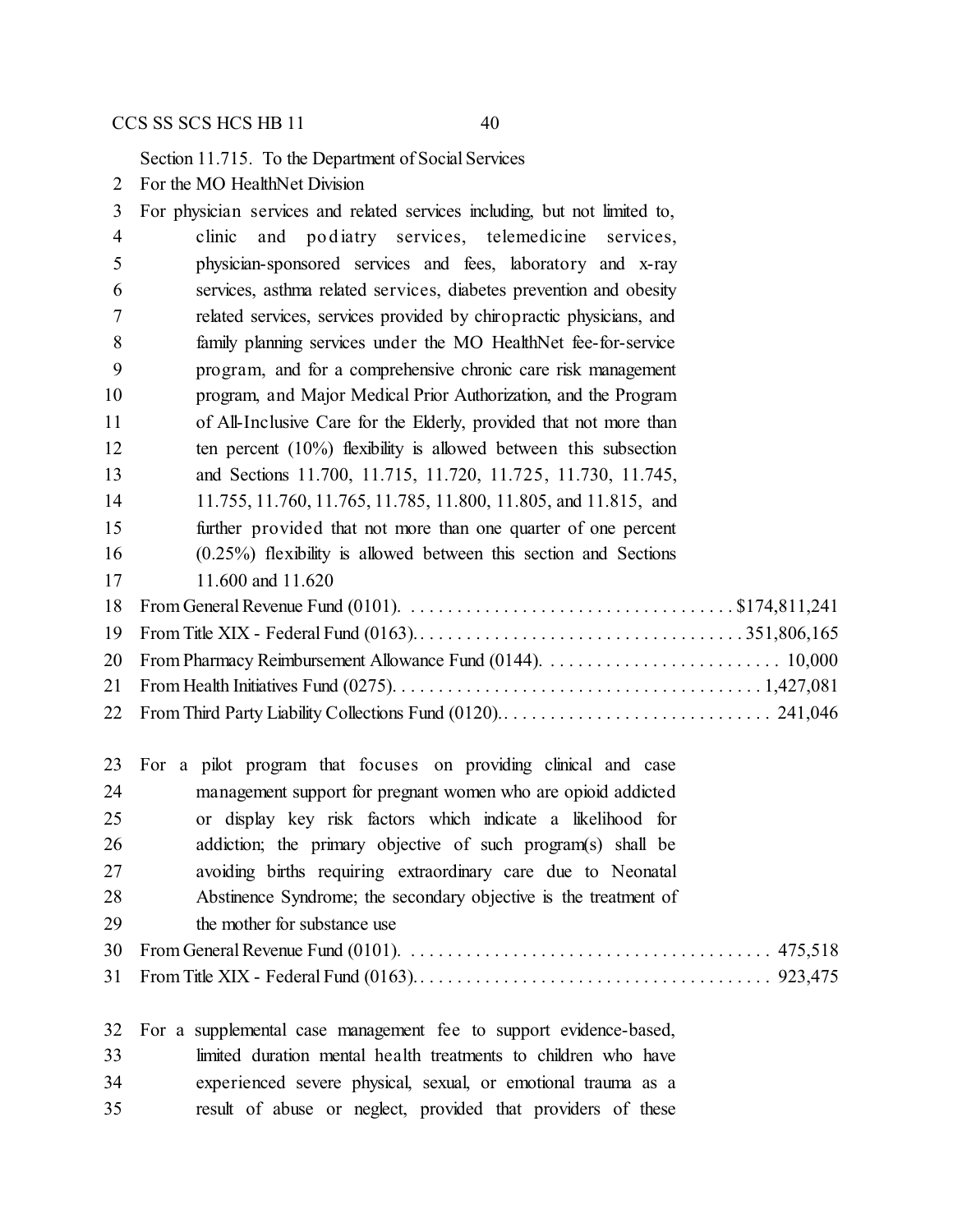Section 11.715. To the Department of Social Services

For the MO HealthNet Division

For physician services and related services including, but not limited to, clinic and podiatry services, telemedicine services, physician-sponsored services and fees, laboratory and x-ray services, asthma related services, diabetes prevention and obesity related services, services provided by chiropractic physicians, and family planning services under the MO HealthNet fee-for-service program, and for a comprehensive chronic care risk management program, and Major Medical Prior Authorization, and the Program of All-Inclusive Care for the Elderly, provided that not more than ten percent (10%) flexibility is allowed between this subsection and Sections 11.700, 11.715, 11.720, 11.725, 11.730, 11.745, 11.755, 11.760, 11.765, 11.785, 11.800, 11.805, and 11.815, and further provided that not more than one quarter of one percent (0.25%) flexibility is allowed between this section and Sections 11.600 and 11.620

From General Revenue Fund (0101). . . . . . . . . . . . . . . . . . . . . . . . . . . . . . . . . . . $174,811,241
From Title XIX - Federal Fund (0163). . . . . . . . . . . . . . . . . . . . . . . . . . . . . . . . . . . 351,806,165
From Pharmacy Reimbursement Allowance Fund (0144). . . . . . . . . . . . . . . . . . . . . . . . . . 10,000
From Health Initiatives Fund (0275). . . . . . . . . . . . . . . . . . . . . . . . . . . . . . . . . . . . . . . 1,427,081
From Third Party Liability Collections Fund (0120). . . . . . . . . . . . . . . . . . . . . . . . . . . . . 241,046

For a pilot program that focuses on providing clinical and case management support for pregnant women who are opioid addicted or display key risk factors which indicate a likelihood for addiction; the primary objective of such program(s) shall be avoiding births requiring extraordinary care due to Neonatal Abstinence Syndrome; the secondary objective is the treatment of the mother for substance use

From General Revenue Fund (0101). . . . . . . . . . . . . . . . . . . . . . . . . . . . . . . . . . . . . . . 475,518
From Title XIX - Federal Fund (0163). . . . . . . . . . . . . . . . . . . . . . . . . . . . . . . . . . . . . . 923,475

For a supplemental case management fee to support evidence-based, limited duration mental health treatments to children who have experienced severe physical, sexual, or emotional trauma as a result of abuse or neglect, provided that providers of these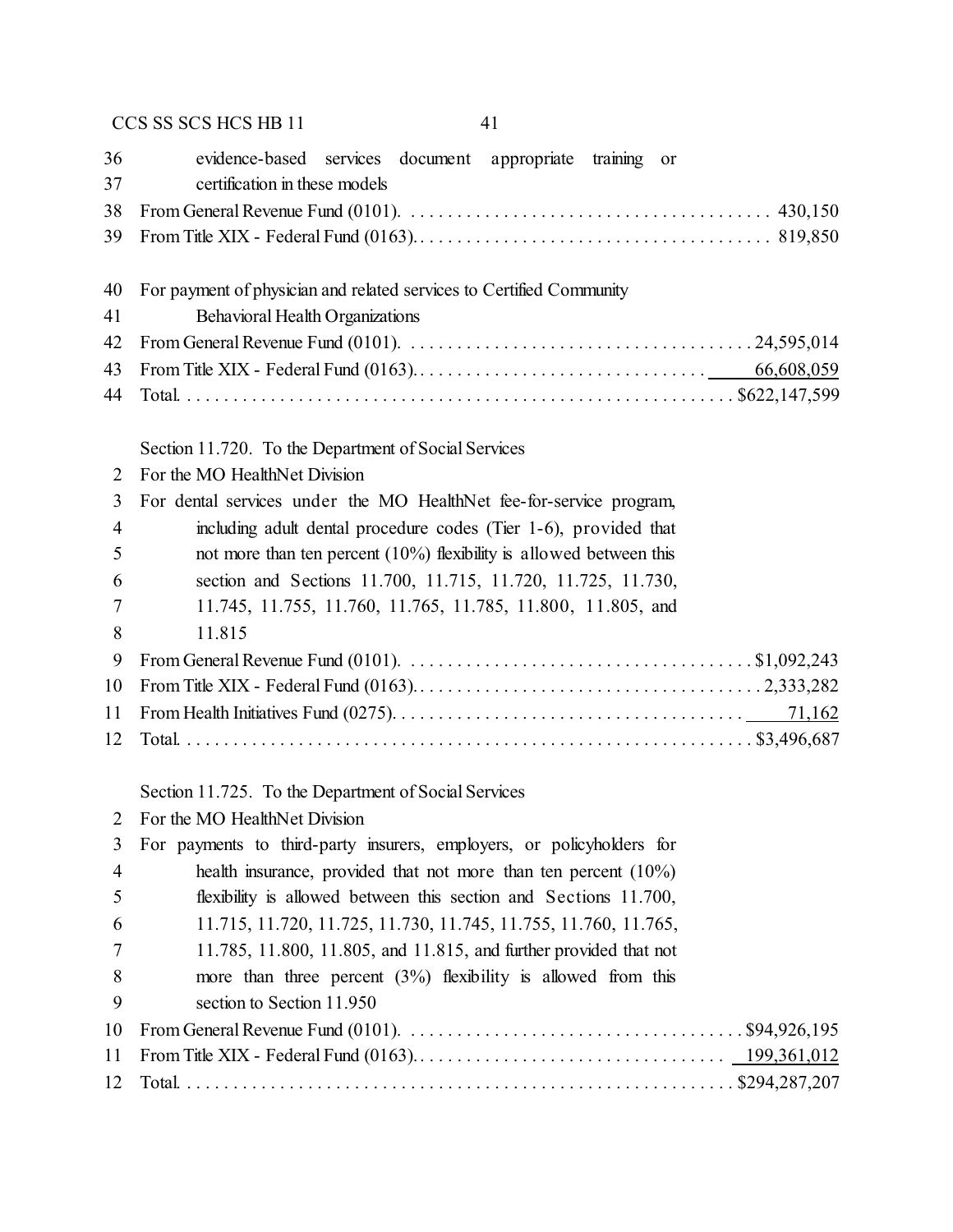evidence-based services document appropriate training or certification in these models

From General Revenue Fund (0101). . . . . . . . . . . . . . . . . . . . . . . . . . . . . . . . . . . . . . . . 430,150

From Title XIX - Federal Fund (0163). . . . . . . . . . . . . . . . . . . . . . . . . . . . . . . . . . . . . . . 819,850

For payment of physician and related services to Certified Community Behavioral Health Organizations

From General Revenue Fund (0101). . . . . . . . . . . . . . . . . . . . . . . . . . . . . . . . . . . . . . 24,595,014

From Title XIX - Federal Fund (0163). . . . . . . . . . . . . . . . . . . . . . . . . . . . . . . . . 66,608,059

Total. . . . . . . . . . . . . . . . . . . . . . . . . . . . . . . . . . . . . . . . . . . . . . . . . . . . . . . . . . . . $622,147,599

Section 11.720. To the Department of Social Services

For the MO HealthNet Division

For dental services under the MO HealthNet fee-for-service program, including adult dental procedure codes (Tier 1-6), provided that not more than ten percent (10%) flexibility is allowed between this section and Sections 11.700, 11.715, 11.720, 11.725, 11.730, 11.745, 11.755, 11.760, 11.765, 11.785, 11.800, 11.805, and 11.815

From General Revenue Fund (0101). . . . . . . . . . . . . . . . . . . . . . . . . . . . . . . . . . . . . . $1,092,243

From Title XIX - Federal Fund (0163). . . . . . . . . . . . . . . . . . . . . . . . . . . . . . . . . . . . . . 2,333,282

From Health Initiatives Fund (0275). . . . . . . . . . . . . . . . . . . . . . . . . . . . . . . . . . . . . . 71,162

Total. . . . . . . . . . . . . . . . . . . . . . . . . . . . . . . . . . . . . . . . . . . . . . . . . . . . . . . . . . . . . $3,496,687

Section 11.725. To the Department of Social Services

For the MO HealthNet Division

For payments to third-party insurers, employers, or policyholders for health insurance, provided that not more than ten percent (10%) flexibility is allowed between this section and Sections 11.700, 11.715, 11.720, 11.725, 11.730, 11.745, 11.755, 11.760, 11.765, 11.785, 11.800, 11.805, and 11.815, and further provided that not more than three percent (3%) flexibility is allowed from this section to Section 11.950

From General Revenue Fund (0101). . . . . . . . . . . . . . . . . . . . . . . . . . . . . . . . . . . . . . $94,926,195

From Title XIX - Federal Fund (0163). . . . . . . . . . . . . . . . . . . . . . . . . . . . . . . . . . . 199,361,012

Total. . . . . . . . . . . . . . . . . . . . . . . . . . . . . . . . . . . . . . . . . . . . . . . . . . . . . . . . . . . . $294,287,207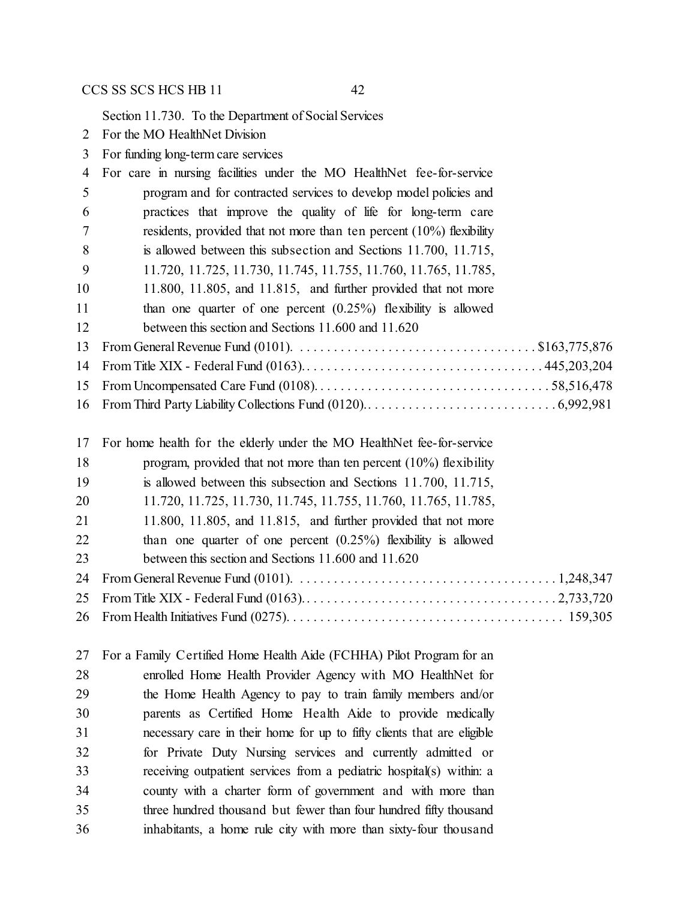Section 11.730. To the Department of Social Services
2 For the MO HealthNet Division
3 For funding long-term care services
4 For care in nursing facilities under the MO HealthNet fee-for-service
5 program and for contracted services to develop model policies and
6 practices that improve the quality of life for long-term care
7 residents, provided that not more than ten percent (10%) flexibility
8 is allowed between this subsection and Sections 11.700, 11.715,
9 11.720, 11.725, 11.730, 11.745, 11.755, 11.760, 11.765, 11.785,
10 11.800, 11.805, and 11.815, and further provided that not more
11 than one quarter of one percent (0.25%) flexibility is allowed
12 between this section and Sections 11.600 and 11.620
13 From General Revenue Fund (0101). . . . . . . . . . . . . . . . . . . . . . . . . . . . . . . . . . . . $163,775,876
14 From Title XIX - Federal Fund (0163). . . . . . . . . . . . . . . . . . . . . . . . . . . . . . . . . . . . 445,203,204
15 From Uncompensated Care Fund (0108). . . . . . . . . . . . . . . . . . . . . . . . . . . . . . . . . . . 58,516,478
16 From Third Party Liability Collections Fund (0120). . . . . . . . . . . . . . . . . . . . . . . . . . . . 6,992,981

17 For home health for the elderly under the MO HealthNet fee-for-service
18 program, provided that not more than ten percent (10%) flexibility
19 is allowed between this subsection and Sections 11.700, 11.715,
20 11.720, 11.725, 11.730, 11.745, 11.755, 11.760, 11.765, 11.785,
21 11.800, 11.805, and 11.815, and further provided that not more
22 than one quarter of one percent (0.25%) flexibility is allowed
23 between this section and Sections 11.600 and 11.620
24 From General Revenue Fund (0101). . . . . . . . . . . . . . . . . . . . . . . . . . . . . . . . . . . . . . 1,248,347
25 From Title XIX - Federal Fund (0163). . . . . . . . . . . . . . . . . . . . . . . . . . . . . . . . . . . . . 2,733,720
26 From Health Initiatives Fund (0275). . . . . . . . . . . . . . . . . . . . . . . . . . . . . . . . . . . . . . . . 159,305

27 For a Family Certified Home Health Aide (FCHHA) Pilot Program for an
28 enrolled Home Health Provider Agency with MO HealthNet for
29 the Home Health Agency to pay to train family members and/or
30 parents as Certified Home Health Aide to provide medically
31 necessary care in their home for up to fifty clients that are eligible
32 for Private Duty Nursing services and currently admitted or
33 receiving outpatient services from a pediatric hospital(s) within: a
34 county with a charter form of government and with more than
35 three hundred thousand but fewer than four hundred fifty thousand
36 inhabitants, a home rule city with more than sixty-four thousand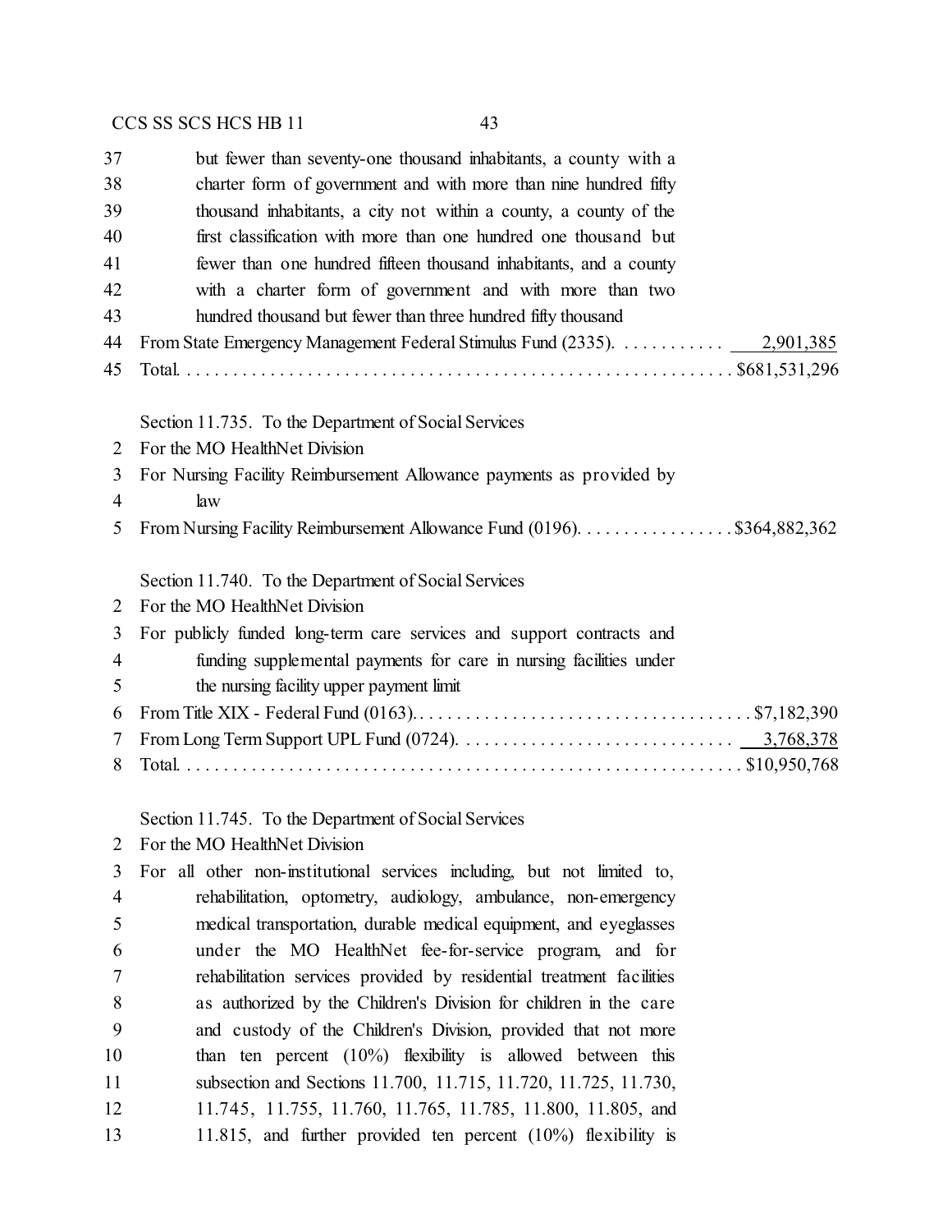37 but fewer than seventy-one thousand inhabitants, a county with a
38 charter form of government and with more than nine hundred fifty
39 thousand inhabitants, a city not within a county, a county of the
40 first classification with more than one hundred one thousand but
41 fewer than one hundred fifteen thousand inhabitants, and a county
42 with a charter form of government and with more than two
43 hundred thousand but fewer than three hundred fifty thousand
44 From State Emergency Management Federal Stimulus Fund (2335). . . . . . . . . . . . 2,901,385
45 Total. . . . . . . . . . . . . . . . . . . . . . . . . . . . . . . . . . . . . . . . . . . . . . . . . . . . . . . . . $681,531,296

Section 11.735. To the Department of Social Services
2 For the MO HealthNet Division
3 For Nursing Facility Reimbursement Allowance payments as provided by
4 law
5 From Nursing Facility Reimbursement Allowance Fund (0196). . . . . . . . . . . . . . . . . $364,882,362

Section 11.740. To the Department of Social Services
2 For the MO HealthNet Division
3 For publicly funded long-term care services and support contracts and
4 funding supplemental payments for care in nursing facilities under
5 the nursing facility upper payment limit
6 From Title XIX - Federal Fund (0163). . . . . . . . . . . . . . . . . . . . . . . . . . . . . . . . . . . . . $7,182,390
7 From Long Term Support UPL Fund (0724). . . . . . . . . . . . . . . . . . . . . . . . . . . . . . 3,768,378
8 Total. . . . . . . . . . . . . . . . . . . . . . . . . . . . . . . . . . . . . . . . . . . . . . . . . . . . . . . . . . $10,950,768

Section 11.745. To the Department of Social Services
2 For the MO HealthNet Division
3 For all other non-institutional services including, but not limited to,
4 rehabilitation, optometry, audiology, ambulance, non-emergency
5 medical transportation, durable medical equipment, and eyeglasses
6 under the MO HealthNet fee-for-service program, and for
7 rehabilitation services provided by residential treatment facilities
8 as authorized by the Children's Division for children in the care
9 and custody of the Children's Division, provided that not more
10 than ten percent (10%) flexibility is allowed between this
11 subsection and Sections 11.700, 11.715, 11.720, 11.725, 11.730,
12 11.745, 11.755, 11.760, 11.765, 11.785, 11.800, 11.805, and
13 11.815, and further provided ten percent (10%) flexibility is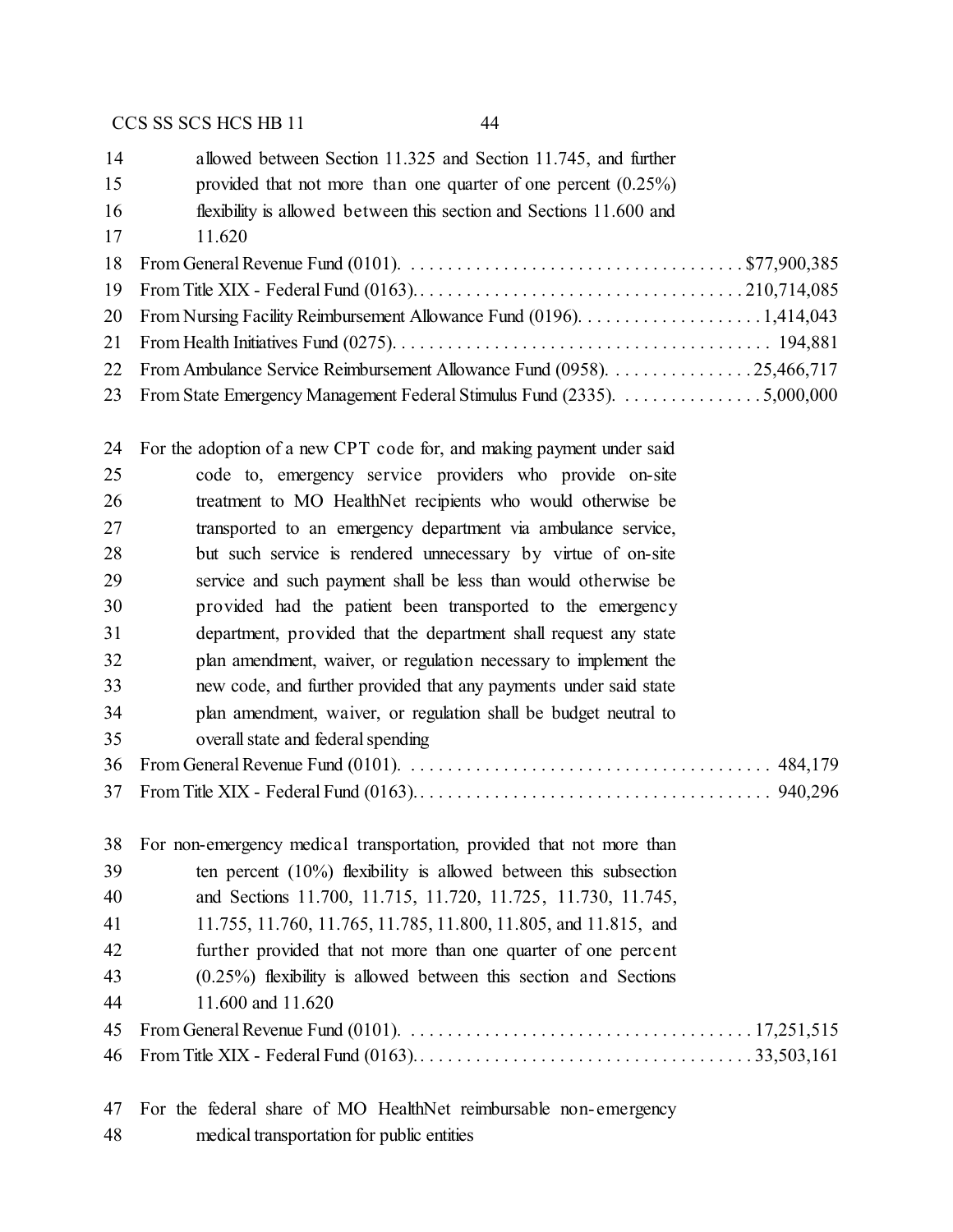allowed between Section 11.325 and Section 11.745, and further provided that not more than one quarter of one percent (0.25%) flexibility is allowed between this section and Sections 11.600 and 11.620

From General Revenue Fund (0101). . . . . . . . . . . . . . . . . . . . . . . . . . . . . . . . . . . . $77,900,385
From Title XIX - Federal Fund (0163). . . . . . . . . . . . . . . . . . . . . . . . . . . . . . . . . . . 210,714,085
From Nursing Facility Reimbursement Allowance Fund (0196). . . . . . . . . . . . . . . . . . . . 1,414,043
From Health Initiatives Fund (0275). . . . . . . . . . . . . . . . . . . . . . . . . . . . . . . . . . . . . . . . 194,881
From Ambulance Service Reimbursement Allowance Fund (0958). . . . . . . . . . . . . . . . 25,466,717
From State Emergency Management Federal Stimulus Fund (2335). . . . . . . . . . . . . . . . 5,000,000

For the adoption of a new CPT code for, and making payment under said code to, emergency service providers who provide on-site treatment to MO HealthNet recipients who would otherwise be transported to an emergency department via ambulance service, but such service is rendered unnecessary by virtue of on-site service and such payment shall be less than would otherwise be provided had the patient been transported to the emergency department, provided that the department shall request any state plan amendment, waiver, or regulation necessary to implement the new code, and further provided that any payments under said state plan amendment, waiver, or regulation shall be budget neutral to overall state and federal spending

From General Revenue Fund (0101). . . . . . . . . . . . . . . . . . . . . . . . . . . . . . . . . . . . . . . 484,179
From Title XIX - Federal Fund (0163). . . . . . . . . . . . . . . . . . . . . . . . . . . . . . . . . . . . . . 940,296

For non-emergency medical transportation, provided that not more than ten percent (10%) flexibility is allowed between this subsection and Sections 11.700, 11.715, 11.720, 11.725, 11.730, 11.745, 11.755, 11.760, 11.765, 11.785, 11.800, 11.805, and 11.815, and further provided that not more than one quarter of one percent (0.25%) flexibility is allowed between this section and Sections 11.600 and 11.620

From General Revenue Fund (0101). . . . . . . . . . . . . . . . . . . . . . . . . . . . . . . . . . . . . 17,251,515
From Title XIX - Federal Fund (0163). . . . . . . . . . . . . . . . . . . . . . . . . . . . . . . . . . . . 33,503,161

For the federal share of MO HealthNet reimbursable non-emergency medical transportation for public entities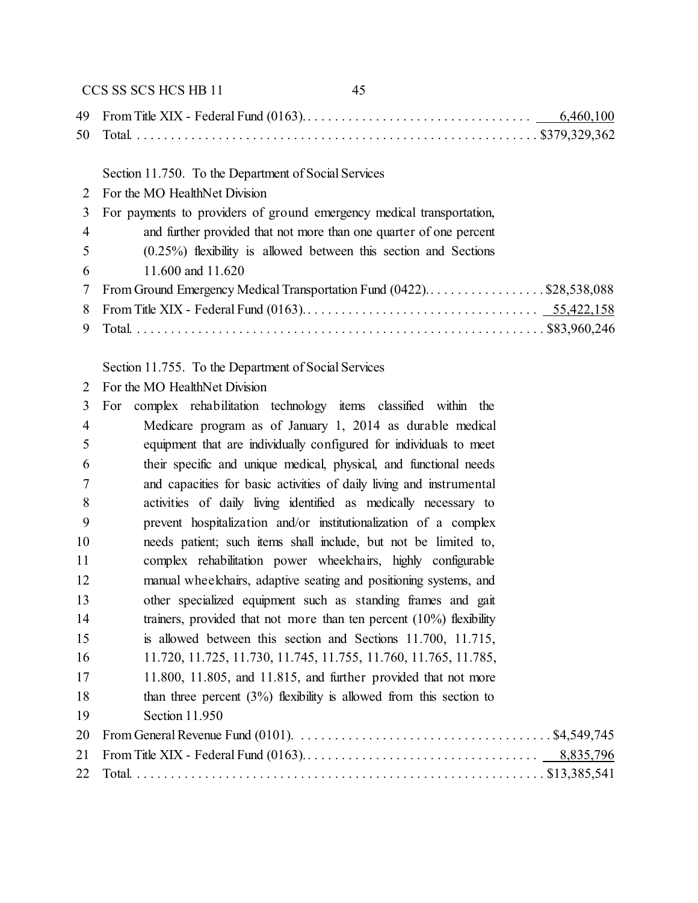49 From Title XIX - Federal Fund (0163). . . . . . . . . . . . . . . . . . . . . . . . . . . . . . . . . 6,460,100
50 Total. . . . . . . . . . . . . . . . . . . . . . . . . . . . . . . . . . . . . . . . . . . . . . . . . . . . . . . . $379,329,362

Section 11.750. To the Department of Social Services
2 For the MO HealthNet Division
3 For payments to providers of ground emergency medical transportation,
4 and further provided that not more than one quarter of one percent
5 (0.25%) flexibility is allowed between this section and Sections
6 11.600 and 11.620
7 From Ground Emergency Medical Transportation Fund (0422). . . . . . . . . . . . . . . . . . $28,538,088
8 From Title XIX - Federal Fund (0163). . . . . . . . . . . . . . . . . . . . . . . . . . . . . . . . . . 55,422,158
9 Total. . . . . . . . . . . . . . . . . . . . . . . . . . . . . . . . . . . . . . . . . . . . . . . . . . . . . . . . $83,960,246

Section 11.755. To the Department of Social Services
2 For the MO HealthNet Division
3 For complex rehabilitation technology items classified within the
4 Medicare program as of January 1, 2014 as durable medical
5 equipment that are individually configured for individuals to meet
6 their specific and unique medical, physical, and functional needs
7 and capacities for basic activities of daily living and instrumental
8 activities of daily living identified as medically necessary to
9 prevent hospitalization and/or institutionalization of a complex
10 needs patient; such items shall include, but not be limited to,
11 complex rehabilitation power wheelchairs, highly configurable
12 manual wheelchairs, adaptive seating and positioning systems, and
13 other specialized equipment such as standing frames and gait
14 trainers, provided that not more than ten percent (10%) flexibility
15 is allowed between this section and Sections 11.700, 11.715,
16 11.720, 11.725, 11.730, 11.745, 11.755, 11.760, 11.765, 11.785,
17 11.800, 11.805, and 11.815, and further provided that not more
18 than three percent (3%) flexibility is allowed from this section to
19 Section 11.950
20 From General Revenue Fund (0101). . . . . . . . . . . . . . . . . . . . . . . . . . . . . . . . . . . . $4,549,745
21 From Title XIX - Federal Fund (0163). . . . . . . . . . . . . . . . . . . . . . . . . . . . . . . . . . 8,835,796
22 Total. . . . . . . . . . . . . . . . . . . . . . . . . . . . . . . . . . . . . . . . . . . . . . . . . . . . . . . . $13,385,541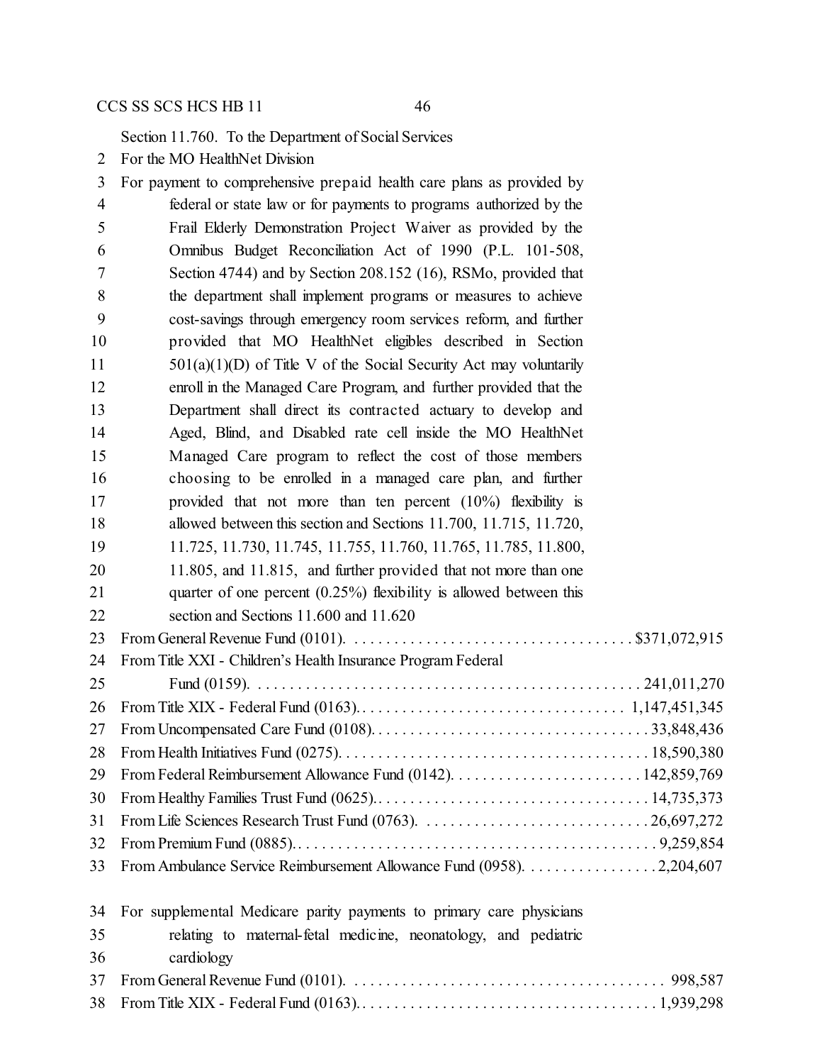Section 11.760. To the Department of Social Services

For the MO HealthNet Division

For payment to comprehensive prepaid health care plans as provided by federal or state law or for payments to programs authorized by the Frail Elderly Demonstration Project Waiver as provided by the Omnibus Budget Reconciliation Act of 1990 (P.L. 101-508, Section 4744) and by Section 208.152 (16), RSMo, provided that the department shall implement programs or measures to achieve cost-savings through emergency room services reform, and further provided that MO HealthNet eligibles described in Section 501(a)(1)(D) of Title V of the Social Security Act may voluntarily enroll in the Managed Care Program, and further provided that the Department shall direct its contracted actuary to develop and Aged, Blind, and Disabled rate cell inside the MO HealthNet Managed Care program to reflect the cost of those members choosing to be enrolled in a managed care plan, and further provided that not more than ten percent (10%) flexibility is allowed between this section and Sections 11.700, 11.715, 11.720, 11.725, 11.730, 11.745, 11.755, 11.760, 11.765, 11.785, 11.800, 11.805, and 11.815, and further provided that not more than one quarter of one percent (0.25%) flexibility is allowed between this section and Sections 11.600 and 11.620

| Source | Amount |
|---|---|
| From General Revenue Fund (0101) | $371,072,915 |
| From Title XXI - Children's Health Insurance Program Federal Fund (0159) | 241,011,270 |
| From Title XIX - Federal Fund (0163) | 1,147,451,345 |
| From Uncompensated Care Fund (0108) | 33,848,436 |
| From Health Initiatives Fund (0275) | 18,590,380 |
| From Federal Reimbursement Allowance Fund (0142) | 142,859,769 |
| From Healthy Families Trust Fund (0625) | 14,735,373 |
| From Life Sciences Research Trust Fund (0763) | 26,697,272 |
| From Premium Fund (0885) | 9,259,854 |
| From Ambulance Service Reimbursement Allowance Fund (0958) | 2,204,607 |

For supplemental Medicare parity payments to primary care physicians relating to maternal-fetal medicine, neonatology, and pediatric cardiology

| Source | Amount |
|---|---|
| From General Revenue Fund (0101) | 998,587 |
| From Title XIX - Federal Fund (0163) | 1,939,298 |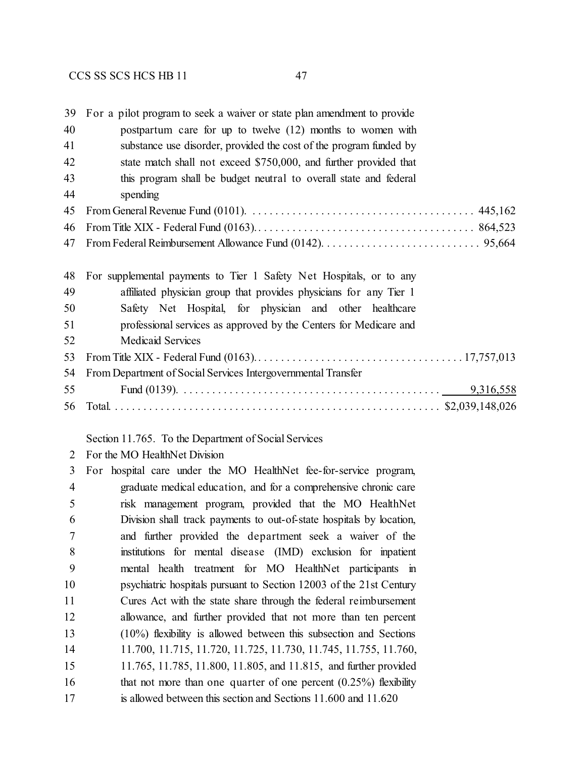For a pilot program to seek a waiver or state plan amendment to provide postpartum care for up to twelve (12) months to women with substance use disorder, provided the cost of the program funded by state match shall not exceed $750,000, and further provided that this program shall be budget neutral to overall state and federal spending

From General Revenue Fund (0101) . . . . . . . . . . . . . . . . . . . . . . . . . . . . . . . . . . . . . . . 445,162
From Title XIX - Federal Fund (0163) . . . . . . . . . . . . . . . . . . . . . . . . . . . . . . . . . . . . . . 864,523
From Federal Reimbursement Allowance Fund (0142) . . . . . . . . . . . . . . . . . . . . . . . . . . . . 95,664

For supplemental payments to Tier 1 Safety Net Hospitals, or to any affiliated physician group that provides physicians for any Tier 1 Safety Net Hospital, for physician and other healthcare professional services as approved by the Centers for Medicare and Medicaid Services

From Title XIX - Federal Fund (0163) . . . . . . . . . . . . . . . . . . . . . . . . . . . . . . . . . . . . 17,757,013
From Department of Social Services Intergovernmental Transfer Fund (0139) . . . . . . . . . . . . . . . . . . . . . . . . . . . . . . . . . . . . . . . . . . . . . 9,316,558
Total . . . . . . . . . . . . . . . . . . . . . . . . . . . . . . . . . . . . . . . . . . . . . . . . . . . . . . . . $2,039,148,026

Section 11.765. To the Department of Social Services
For the MO HealthNet Division
For hospital care under the MO HealthNet fee-for-service program, graduate medical education, and for a comprehensive chronic care risk management program, provided that the MO HealthNet Division shall track payments to out-of-state hospitals by location, and further provided the department seek a waiver of the institutions for mental disease (IMD) exclusion for inpatient mental health treatment for MO HealthNet participants in psychiatric hospitals pursuant to Section 12003 of the 21st Century Cures Act with the state share through the federal reimbursement allowance, and further provided that not more than ten percent (10%) flexibility is allowed between this subsection and Sections 11.700, 11.715, 11.720, 11.725, 11.730, 11.745, 11.755, 11.760, 11.765, 11.785, 11.800, 11.805, and 11.815, and further provided that not more than one quarter of one percent (0.25%) flexibility is allowed between this section and Sections 11.600 and 11.620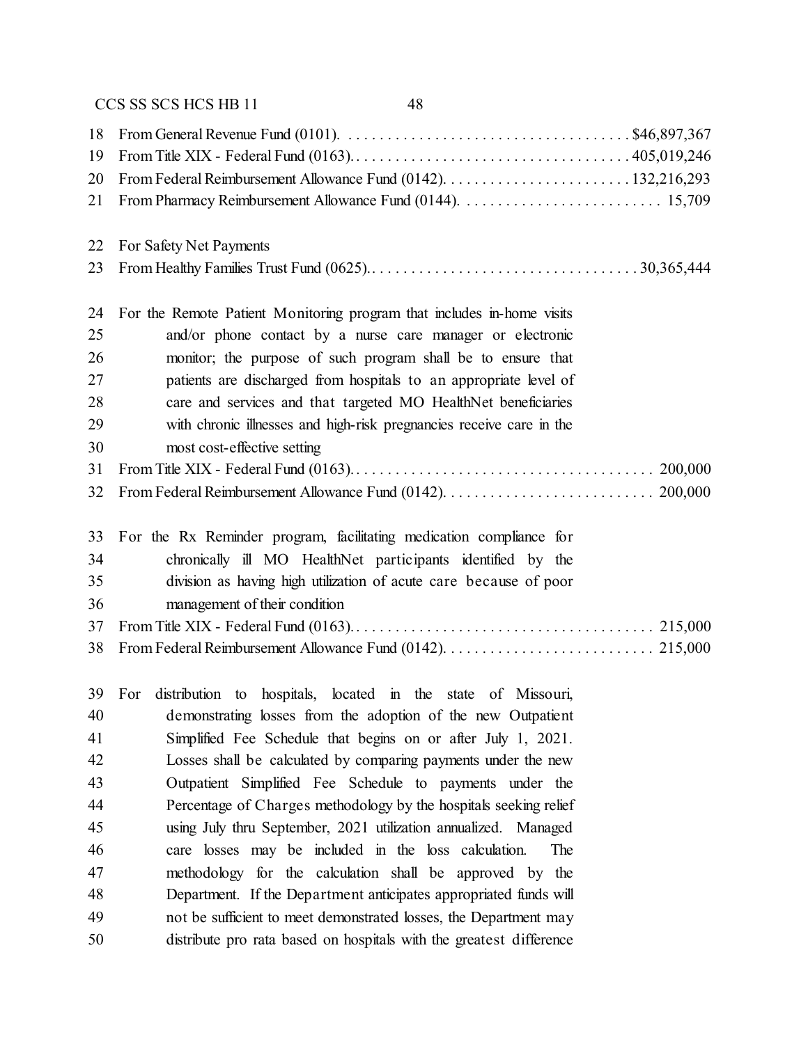From General Revenue Fund (0101). . . . . . . . . . . . . . . . . . . . . . . . . . . . . . . . . . . . . $46,897,367
From Title XIX - Federal Fund (0163). . . . . . . . . . . . . . . . . . . . . . . . . . . . . . . . . . . 405,019,246
From Federal Reimbursement Allowance Fund (0142). . . . . . . . . . . . . . . . . . . . . . . . 132,216,293
From Pharmacy Reimbursement Allowance Fund (0144). . . . . . . . . . . . . . . . . . . . . . . . . . 15,709

For Safety Net Payments
From Healthy Families Trust Fund (0625). . . . . . . . . . . . . . . . . . . . . . . . . . . . . . . . . . 30,365,444

For the Remote Patient Monitoring program that includes in-home visits and/or phone contact by a nurse care manager or electronic monitor; the purpose of such program shall be to ensure that patients are discharged from hospitals to an appropriate level of care and services and that targeted MO HealthNet beneficiaries with chronic illnesses and high-risk pregnancies receive care in the most cost-effective setting
From Title XIX - Federal Fund (0163). . . . . . . . . . . . . . . . . . . . . . . . . . . . . . . . . . . . . . 200,000
From Federal Reimbursement Allowance Fund (0142). . . . . . . . . . . . . . . . . . . . . . . . . . . 200,000

For the Rx Reminder program, facilitating medication compliance for chronically ill MO HealthNet participants identified by the division as having high utilization of acute care because of poor management of their condition
From Title XIX - Federal Fund (0163). . . . . . . . . . . . . . . . . . . . . . . . . . . . . . . . . . . . . . 215,000
From Federal Reimbursement Allowance Fund (0142). . . . . . . . . . . . . . . . . . . . . . . . . . . 215,000

For distribution to hospitals, located in the state of Missouri, demonstrating losses from the adoption of the new Outpatient Simplified Fee Schedule that begins on or after July 1, 2021. Losses shall be calculated by comparing payments under the new Outpatient Simplified Fee Schedule to payments under the Percentage of Charges methodology by the hospitals seeking relief using July thru September, 2021 utilization annualized. Managed care losses may be included in the loss calculation. The methodology for the calculation shall be approved by the Department. If the Department anticipates appropriated funds will not be sufficient to meet demonstrated losses, the Department may distribute pro rata based on hospitals with the greatest difference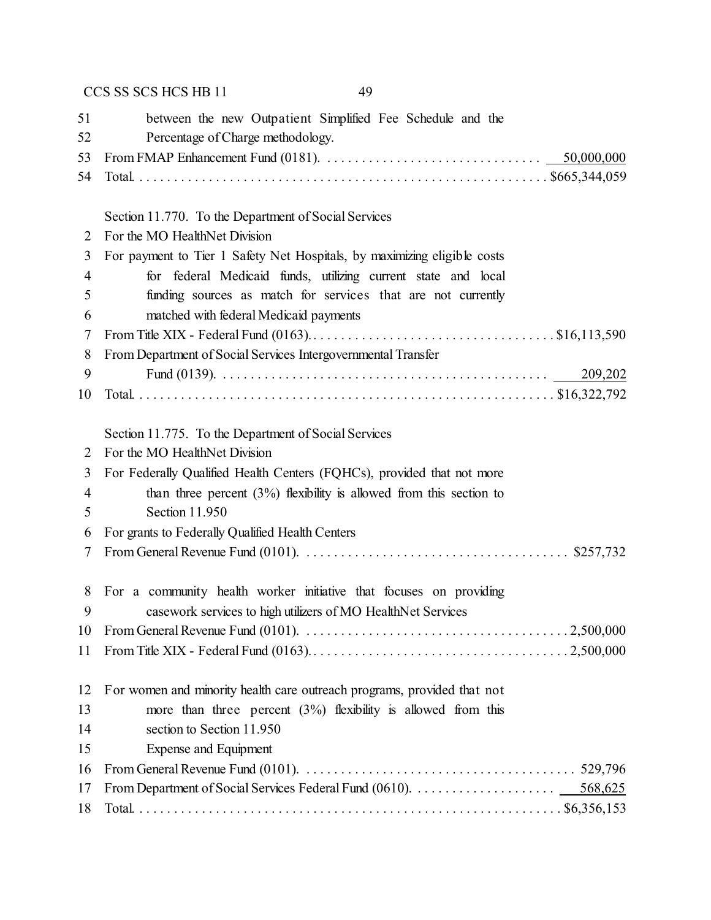between the new Outpatient Simplified Fee Schedule and the Percentage of Charge methodology.

From FMAP Enhancement Fund (0181). . . . . . . . . . . . . . . . . . . . . . . . . . . . . . . 50,000,000

Total. . . . . . . . . . . . . . . . . . . . . . . . . . . . . . . . . . . . . . . . . . . . . . . . . . . . . . . . $665,344,059

Section 11.770. To the Department of Social Services

For the MO HealthNet Division

For payment to Tier 1 Safety Net Hospitals, by maximizing eligible costs for federal Medicaid funds, utilizing current state and local funding sources as match for services that are not currently matched with federal Medicaid payments

From Title XIX - Federal Fund (0163). . . . . . . . . . . . . . . . . . . . . . . . . . . . . . . . . . $16,113,590

From Department of Social Services Intergovernmental Transfer Fund (0139). . . . . . . . . . . . . . . . . . . . . . . . . . . . . . . . . . . . . . . . . . . . . . . 209,202

Total. . . . . . . . . . . . . . . . . . . . . . . . . . . . . . . . . . . . . . . . . . . . . . . . . . . . . . . . $16,322,792

Section 11.775. To the Department of Social Services

For the MO HealthNet Division

For Federally Qualified Health Centers (FQHCs), provided that not more than three percent (3%) flexibility is allowed from this section to Section 11.950

For grants to Federally Qualified Health Centers

From General Revenue Fund (0101). . . . . . . . . . . . . . . . . . . . . . . . . . . . . . . . . . . . . $257,732

For a community health worker initiative that focuses on providing casework services to high utilizers of MO HealthNet Services

From General Revenue Fund (0101). . . . . . . . . . . . . . . . . . . . . . . . . . . . . . . . . . . . . 2,500,000

From Title XIX - Federal Fund (0163). . . . . . . . . . . . . . . . . . . . . . . . . . . . . . . . . . . . 2,500,000

For women and minority health care outreach programs, provided that not more than three percent (3%) flexibility is allowed from this section to Section 11.950

Expense and Equipment

From General Revenue Fund (0101). . . . . . . . . . . . . . . . . . . . . . . . . . . . . . . . . . . . . . 529,796

From Department of Social Services Federal Fund (0610). . . . . . . . . . . . . . . . . . . . 568,625

Total. . . . . . . . . . . . . . . . . . . . . . . . . . . . . . . . . . . . . . . . . . . . . . . . . . . . . . . . $6,356,153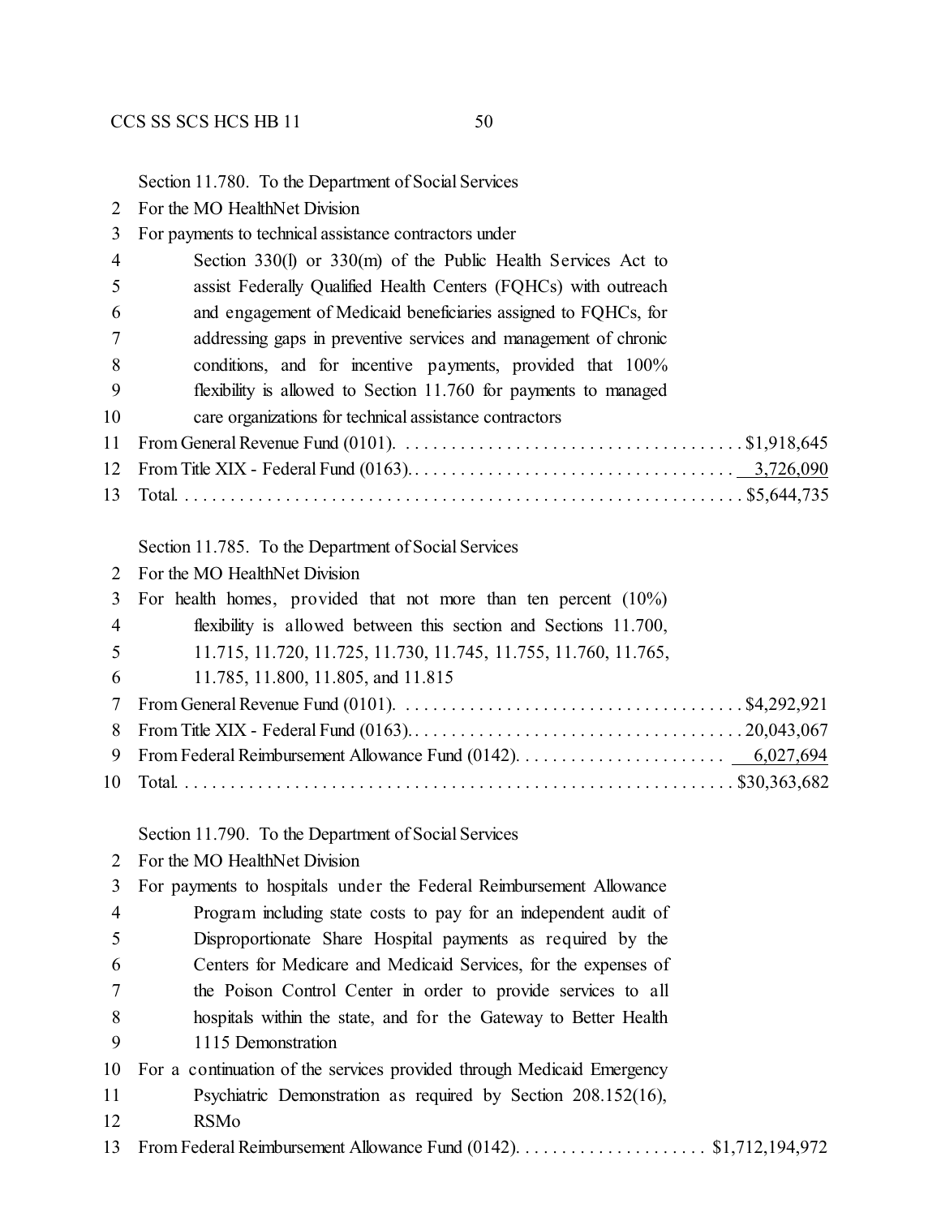Section 11.780. To the Department of Social Services

For the MO HealthNet Division

For payments to technical assistance contractors under Section 330(l) or 330(m) of the Public Health Services Act to assist Federally Qualified Health Centers (FQHCs) with outreach and engagement of Medicaid beneficiaries assigned to FQHCs, for addressing gaps in preventive services and management of chronic conditions, and for incentive payments, provided that 100% flexibility is allowed to Section 11.760 for payments to managed care organizations for technical assistance contractors

| | |
|---|---|
| From General Revenue Fund (0101) | $1,918,645 |
| From Title XIX - Federal Fund (0163) | 3,726,090 |
| Total | $5,644,735 |

Section 11.785. To the Department of Social Services

For the MO HealthNet Division

For health homes, provided that not more than ten percent (10%) flexibility is allowed between this section and Sections 11.700, 11.715, 11.720, 11.725, 11.730, 11.745, 11.755, 11.760, 11.765, 11.785, 11.800, 11.805, and 11.815

| | |
|---|---|
| From General Revenue Fund (0101) | $4,292,921 |
| From Title XIX - Federal Fund (0163) | 20,043,067 |
| From Federal Reimbursement Allowance Fund (0142) | 6,027,694 |
| Total | $30,363,682 |

Section 11.790. To the Department of Social Services

For the MO HealthNet Division

For payments to hospitals under the Federal Reimbursement Allowance Program including state costs to pay for an independent audit of Disproportionate Share Hospital payments as required by the Centers for Medicare and Medicaid Services, for the expenses of the Poison Control Center in order to provide services to all hospitals within the state, and for the Gateway to Better Health 1115 Demonstration

For a continuation of the services provided through Medicaid Emergency Psychiatric Demonstration as required by Section 208.152(16), RSMo

| | |
|---|---|
| From Federal Reimbursement Allowance Fund (0142) | $1,712,194,972 |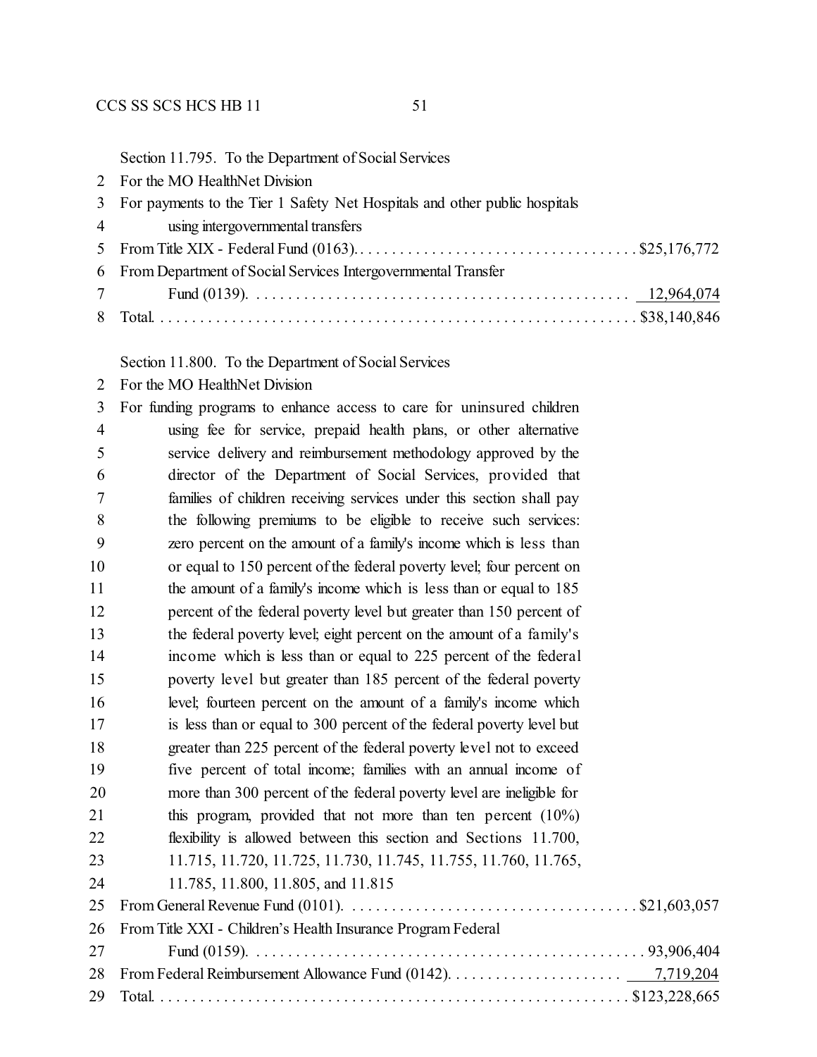Section 11.795. To the Department of Social Services

For the MO HealthNet Division

For payments to the Tier 1 Safety Net Hospitals and other public hospitals using intergovernmental transfers

| | |
|---|---|
| From Title XIX - Federal Fund (0163) | $25,176,772 |
| From Department of Social Services Intergovernmental Transfer Fund (0139) | 12,964,074 |
| Total | $38,140,846 |

Section 11.800. To the Department of Social Services

For the MO HealthNet Division

For funding programs to enhance access to care for uninsured children using fee for service, prepaid health plans, or other alternative service delivery and reimbursement methodology approved by the director of the Department of Social Services, provided that families of children receiving services under this section shall pay the following premiums to be eligible to receive such services: zero percent on the amount of a family's income which is less than or equal to 150 percent of the federal poverty level; four percent on the amount of a family's income which is less than or equal to 185 percent of the federal poverty level but greater than 150 percent of the federal poverty level; eight percent on the amount of a family's income which is less than or equal to 225 percent of the federal poverty level but greater than 185 percent of the federal poverty level; fourteen percent on the amount of a family's income which is less than or equal to 300 percent of the federal poverty level but greater than 225 percent of the federal poverty level not to exceed five percent of total income; families with an annual income of more than 300 percent of the federal poverty level are ineligible for this program, provided that not more than ten percent (10%) flexibility is allowed between this section and Sections 11.700, 11.715, 11.720, 11.725, 11.730, 11.745, 11.755, 11.760, 11.765, 11.785, 11.800, 11.805, and 11.815

| | |
|---|---|
| From General Revenue Fund (0101) | $21,603,057 |
| From Title XXI - Children's Health Insurance Program Federal Fund (0159) | 93,906,404 |
| From Federal Reimbursement Allowance Fund (0142) | 7,719,204 |
| Total | $123,228,665 |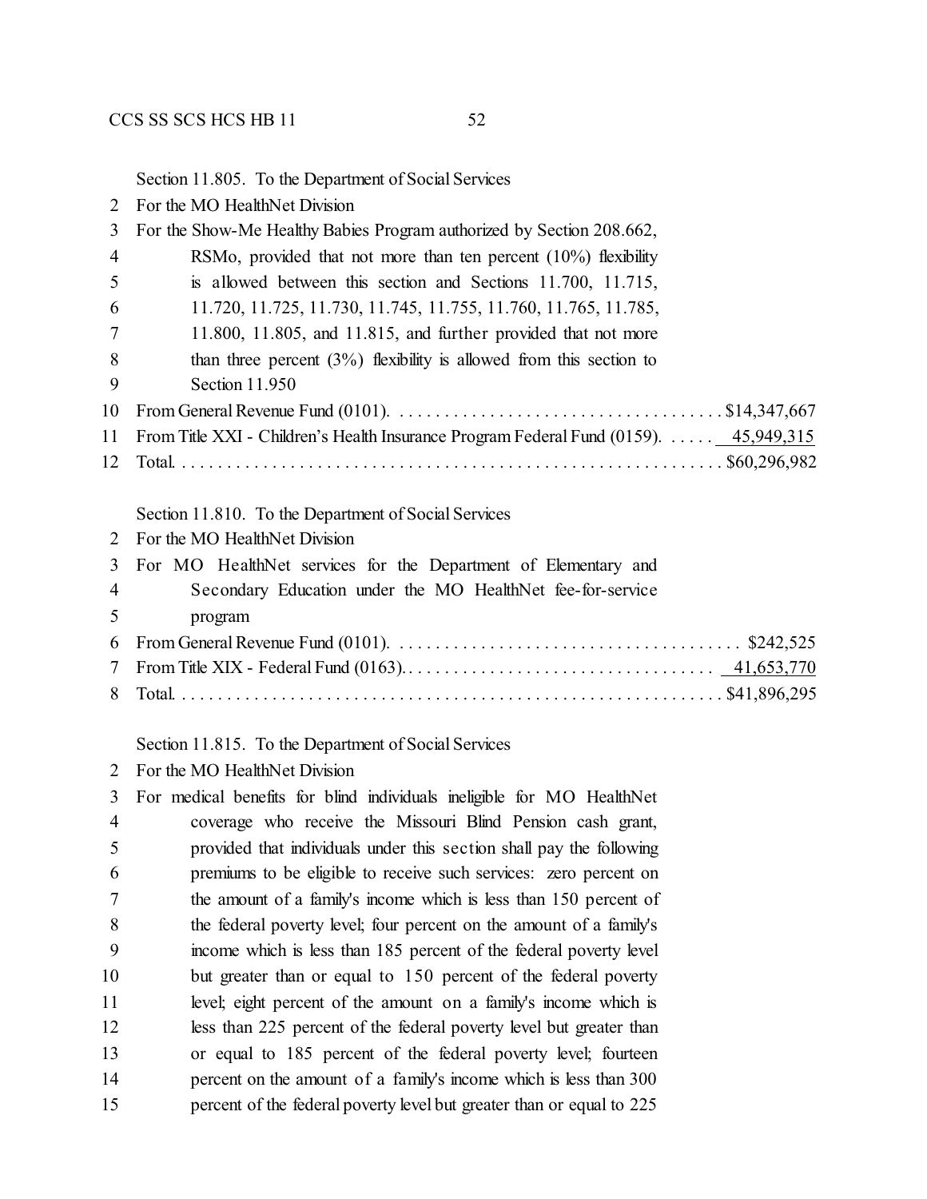Section 11.805. To the Department of Social Services

For the MO HealthNet Division

For the Show-Me Healthy Babies Program authorized by Section 208.662, RSMo, provided that not more than ten percent (10%) flexibility is allowed between this section and Sections 11.700, 11.715, 11.720, 11.725, 11.730, 11.745, 11.755, 11.760, 11.765, 11.785, 11.800, 11.805, and 11.815, and further provided that not more than three percent (3%) flexibility is allowed from this section to Section 11.950

From General Revenue Fund (0101). . . . . . . . . . . . . . . . . . . . . . . . . . . . . . . . . . . . $14,347,667

From Title XXI - Children's Health Insurance Program Federal Fund (0159). . . . . . 45,949,315

Total. . . . . . . . . . . . . . . . . . . . . . . . . . . . . . . . . . . . . . . . . . . . . . . . . . . . . . . . . $60,296,982

Section 11.810. To the Department of Social Services

For the MO HealthNet Division

For MO HealthNet services for the Department of Elementary and Secondary Education under the MO HealthNet fee-for-service program

From General Revenue Fund (0101). . . . . . . . . . . . . . . . . . . . . . . . . . . . . . . . . . . . . $242,525

From Title XIX - Federal Fund (0163). . . . . . . . . . . . . . . . . . . . . . . . . . . . . . . . . . 41,653,770

Total. . . . . . . . . . . . . . . . . . . . . . . . . . . . . . . . . . . . . . . . . . . . . . . . . . . . . . . . . $41,896,295

Section 11.815. To the Department of Social Services

For the MO HealthNet Division

For medical benefits for blind individuals ineligible for MO HealthNet coverage who receive the Missouri Blind Pension cash grant, provided that individuals under this section shall pay the following premiums to be eligible to receive such services: zero percent on the amount of a family's income which is less than 150 percent of the federal poverty level; four percent on the amount of a family's income which is less than 185 percent of the federal poverty level but greater than or equal to 150 percent of the federal poverty level; eight percent of the amount on a family's income which is less than 225 percent of the federal poverty level but greater than or equal to 185 percent of the federal poverty level; fourteen percent on the amount of a family's income which is less than 300 percent of the federal poverty level but greater than or equal to 225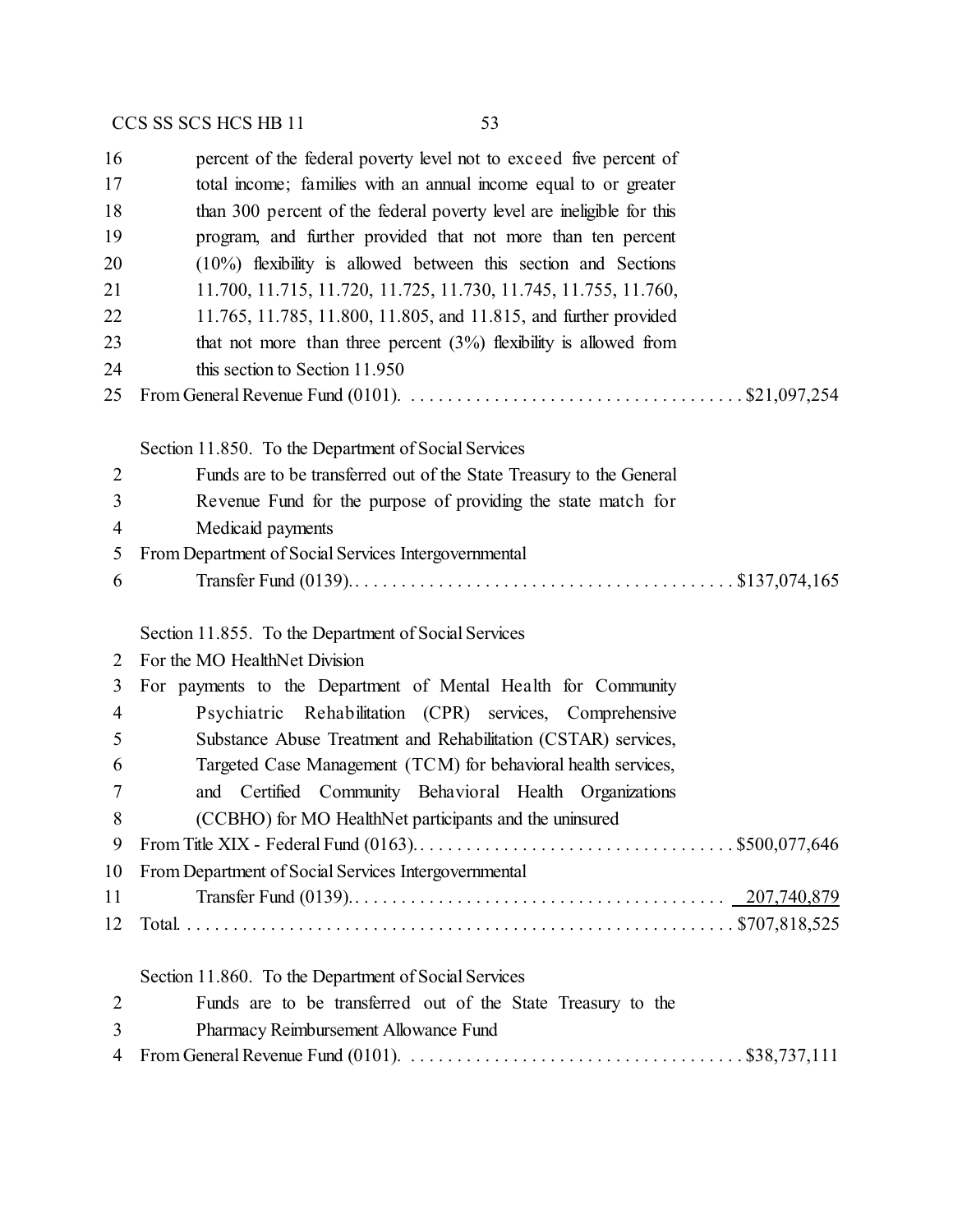percent of the federal poverty level not to exceed five percent of total income; families with an annual income equal to or greater than 300 percent of the federal poverty level are ineligible for this program, and further provided that not more than ten percent (10%) flexibility is allowed between this section and Sections 11.700, 11.715, 11.720, 11.725, 11.730, 11.745, 11.755, 11.760, 11.765, 11.785, 11.800, 11.805, and 11.815, and further provided that not more than three percent (3%) flexibility is allowed from this section to Section 11.950

From General Revenue Fund (0101). . . . . . . . . . . . . . . . . . . . . . . . . . . . . . . . . . . . $21,097,254

Section 11.850. To the Department of Social Services

Funds are to be transferred out of the State Treasury to the General Revenue Fund for the purpose of providing the state match for Medicaid payments

From Department of Social Services Intergovernmental Transfer Fund (0139). . . . . . . . . . . . . . . . . . . . . . . . . . . . . . . . . . . . . . . . $137,074,165

Section 11.855. To the Department of Social Services

For the MO HealthNet Division

For payments to the Department of Mental Health for Community Psychiatric Rehabilitation (CPR) services, Comprehensive Substance Abuse Treatment and Rehabilitation (CSTAR) services, Targeted Case Management (TCM) for behavioral health services, and Certified Community Behavioral Health Organizations (CCBHO) for MO HealthNet participants and the uninsured

From Title XIX - Federal Fund (0163). . . . . . . . . . . . . . . . . . . . . . . . . . . . . . . . . . $500,077,646

From Department of Social Services Intergovernmental Transfer Fund (0139). . . . . . . . . . . . . . . . . . . . . . . . . . . . . . . . . . . . . . . . 207,740,879

Total. . . . . . . . . . . . . . . . . . . . . . . . . . . . . . . . . . . . . . . . . . . . . . . . . . . . . . . . $707,818,525

Section 11.860. To the Department of Social Services

Funds are to be transferred out of the State Treasury to the Pharmacy Reimbursement Allowance Fund

From General Revenue Fund (0101). . . . . . . . . . . . . . . . . . . . . . . . . . . . . . . . . . . . $38,737,111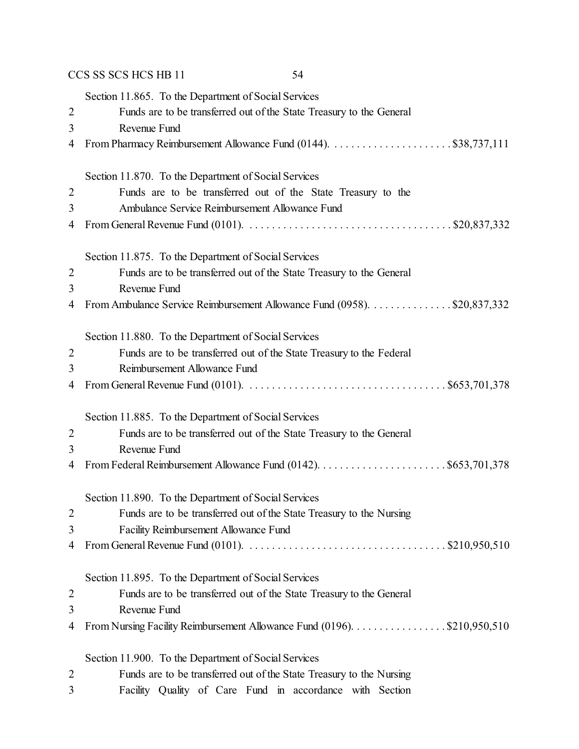Section 11.865. To the Department of Social Services
2 Funds are to be transferred out of the State Treasury to the General
3 Revenue Fund
4 From Pharmacy Reimbursement Allowance Fund (0144). . . . . . . . . . . . . . . . . . . . . . $38,737,111

Section 11.870. To the Department of Social Services
2 Funds are to be transferred out of the State Treasury to the
3 Ambulance Service Reimbursement Allowance Fund
4 From General Revenue Fund (0101). . . . . . . . . . . . . . . . . . . . . . . . . . . . . . . . . . . . $20,837,332

Section 11.875. To the Department of Social Services
2 Funds are to be transferred out of the State Treasury to the General
3 Revenue Fund
4 From Ambulance Service Reimbursement Allowance Fund (0958). . . . . . . . . . . . . . . $20,837,332

Section 11.880. To the Department of Social Services
2 Funds are to be transferred out of the State Treasury to the Federal
3 Reimbursement Allowance Fund
4 From General Revenue Fund (0101). . . . . . . . . . . . . . . . . . . . . . . . . . . . . . . . . . $653,701,378

Section 11.885. To the Department of Social Services
2 Funds are to be transferred out of the State Treasury to the General
3 Revenue Fund
4 From Federal Reimbursement Allowance Fund (0142). . . . . . . . . . . . . . . . . . . . . . . $653,701,378

Section 11.890. To the Department of Social Services
2 Funds are to be transferred out of the State Treasury to the Nursing
3 Facility Reimbursement Allowance Fund
4 From General Revenue Fund (0101). . . . . . . . . . . . . . . . . . . . . . . . . . . . . . . . . . $210,950,510

Section 11.895. To the Department of Social Services
2 Funds are to be transferred out of the State Treasury to the General
3 Revenue Fund
4 From Nursing Facility Reimbursement Allowance Fund (0196). . . . . . . . . . . . . . . . . $210,950,510

Section 11.900. To the Department of Social Services
2 Funds are to be transferred out of the State Treasury to the Nursing
3 Facility Quality of Care Fund in accordance with Section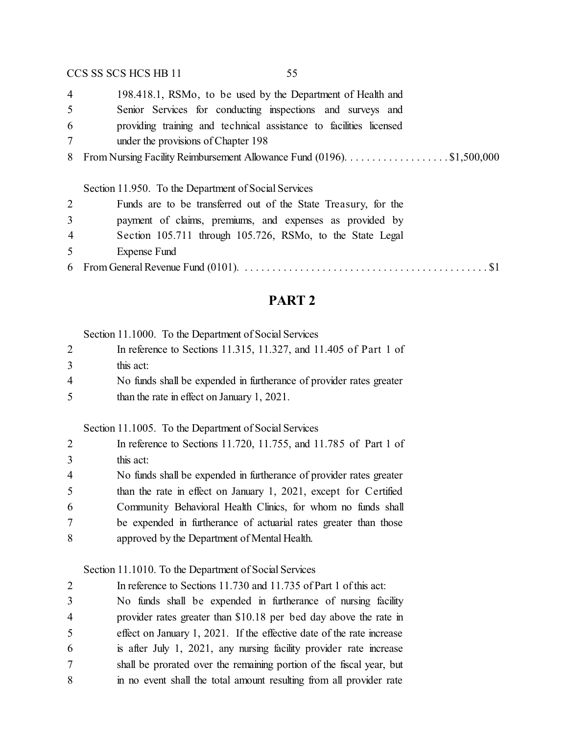198.418.1, RSMo, to be used by the Department of Health and Senior Services for conducting inspections and surveys and providing training and technical assistance to facilities licensed under the provisions of Chapter 198

From Nursing Facility Reimbursement Allowance Fund (0196). . . . . . . . . . . . . . . . . . . $1,500,000

Section 11.950. To the Department of Social Services

Funds are to be transferred out of the State Treasury, for the payment of claims, premiums, and expenses as provided by Section 105.711 through 105.726, RSMo, to the State Legal Expense Fund

From General Revenue Fund (0101). . . . . . . . . . . . . . . . . . . . . . . . . . . . . . . . . . . . . . . . . . . . $1

## PART 2

Section 11.1000. To the Department of Social Services

In reference to Sections 11.315, 11.327, and 11.405 of Part 1 of this act:

No funds shall be expended in furtherance of provider rates greater than the rate in effect on January 1, 2021.

Section 11.1005. To the Department of Social Services

In reference to Sections 11.720, 11.755, and 11.785 of Part 1 of this act:

No funds shall be expended in furtherance of provider rates greater than the rate in effect on January 1, 2021, except for Certified Community Behavioral Health Clinics, for whom no funds shall be expended in furtherance of actuarial rates greater than those approved by the Department of Mental Health.

Section 11.1010. To the Department of Social Services

In reference to Sections 11.730 and 11.735 of Part 1 of this act:

No funds shall be expended in furtherance of nursing facility provider rates greater than $10.18 per bed day above the rate in effect on January 1, 2021. If the effective date of the rate increase is after July 1, 2021, any nursing facility provider rate increase shall be prorated over the remaining portion of the fiscal year, but in no event shall the total amount resulting from all provider rate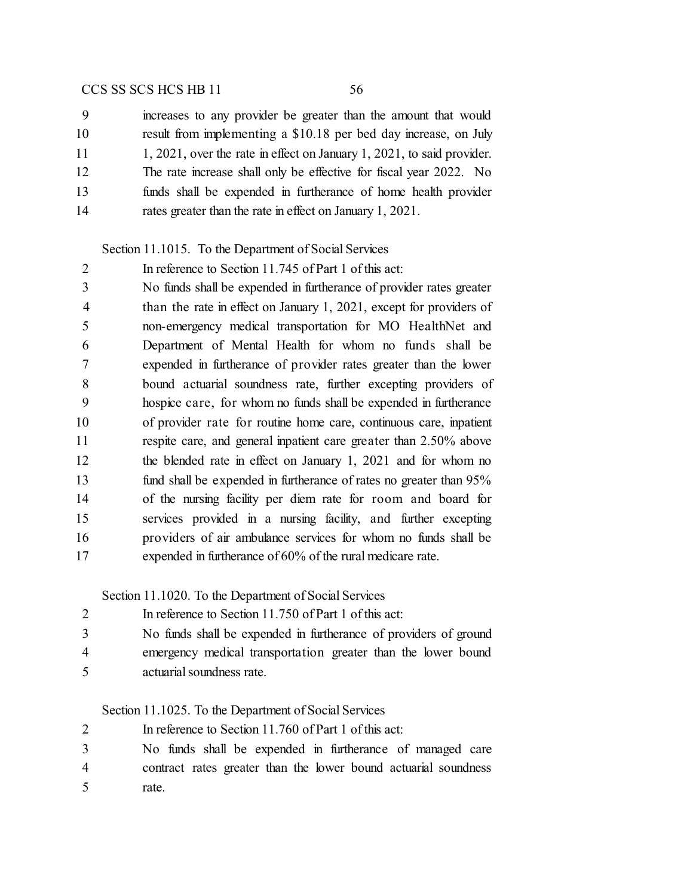increases to any provider be greater than the amount that would result from implementing a $10.18 per bed day increase, on July 1, 2021, over the rate in effect on January 1, 2021, to said provider. The rate increase shall only be effective for fiscal year 2022. No funds shall be expended in furtherance of home health provider rates greater than the rate in effect on January 1, 2021.

Section 11.1015. To the Department of Social Services

In reference to Section 11.745 of Part 1 of this act:

No funds shall be expended in furtherance of provider rates greater than the rate in effect on January 1, 2021, except for providers of non-emergency medical transportation for MO HealthNet and Department of Mental Health for whom no funds shall be expended in furtherance of provider rates greater than the lower bound actuarial soundness rate, further excepting providers of hospice care, for whom no funds shall be expended in furtherance of provider rate for routine home care, continuous care, inpatient respite care, and general inpatient care greater than 2.50% above the blended rate in effect on January 1, 2021 and for whom no fund shall be expended in furtherance of rates no greater than 95% of the nursing facility per diem rate for room and board for services provided in a nursing facility, and further excepting providers of air ambulance services for whom no funds shall be expended in furtherance of 60% of the rural medicare rate.

Section 11.1020. To the Department of Social Services

In reference to Section 11.750 of Part 1 of this act:

No funds shall be expended in furtherance of providers of ground emergency medical transportation greater than the lower bound actuarial soundness rate.

Section 11.1025. To the Department of Social Services

In reference to Section 11.760 of Part 1 of this act:

No funds shall be expended in furtherance of managed care contract rates greater than the lower bound actuarial soundness rate.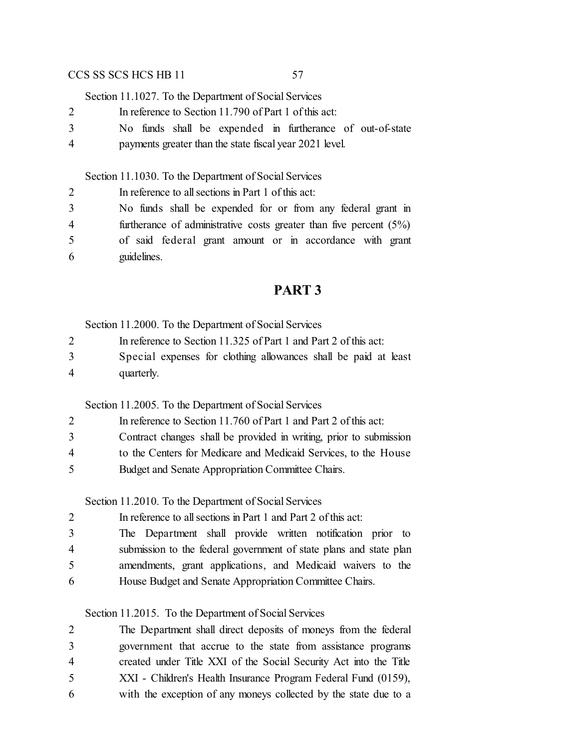Section 11.1027. To the Department of Social Services

In reference to Section 11.790 of Part 1 of this act:

No funds shall be expended in furtherance of out-of-state payments greater than the state fiscal year 2021 level.

Section 11.1030. To the Department of Social Services

In reference to all sections in Part 1 of this act:

No funds shall be expended for or from any federal grant in furtherance of administrative costs greater than five percent (5%) of said federal grant amount or in accordance with grant guidelines.

# PART 3

Section 11.2000. To the Department of Social Services

In reference to Section 11.325 of Part 1 and Part 2 of this act:

Special expenses for clothing allowances shall be paid at least quarterly.

Section 11.2005. To the Department of Social Services

In reference to Section 11.760 of Part 1 and Part 2 of this act:

Contract changes shall be provided in writing, prior to submission to the Centers for Medicare and Medicaid Services, to the House Budget and Senate Appropriation Committee Chairs.

Section 11.2010. To the Department of Social Services

In reference to all sections in Part 1 and Part 2 of this act:

The Department shall provide written notification prior to submission to the federal government of state plans and state plan amendments, grant applications, and Medicaid waivers to the House Budget and Senate Appropriation Committee Chairs.

Section 11.2015. To the Department of Social Services

The Department shall direct deposits of moneys from the federal government that accrue to the state from assistance programs created under Title XXI of the Social Security Act into the Title XXI - Children's Health Insurance Program Federal Fund (0159), with the exception of any moneys collected by the state due to a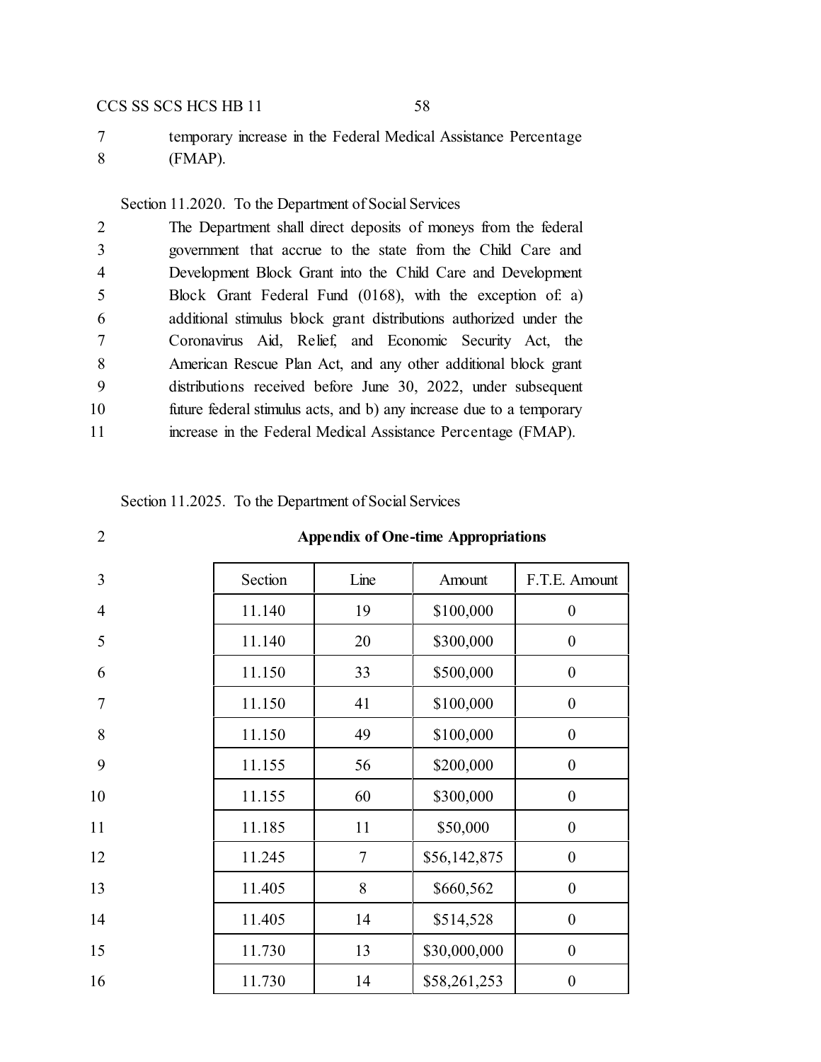temporary increase in the Federal Medical Assistance Percentage (FMAP).

Section 11.2020. To the Department of Social Services

The Department shall direct deposits of moneys from the federal government that accrue to the state from the Child Care and Development Block Grant into the Child Care and Development Block Grant Federal Fund (0168), with the exception of: a) additional stimulus block grant distributions authorized under the Coronavirus Aid, Relief, and Economic Security Act, the American Rescue Plan Act, and any other additional block grant distributions received before June 30, 2022, under subsequent future federal stimulus acts, and b) any increase due to a temporary increase in the Federal Medical Assistance Percentage (FMAP).

Section 11.2025. To the Department of Social Services

**Appendix of One-time Appropriations**

| Section | Line | Amount | F.T.E. Amount |
|---|---|---|---|
| 11.140 | 19 | $100,000 | 0 |
| 11.140 | 20 | $300,000 | 0 |
| 11.150 | 33 | $500,000 | 0 |
| 11.150 | 41 | $100,000 | 0 |
| 11.150 | 49 | $100,000 | 0 |
| 11.155 | 56 | $200,000 | 0 |
| 11.155 | 60 | $300,000 | 0 |
| 11.185 | 11 | $50,000 | 0 |
| 11.245 | 7 | $56,142,875 | 0 |
| 11.405 | 8 | $660,562 | 0 |
| 11.405 | 14 | $514,528 | 0 |
| 11.730 | 13 | $30,000,000 | 0 |
| 11.730 | 14 | $58,261,253 | 0 |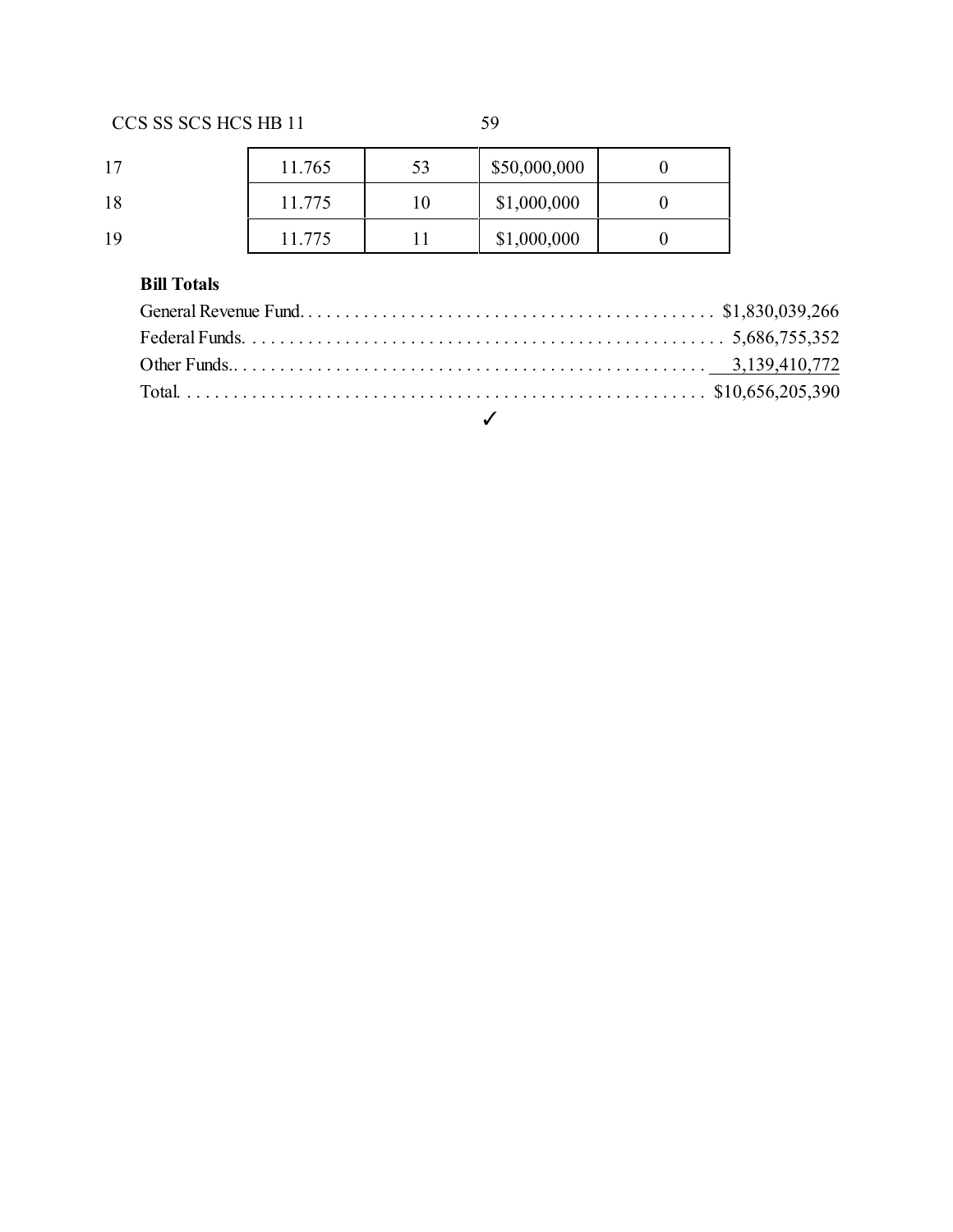| | | | | |
|---|---|---|---|---|
| 17 | 11.765 | 53 | $50,000,000 | 0 |
| 18 | 11.775 | 10 | $1,000,000 | 0 |
| 19 | 11.775 | 11 | $1,000,000 | 0 |

**Bill Totals**

General Revenue Fund. . . . . . . . . . . . . . . . . . . . . . . . . . . . . . . . . . . . . . . . . . . . . $1,830,039,266

Federal Funds. . . . . . . . . . . . . . . . . . . . . . . . . . . . . . . . . . . . . . . . . . . . . . . . . . . . 5,686,755,352

Other Funds.. . . . . . . . . . . . . . . . . . . . . . . . . . . . . . . . . . . . . . . . . . . . . . . . . . . . 3,139,410,772

Total. . . . . . . . . . . . . . . . . . . . . . . . . . . . . . . . . . . . . . . . . . . . . . . . . . . . . . . . . . $10,656,205,390

✓